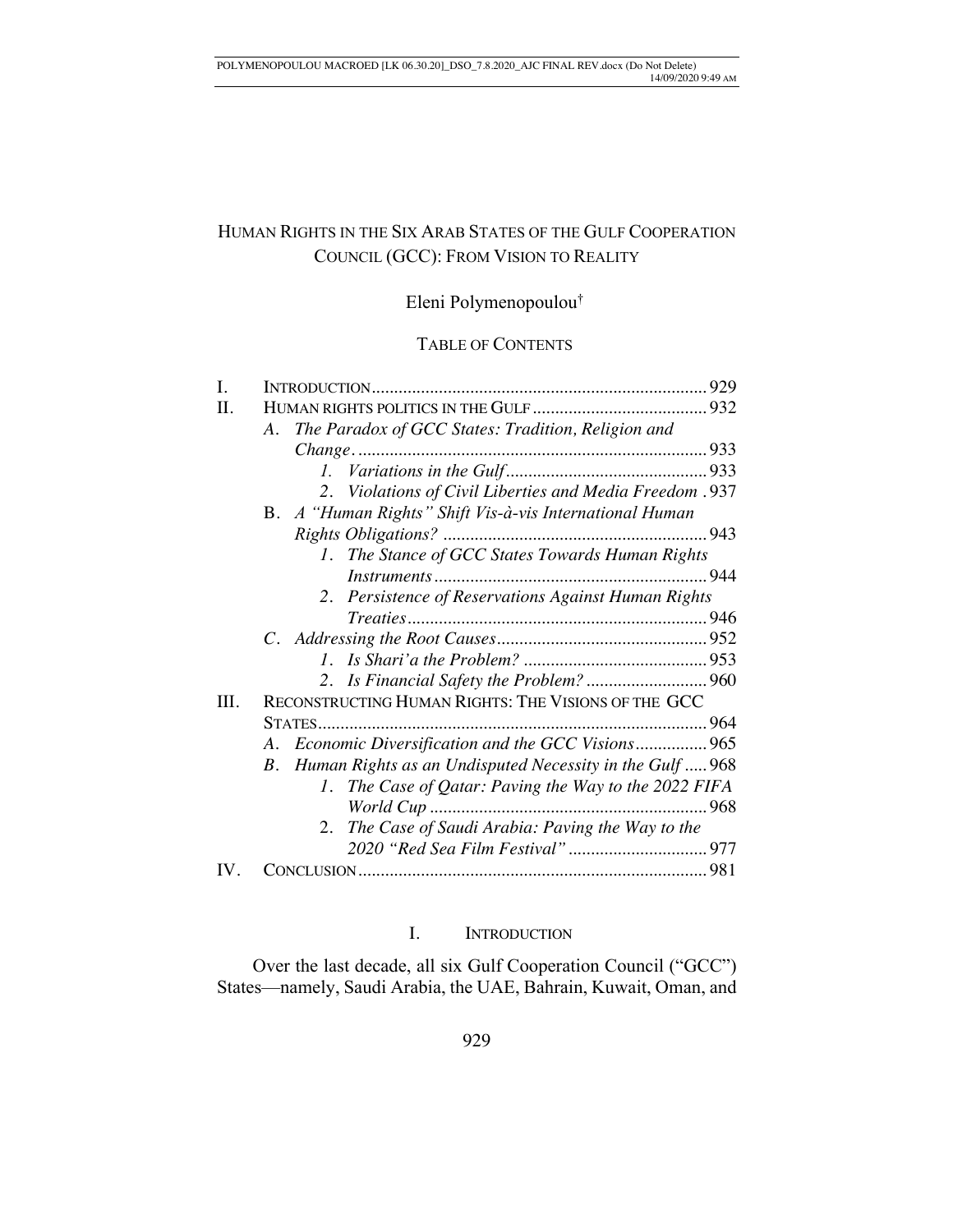# HUMAN RIGHTS IN THE SIX ARAB STATES OF THE GULF COOPERATION COUNCIL (GCC): FROM VISION TO REALITY

Eleni Polymenopoulou[†]

TABLE OF CONTENTS

| | | |
|---|---|---|
| I. | INTRODUCTION | 929 |
| II. | HUMAN RIGHTS POLITICS IN THE GULF | 932 |
| | A. *The Paradox of GCC States: Tradition, Religion and Change* | 933 |
| | 1. *Variations in the Gulf* | 933 |
| | 2. *Violations of Civil Liberties and Media Freedom* | 937 |
| | B. *A "Human Rights" Shift Vis-à-vis International Human Rights Obligations?* | 943 |
| | 1. *The Stance of GCC States Towards Human Rights Instruments* | 944 |
| | 2. *Persistence of Reservations Against Human Rights Treaties* | 946 |
| | C. *Addressing the Root Causes* | 952 |
| | 1. *Is Shari'a the Problem?* | 953 |
| | 2. *Is Financial Safety the Problem?* | 960 |
| III. | RECONSTRUCTING HUMAN RIGHTS: THE VISIONS OF THE GCC STATES | 964 |
| | A. *Economic Diversification and the GCC Visions* | 965 |
| | B. *Human Rights as an Undisputed Necessity in the Gulf* | 968 |
| | 1. *The Case of Qatar: Paving the Way to the 2022 FIFA World Cup* | 968 |
| | 2. *The Case of Saudi Arabia: Paving the Way to the 2020 "Red Sea Film Festival"* | 977 |
| IV. | CONCLUSION | 981 |

## I. INTRODUCTION

Over the last decade, all six Gulf Cooperation Council ("GCC") States—namely, Saudi Arabia, the UAE, Bahrain, Kuwait, Oman, and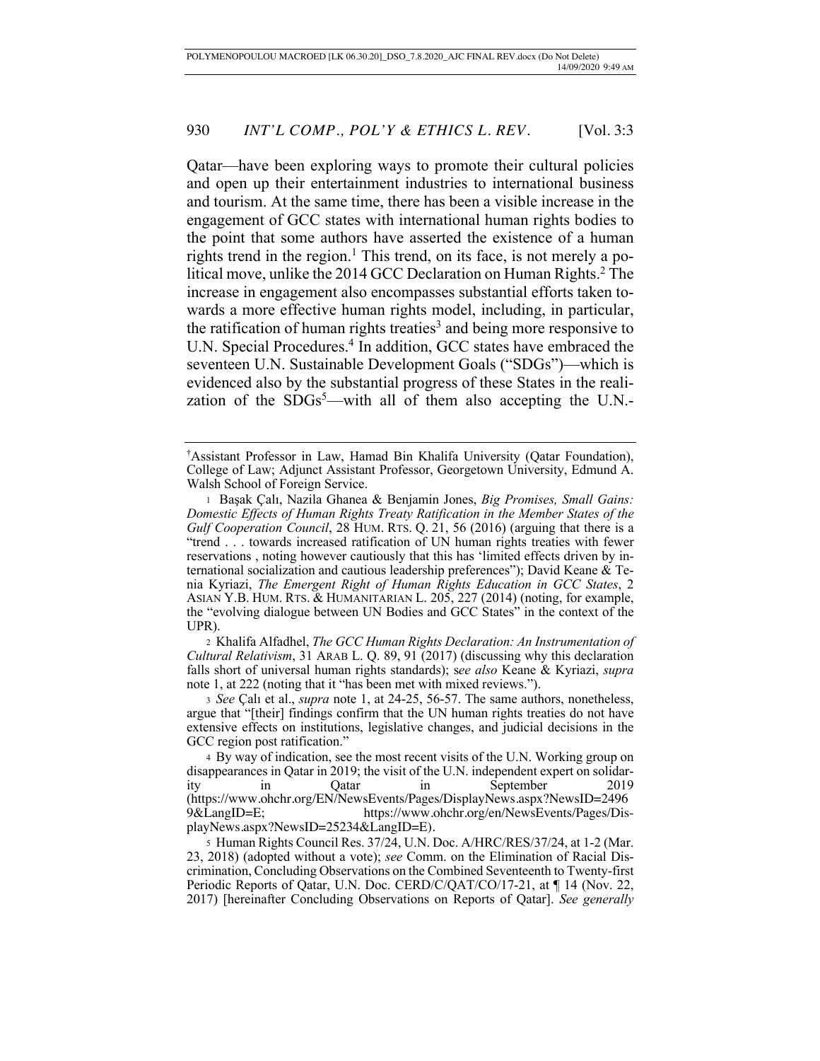Qatar—have been exploring ways to promote their cultural policies and open up their entertainment industries to international business and tourism. At the same time, there has been a visible increase in the engagement of GCC states with international human rights bodies to the point that some authors have asserted the existence of a human rights trend in the region.[1] This trend, on its face, is not merely a political move, unlike the 2014 GCC Declaration on Human Rights.[2] The increase in engagement also encompasses substantial efforts taken towards a more effective human rights model, including, in particular, the ratification of human rights treaties[3] and being more responsive to U.N. Special Procedures.[4] In addition, GCC states have embraced the seventeen U.N. Sustainable Development Goals ("SDGs")—which is evidenced also by the substantial progress of these States in the realization of the SDGs[5]—with all of them also accepting the U.N.-

---

†Assistant Professor in Law, Hamad Bin Khalifa University (Qatar Foundation), College of Law; Adjunct Assistant Professor, Georgetown University, Edmund A. Walsh School of Foreign Service.

1 Başak Çalı, Nazila Ghanea & Benjamin Jones, *Big Promises, Small Gains: Domestic Effects of Human Rights Treaty Ratification in the Member States of the Gulf Cooperation Council*, 28 HUM. RTS. Q. 21, 56 (2016) (arguing that there is a "trend . . . towards increased ratification of UN human rights treaties with fewer reservations , noting however cautiously that this has 'limited effects driven by international socialization and cautious leadership preferences"); David Keane & Tenia Kyriazi, *The Emergent Right of Human Rights Education in GCC States*, 2 ASIAN Y.B. HUM. RTS. & HUMANITARIAN L. 205, 227 (2014) (noting, for example, the "evolving dialogue between UN Bodies and GCC States" in the context of the UPR).

2 Khalifa Alfadhel, *The GCC Human Rights Declaration: An Instrumentation of Cultural Relativism*, 31 ARAB L. Q. 89, 91 (2017) (discussing why this declaration falls short of universal human rights standards); s*ee also* Keane & Kyriazi, *supra* note 1, at 222 (noting that it "has been met with mixed reviews.").

3 *See* Çalı et al., *supra* note 1, at 24-25, 56-57. The same authors, nonetheless, argue that "[their] findings confirm that the UN human rights treaties do not have extensive effects on institutions, legislative changes, and judicial decisions in the GCC region post ratification."

4 By way of indication, see the most recent visits of the U.N. Working group on disappearances in Qatar in 2019; the visit of the U.N. independent expert on solidarity in Qatar in September 2019 (https://www.ohchr.org/EN/NewsEvents/Pages/DisplayNews.aspx?NewsID=24969&LangID=E; https://www.ohchr.org/en/NewsEvents/Pages/DisplayNews.aspx?NewsID=25234&LangID=E).

5 Human Rights Council Res. 37/24, U.N. Doc. A/HRC/RES/37/24, at 1-2 (Mar. 23, 2018) (adopted without a vote); *see* Comm. on the Elimination of Racial Discrimination, Concluding Observations on the Combined Seventeenth to Twenty-first Periodic Reports of Qatar, U.N. Doc. CERD/C/QAT/CO/17-21, at ¶ 14 (Nov. 22, 2017) [hereinafter Concluding Observations on Reports of Qatar]. *See generally*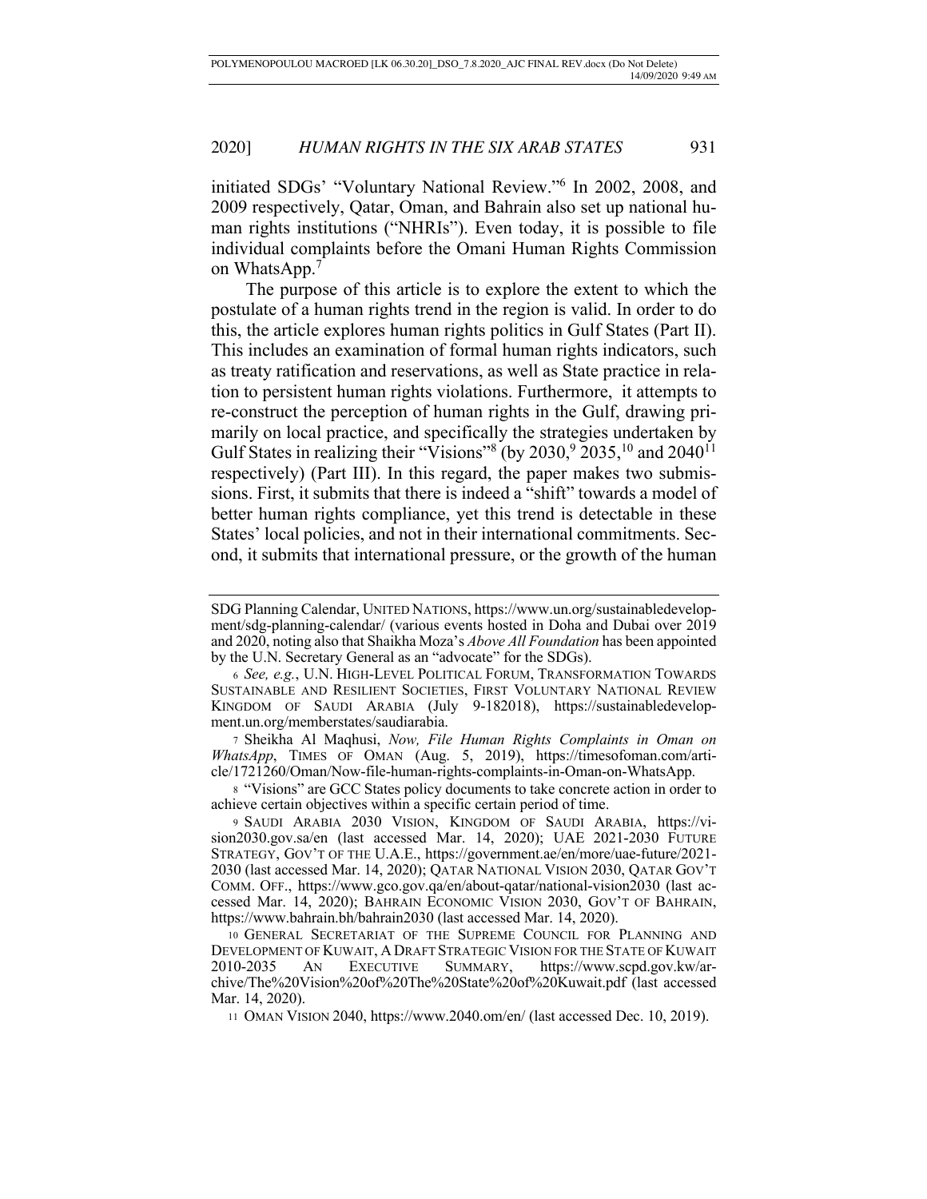initiated SDGs' "Voluntary National Review."[6] In 2002, 2008, and 2009 respectively, Qatar, Oman, and Bahrain also set up national human rights institutions ("NHRIs"). Even today, it is possible to file individual complaints before the Omani Human Rights Commission on WhatsApp.[7]

The purpose of this article is to explore the extent to which the postulate of a human rights trend in the region is valid. In order to do this, the article explores human rights politics in Gulf States (Part II). This includes an examination of formal human rights indicators, such as treaty ratification and reservations, as well as State practice in relation to persistent human rights violations. Furthermore, it attempts to re-construct the perception of human rights in the Gulf, drawing primarily on local practice, and specifically the strategies undertaken by Gulf States in realizing their "Visions"[8] (by 2030,[9] 2035,[10] and 2040[11] respectively) (Part III). In this regard, the paper makes two submissions. First, it submits that there is indeed a "shift" towards a model of better human rights compliance, yet this trend is detectable in these States' local policies, and not in their international commitments. Second, it submits that international pressure, or the growth of the human

---

SDG Planning Calendar, UNITED NATIONS, https://www.un.org/sustainabledevelopment/sdg-planning-calendar/ (various events hosted in Doha and Dubai over 2019 and 2020, noting also that Shaikha Moza's *Above All Foundation* has been appointed by the U.N. Secretary General as an "advocate" for the SDGs).

6 *See, e.g.*, U.N. HIGH-LEVEL POLITICAL FORUM, TRANSFORMATION TOWARDS SUSTAINABLE AND RESILIENT SOCIETIES, FIRST VOLUNTARY NATIONAL REVIEW KINGDOM OF SAUDI ARABIA (July 9-182018), https://sustainabledevelopment.un.org/memberstates/saudiarabia.

7 Sheikha Al Maqhusi, *Now, File Human Rights Complaints in Oman on WhatsApp*, TIMES OF OMAN (Aug. 5, 2019), https://timesofoman.com/article/1721260/Oman/Now-file-human-rights-complaints-in-Oman-on-WhatsApp.

8 "Visions" are GCC States policy documents to take concrete action in order to achieve certain objectives within a specific certain period of time.

9 SAUDI ARABIA 2030 VISION, KINGDOM OF SAUDI ARABIA, https://vision2030.gov.sa/en (last accessed Mar. 14, 2020); UAE 2021-2030 FUTURE STRATEGY, GOV'T OF THE U.A.E., https://government.ae/en/more/uae-future/2021-2030 (last accessed Mar. 14, 2020); QATAR NATIONAL VISION 2030, QATAR GOV'T COMM. OFF., https://www.gco.gov.qa/en/about-qatar/national-vision2030 (last accessed Mar. 14, 2020); BAHRAIN ECONOMIC VISION 2030, GOV'T OF BAHRAIN, https://www.bahrain.bh/bahrain2030 (last accessed Mar. 14, 2020).

10 GENERAL SECRETARIAT OF THE SUPREME COUNCIL FOR PLANNING AND DEVELOPMENT OF KUWAIT, A DRAFT STRATEGIC VISION FOR THE STATE OF KUWAIT 2010-2035 AN EXECUTIVE SUMMARY, https://www.scpd.gov.kw/archive/The%20Vision%20of%20The%20State%20of%20Kuwait.pdf (last accessed Mar. 14, 2020).

11 OMAN VISION 2040, https://www.2040.om/en/ (last accessed Dec. 10, 2019).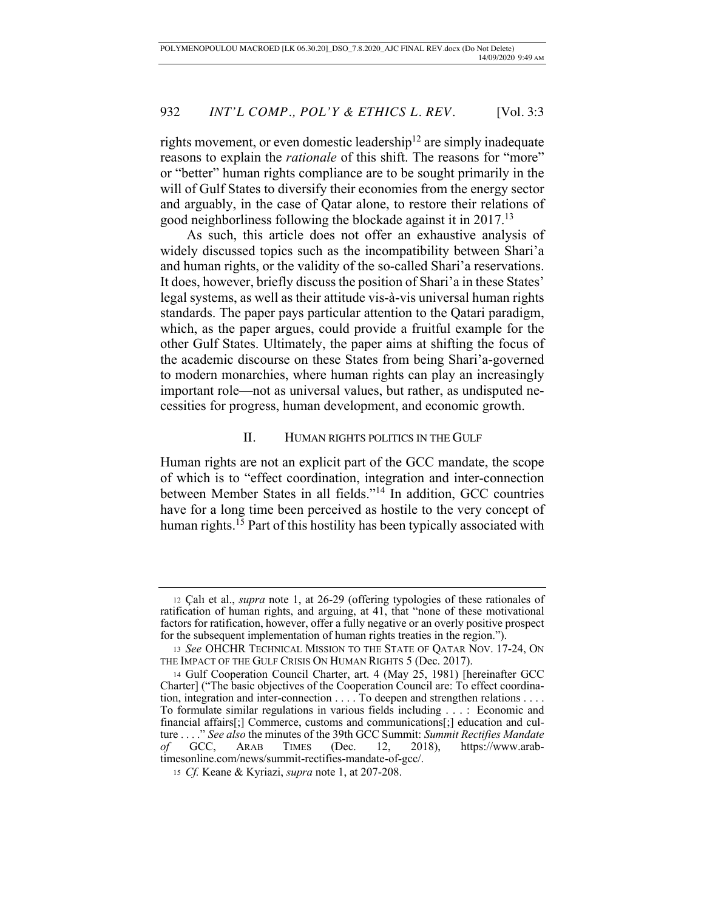rights movement, or even domestic leadership[12] are simply inadequate reasons to explain the *rationale* of this shift. The reasons for "more" or "better" human rights compliance are to be sought primarily in the will of Gulf States to diversify their economies from the energy sector and arguably, in the case of Qatar alone, to restore their relations of good neighborliness following the blockade against it in 2017.[13]

As such, this article does not offer an exhaustive analysis of widely discussed topics such as the incompatibility between Shari'a and human rights, or the validity of the so-called Shari'a reservations. It does, however, briefly discuss the position of Shari'a in these States' legal systems, as well as their attitude vis-à-vis universal human rights standards. The paper pays particular attention to the Qatari paradigm, which, as the paper argues, could provide a fruitful example for the other Gulf States. Ultimately, the paper aims at shifting the focus of the academic discourse on these States from being Shari'a-governed to modern monarchies, where human rights can play an increasingly important role—not as universal values, but rather, as undisputed necessities for progress, human development, and economic growth.

## II. HUMAN RIGHTS POLITICS IN THE GULF

Human rights are not an explicit part of the GCC mandate, the scope of which is to "effect coordination, integration and inter-connection between Member States in all fields."[14] In addition, GCC countries have for a long time been perceived as hostile to the very concept of human rights.[15] Part of this hostility has been typically associated with

---

[12] Çalı et al., *supra* note 1, at 26-29 (offering typologies of these rationales of ratification of human rights, and arguing, at 41, that "none of these motivational factors for ratification, however, offer a fully negative or an overly positive prospect for the subsequent implementation of human rights treaties in the region.").

[13] *See* OHCHR TECHNICAL MISSION TO THE STATE OF QATAR NOV. 17-24, ON THE IMPACT OF THE GULF CRISIS ON HUMAN RIGHTS 5 (Dec. 2017).

[14] Gulf Cooperation Council Charter, art. 4 (May 25, 1981) [hereinafter GCC Charter] ("The basic objectives of the Cooperation Council are: To effect coordination, integration and inter-connection . . . . To deepen and strengthen relations . . . . To formulate similar regulations in various fields including . . . : Economic and financial affairs[;] Commerce, customs and communications[;] education and culture . . . ." *See also* the minutes of the 39th GCC Summit: *Summit Rectifies Mandate of GCC*, ARAB TIMES (Dec. 12, 2018), https://www.arabtimesonline.com/news/summit-rectifies-mandate-of-gcc/.

[15] *Cf.* Keane & Kyriazi, *supra* note 1, at 207-208.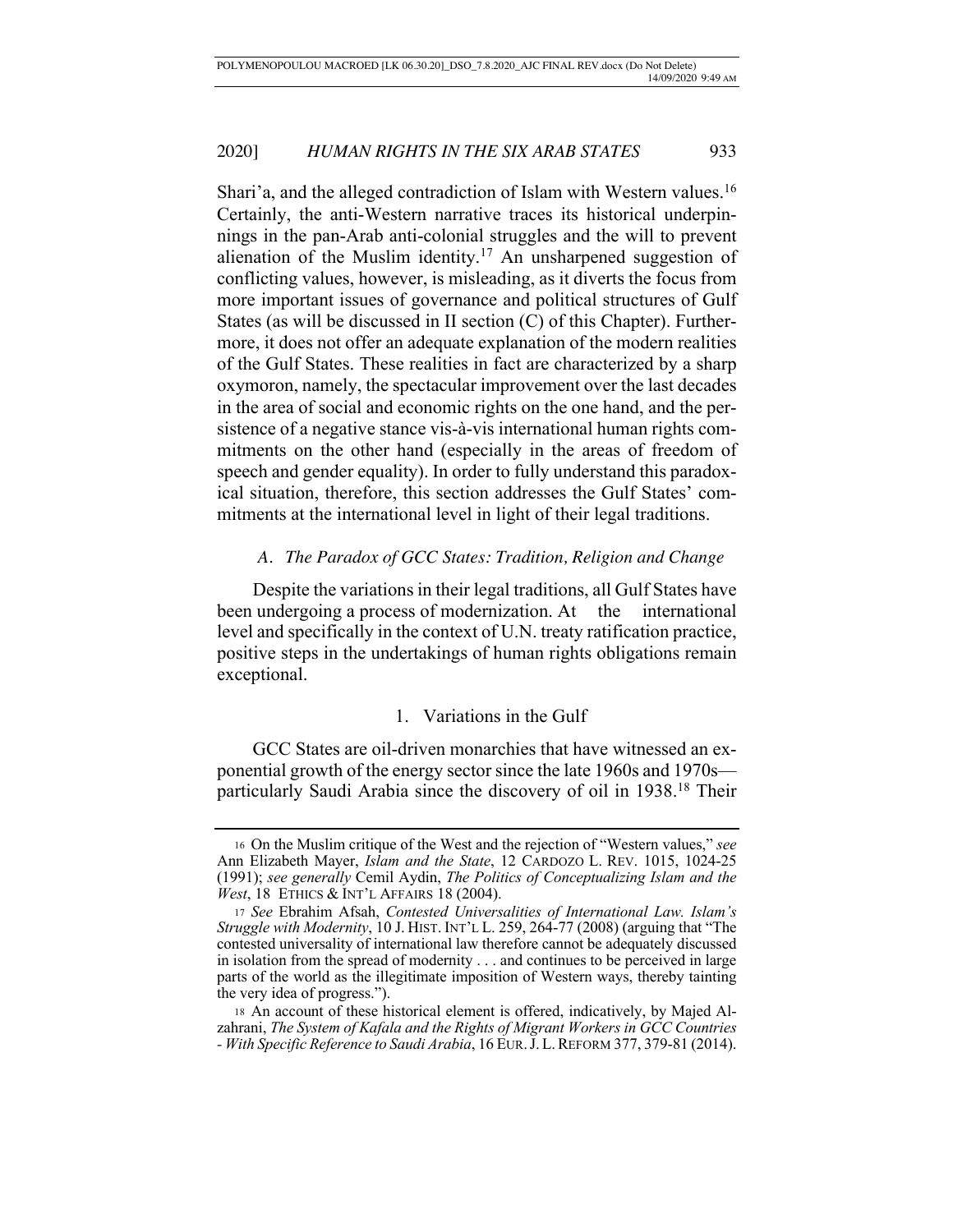Shari'a, and the alleged contradiction of Islam with Western values.[16] Certainly, the anti-Western narrative traces its historical underpinnings in the pan-Arab anti-colonial struggles and the will to prevent alienation of the Muslim identity.[17] An unsharpened suggestion of conflicting values, however, is misleading, as it diverts the focus from more important issues of governance and political structures of Gulf States (as will be discussed in II section (C) of this Chapter). Furthermore, it does not offer an adequate explanation of the modern realities of the Gulf States. These realities in fact are characterized by a sharp oxymoron, namely, the spectacular improvement over the last decades in the area of social and economic rights on the one hand, and the persistence of a negative stance vis-à-vis international human rights commitments on the other hand (especially in the areas of freedom of speech and gender equality). In order to fully understand this paradoxical situation, therefore, this section addresses the Gulf States' commitments at the international level in light of their legal traditions.

### *A. The Paradox of GCC States: Tradition, Religion and Change*

Despite the variations in their legal traditions, all Gulf States have been undergoing a process of modernization. At the international level and specifically in the context of U.N. treaty ratification practice, positive steps in the undertakings of human rights obligations remain exceptional.

#### 1. Variations in the Gulf

GCC States are oil-driven monarchies that have witnessed an exponential growth of the energy sector since the late 1960s and 1970s—particularly Saudi Arabia since the discovery of oil in 1938.[18] Their

---

[16] On the Muslim critique of the West and the rejection of "Western values," *see* Ann Elizabeth Mayer, *Islam and the State*, 12 CARDOZO L. REV. 1015, 1024-25 (1991); *see generally* Cemil Aydin, *The Politics of Conceptualizing Islam and the West*, 18 ETHICS & INT'L AFFAIRS 18 (2004).

[17] *See* Ebrahim Afsah, *Contested Universalities of International Law. Islam's Struggle with Modernity*, 10 J. HIST. INT'L L. 259, 264-77 (2008) (arguing that "The contested universality of international law therefore cannot be adequately discussed in isolation from the spread of modernity . . . and continues to be perceived in large parts of the world as the illegitimate imposition of Western ways, thereby tainting the very idea of progress.").

[18] An account of these historical element is offered, indicatively, by Majed Alzahrani, *The System of Kafala and the Rights of Migrant Workers in GCC Countries - With Specific Reference to Saudi Arabia*, 16 EUR. J. L. REFORM 377, 379-81 (2014).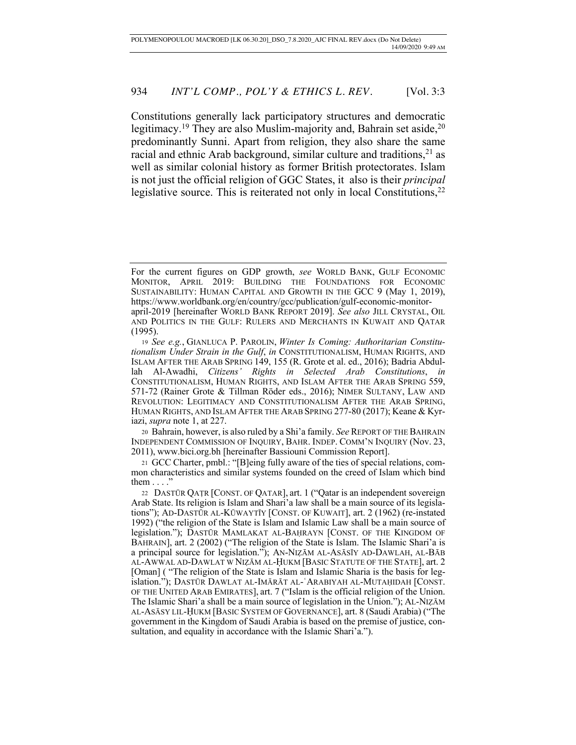Constitutions generally lack participatory structures and democratic legitimacy.[19] They are also Muslim-majority and, Bahrain set aside,[20] predominantly Sunni. Apart from religion, they also share the same racial and ethnic Arab background, similar culture and traditions,[21] as well as similar colonial history as former British protectorates. Islam is not just the official religion of GGC States, it also is their *principal* legislative source. This is reiterated not only in local Constitutions,[22]

---

For the current figures on GDP growth, *see* WORLD BANK, GULF ECONOMIC MONITOR, APRIL 2019: BUILDING THE FOUNDATIONS FOR ECONOMIC SUSTAINABILITY: HUMAN CAPITAL AND GROWTH IN THE GCC 9 (May 1, 2019), https://www.worldbank.org/en/country/gcc/publication/gulf-economic-monitor-april-2019 [hereinafter WORLD BANK REPORT 2019]. *See also* JILL CRYSTAL, OIL AND POLITICS IN THE GULF: RULERS AND MERCHANTS IN KUWAIT AND QATAR (1995).

19 *See e.g.*, GIANLUCA P. PAROLIN, *Winter Is Coming: Authoritarian Constitutionalism Under Strain in the Gulf*, *in* CONSTITUTIONALISM, HUMAN RIGHTS, AND ISLAM AFTER THE ARAB SPRING 149, 155 (R. Grote et al. ed., 2016); Badria Abdullah Al-Awadhi, *Citizens' Rights in Selected Arab Constitutions*, *in* CONSTITUTIONALISM, HUMAN RIGHTS, AND ISLAM AFTER THE ARAB SPRING 559, 571-72 (Rainer Grote & Tillman Röder eds., 2016); NIMER SULTANY, LAW AND REVOLUTION: LEGITIMACY AND CONSTITUTIONALISM AFTER THE ARAB SPRING, HUMAN RIGHTS, AND ISLAM AFTER THE ARAB SPRING 277-80 (2017); Keane & Kyriazi, *supra* note 1, at 227.

20 Bahrain, however, is also ruled by a Shi'a family. *See* REPORT OF THE BAHRAIN INDEPENDENT COMMISSION OF INQUIRY, BAHR. INDEP. COMM'N INQUIRY (Nov. 23, 2011), www.bici.org.bh [hereinafter Bassiouni Commission Report].

21 GCC Charter, pmbl.: "[B]eing fully aware of the ties of special relations, common characteristics and similar systems founded on the creed of Islam which bind them . . . ."

22 DASTŪR QAṬR [CONST. OF QATAR], art. 1 ("Qatar is an independent sovereign Arab State. Its religion is Islam and Shari'a law shall be a main source of its legislations"); AD-DASTŪR AL-KŪWAYTĪY [CONST. OF KUWAIT], art. 2 (1962) (re-instated 1992) ("the religion of the State is Islam and Islamic Law shall be a main source of legislation."); DASTŪR MAMLAKAT AL-BAḤRAYN [CONST. OF THE KINGDOM OF BAHRAIN], art. 2 (2002) ("The religion of the State is Islam. The Islamic Shari'a is a principal source for legislation."); AN-NIẒĀM AL-ASĀSĪY AD-DAWLAH, AL-BĀB AL-AWWAL AD-DAWLAT W NIẒĀM AL-ḤUKM [BASIC STATUTE OF THE STATE], art. 2 [Oman] ( "The religion of the State is Islam and Islamic Sharia is the basis for legislation."); DASTŪR DAWLAT AL-IMĀRĀT AL-ʿARABIYAH AL-MUTAḤIDAH [CONST. OF THE UNITED ARAB EMIRATES], art. 7 ("Islam is the official religion of the Union. The Islamic Shari'a shall be a main source of legislation in the Union."); AL-NIẒĀM AL-ASĀSY LIL-ḤUKM [BASIC SYSTEM OF GOVERNANCE], art. 8 (Saudi Arabia) ("The government in the Kingdom of Saudi Arabia is based on the premise of justice, consultation, and equality in accordance with the Islamic Shari'a.").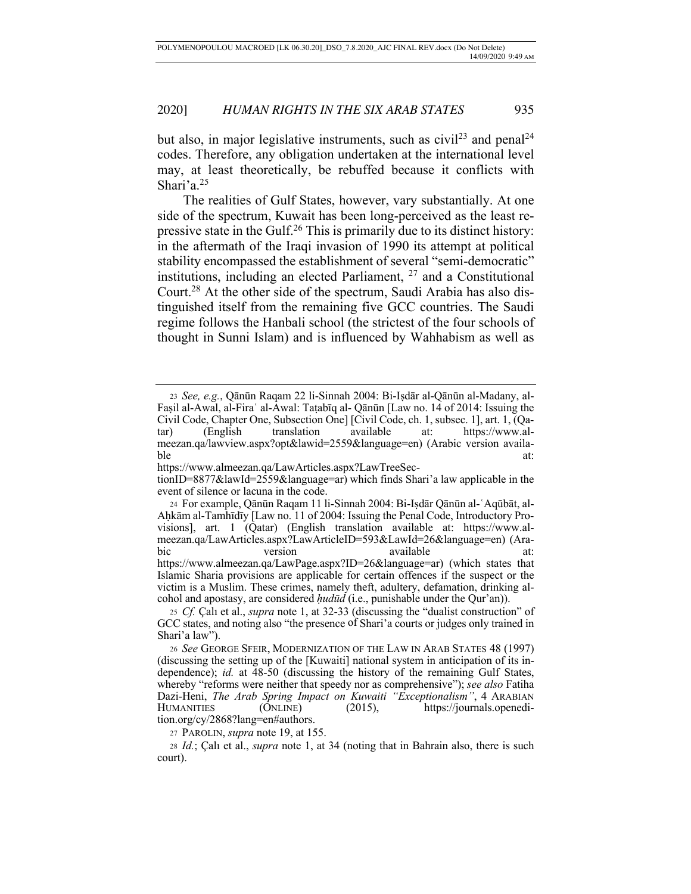but also, in major legislative instruments, such as civil[23] and penal[24] codes. Therefore, any obligation undertaken at the international level may, at least theoretically, be rebuffed because it conflicts with Shari'a.[25]

The realities of Gulf States, however, vary substantially. At one side of the spectrum, Kuwait has been long-perceived as the least repressive state in the Gulf.[26] This is primarily due to its distinct history: in the aftermath of the Iraqi invasion of 1990 its attempt at political stability encompassed the establishment of several "semi-democratic" institutions, including an elected Parliament, [27] and a Constitutional Court.[28] At the other side of the spectrum, Saudi Arabia has also distinguished itself from the remaining five GCC countries. The Saudi regime follows the Hanbali school (the strictest of the four schools of thought in Sunni Islam) and is influenced by Wahhabism as well as

---

23 *See, e.g.*, Qānūn Raqam 22 li-Sinnah 2004: Bi-Iṣdār al-Qānūn al-Madany, al-Faṣil al-Awal, al-Firaʿ al-Awal: Taṭabīq al- Qānūn [Law no. 14 of 2014: Issuing the Civil Code, Chapter One, Subsection One] [Civil Code, ch. 1, subsec. 1], art. 1, (Qatar) (English translation available at: https://www.almeezan.qa/lawview.aspx?opt&lawid=2559&language=en) (Arabic version available at: https://www.almeezan.qa/LawArticles.aspx?LawTreeSectionID=8877&lawId=2559&language=ar) which finds Shari'a law applicable in the event of silence or lacuna in the code.

24 For example, Qānūn Raqam 11 li-Sinnah 2004: Bi-Iṣdār Qānūn al-ʿAqūbāt, al-Aḥkām al-Tamhīdīy [Law no. 11 of 2004: Issuing the Penal Code, Introductory Provisions], art. 1 (Qatar) (English translation available at: https://www.almeezan.qa/LawArticles.aspx?LawArticleID=593&LawId=26&language=en) (Arabic version available at: https://www.almeezan.qa/LawPage.aspx?ID=26&language=ar) (which states that Islamic Sharia provisions are applicable for certain offences if the suspect or the victim is a Muslim. These crimes, namely theft, adultery, defamation, drinking alcohol and apostasy, are considered *ḥudūd* (i.e., punishable under the Qur'an)).

25 *Cf.* Çalı et al., *supra* note 1, at 32-33 (discussing the "dualist construction" of GCC states, and noting also "the presence of Shari'a courts or judges only trained in Shari'a law").

26 *See* GEORGE SFEIR, MODERNIZATION OF THE LAW IN ARAB STATES 48 (1997) (discussing the setting up of the [Kuwaiti] national system in anticipation of its independence); *id.* at 48-50 (discussing the history of the remaining Gulf States, whereby "reforms were neither that speedy nor as comprehensive"); *see also* Fatiha Dazi-Heni, *The Arab Spring Impact on Kuwaiti "Exceptionalism"*, 4 ARABIAN HUMANITIES (ONLINE) (2015), https://journals.openedition.org/cy/2868?lang=en#authors.

27 PAROLIN, *supra* note 19, at 155.

28 *Id.*; Çalı et al., *supra* note 1, at 34 (noting that in Bahrain also, there is such court).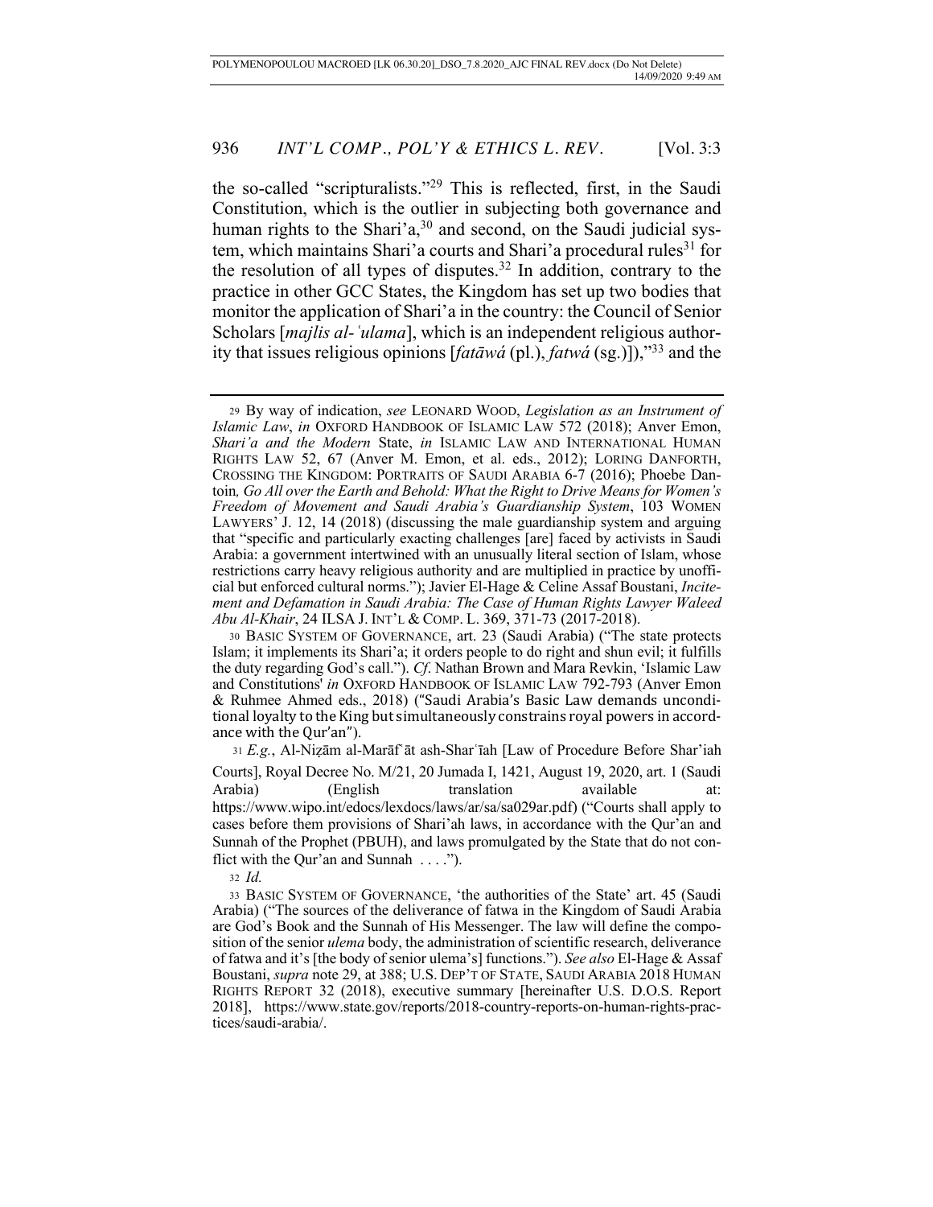the so-called "scripturalists."[29] This is reflected, first, in the Saudi Constitution, which is the outlier in subjecting both governance and human rights to the Shari'a,[30] and second, on the Saudi judicial system, which maintains Shari'a courts and Shari'a procedural rules[31] for the resolution of all types of disputes.[32] In addition, contrary to the practice in other GCC States, the Kingdom has set up two bodies that monitor the application of Shari'a in the country: the Council of Senior Scholars [*majlis al-ʿulama*], which is an independent religious authority that issues religious opinions [*fatāwá* (pl.), *fatwá* (sg.)]),"[33] and the

---

[29] By way of indication, *see* LEONARD WOOD, *Legislation as an Instrument of Islamic Law*, *in* OXFORD HANDBOOK OF ISLAMIC LAW 572 (2018); Anver Emon, *Shari'a and the Modern* State, *in* ISLAMIC LAW AND INTERNATIONAL HUMAN RIGHTS LAW 52, 67 (Anver M. Emon, et al. eds., 2012); LORING DANFORTH, CROSSING THE KINGDOM: PORTRAITS OF SAUDI ARABIA 6-7 (2016); Phoebe Dantoin*, Go All over the Earth and Behold: What the Right to Drive Means for Women's Freedom of Movement and Saudi Arabia's Guardianship System*, 103 WOMEN LAWYERS' J. 12, 14 (2018) (discussing the male guardianship system and arguing that "specific and particularly exacting challenges [are] faced by activists in Saudi Arabia: a government intertwined with an unusually literal section of Islam, whose restrictions carry heavy religious authority and are multiplied in practice by unofficial but enforced cultural norms."); Javier El-Hage & Celine Assaf Boustani, *Incitement and Defamation in Saudi Arabia: The Case of Human Rights Lawyer Waleed Abu Al-Khair*, 24 ILSA J. INT'L & COMP. L. 369, 371-73 (2017-2018).

[30] BASIC SYSTEM OF GOVERNANCE, art. 23 (Saudi Arabia) ("The state protects Islam; it implements its Shari'a; it orders people to do right and shun evil; it fulfills the duty regarding God's call."). *Cf*. Nathan Brown and Mara Revkin, 'Islamic Law and Constitutions' *in* OXFORD HANDBOOK OF ISLAMIC LAW 792-793 (Anver Emon & Ruhmee Ahmed eds., 2018) ("Saudi Arabia's Basic Law demands unconditional loyalty to the King but simultaneously constrains royal powers in accordance with the Qur'an").

[31] *E.g.*, Al-Niẓām al-Marāfʿāt ash-Sharʿīah [Law of Procedure Before Shar'iah Courts], Royal Decree No. M/21, 20 Jumada I, 1421, August 19, 2020, art. 1 (Saudi Arabia) (English translation available at: https://www.wipo.int/edocs/lexdocs/laws/ar/sa/sa029ar.pdf) ("Courts shall apply to cases before them provisions of Shari'ah laws, in accordance with the Qur'an and Sunnah of the Prophet (PBUH), and laws promulgated by the State that do not conflict with the Qur'an and Sunnah . . . .").

[32] *Id.*

[33] BASIC SYSTEM OF GOVERNANCE, 'the authorities of the State' art. 45 (Saudi Arabia) ("The sources of the deliverance of fatwa in the Kingdom of Saudi Arabia are God's Book and the Sunnah of His Messenger. The law will define the composition of the senior *ulema* body, the administration of scientific research, deliverance of fatwa and it's [the body of senior ulema's] functions."). *See also* El-Hage & Assaf Boustani, *supra* note 29, at 388; U.S. DEP'T OF STATE, SAUDI ARABIA 2018 HUMAN RIGHTS REPORT 32 (2018), executive summary [hereinafter U.S. D.O.S. Report 2018], https://www.state.gov/reports/2018-country-reports-on-human-rights-practices/saudi-arabia/.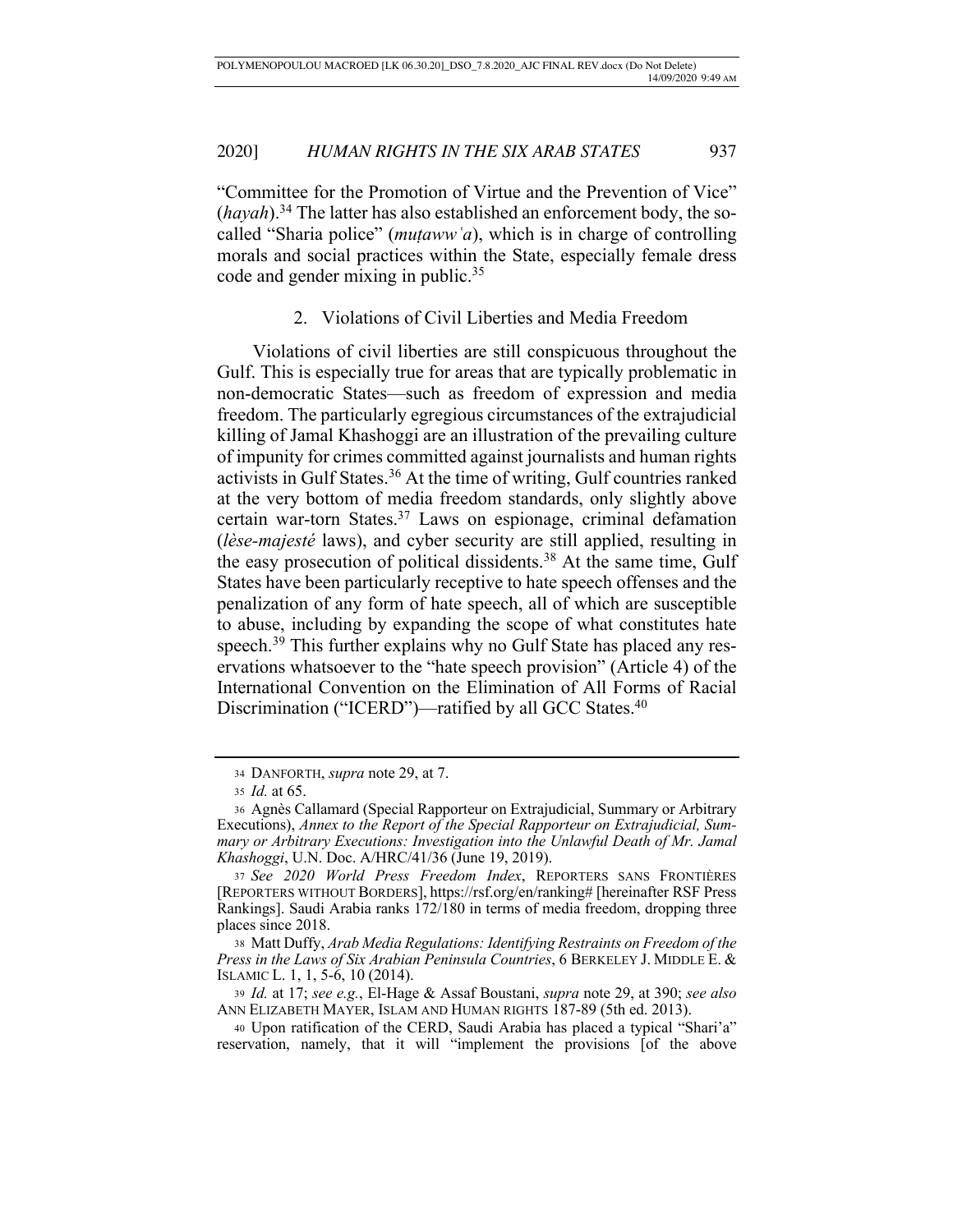"Committee for the Promotion of Virtue and the Prevention of Vice" (*hayah*).[34] The latter has also established an enforcement body, the so-called "Sharia police" (*muṭawwʿa*), which is in charge of controlling morals and social practices within the State, especially female dress code and gender mixing in public.[35]

### 2. Violations of Civil Liberties and Media Freedom

Violations of civil liberties are still conspicuous throughout the Gulf. This is especially true for areas that are typically problematic in non-democratic States—such as freedom of expression and media freedom. The particularly egregious circumstances of the extrajudicial killing of Jamal Khashoggi are an illustration of the prevailing culture of impunity for crimes committed against journalists and human rights activists in Gulf States.[36] At the time of writing, Gulf countries ranked at the very bottom of media freedom standards, only slightly above certain war-torn States.[37] Laws on espionage, criminal defamation (*lèse-majesté* laws), and cyber security are still applied, resulting in the easy prosecution of political dissidents.[38] At the same time, Gulf States have been particularly receptive to hate speech offenses and the penalization of any form of hate speech, all of which are susceptible to abuse, including by expanding the scope of what constitutes hate speech.[39] This further explains why no Gulf State has placed any reservations whatsoever to the "hate speech provision" (Article 4) of the International Convention on the Elimination of All Forms of Racial Discrimination ("ICERD")—ratified by all GCC States.[40]

---

34 DANFORTH, *supra* note 29, at 7.

35 *Id.* at 65.

36 Agnès Callamard (Special Rapporteur on Extrajudicial, Summary or Arbitrary Executions), *Annex to the Report of the Special Rapporteur on Extrajudicial, Summary or Arbitrary Executions: Investigation into the Unlawful Death of Mr. Jamal Khashoggi*, U.N. Doc. A/HRC/41/36 (June 19, 2019).

37 *See 2020 World Press Freedom Index*, REPORTERS SANS FRONTIÈRES [REPORTERS WITHOUT BORDERS], https://rsf.org/en/ranking# [hereinafter RSF Press Rankings]. Saudi Arabia ranks 172/180 in terms of media freedom, dropping three places since 2018.

38 Matt Duffy, *Arab Media Regulations: Identifying Restraints on Freedom of the Press in the Laws of Six Arabian Peninsula Countries*, 6 BERKELEY J. MIDDLE E. & ISLAMIC L. 1, 1, 5-6, 10 (2014).

39 *Id.* at 17; *see e.g.*, El-Hage & Assaf Boustani, *supra* note 29, at 390; *see also* ANN ELIZABETH MAYER, ISLAM AND HUMAN RIGHTS 187-89 (5th ed. 2013).

40 Upon ratification of the CERD, Saudi Arabia has placed a typical "Shari'a" reservation, namely, that it will "implement the provisions [of the above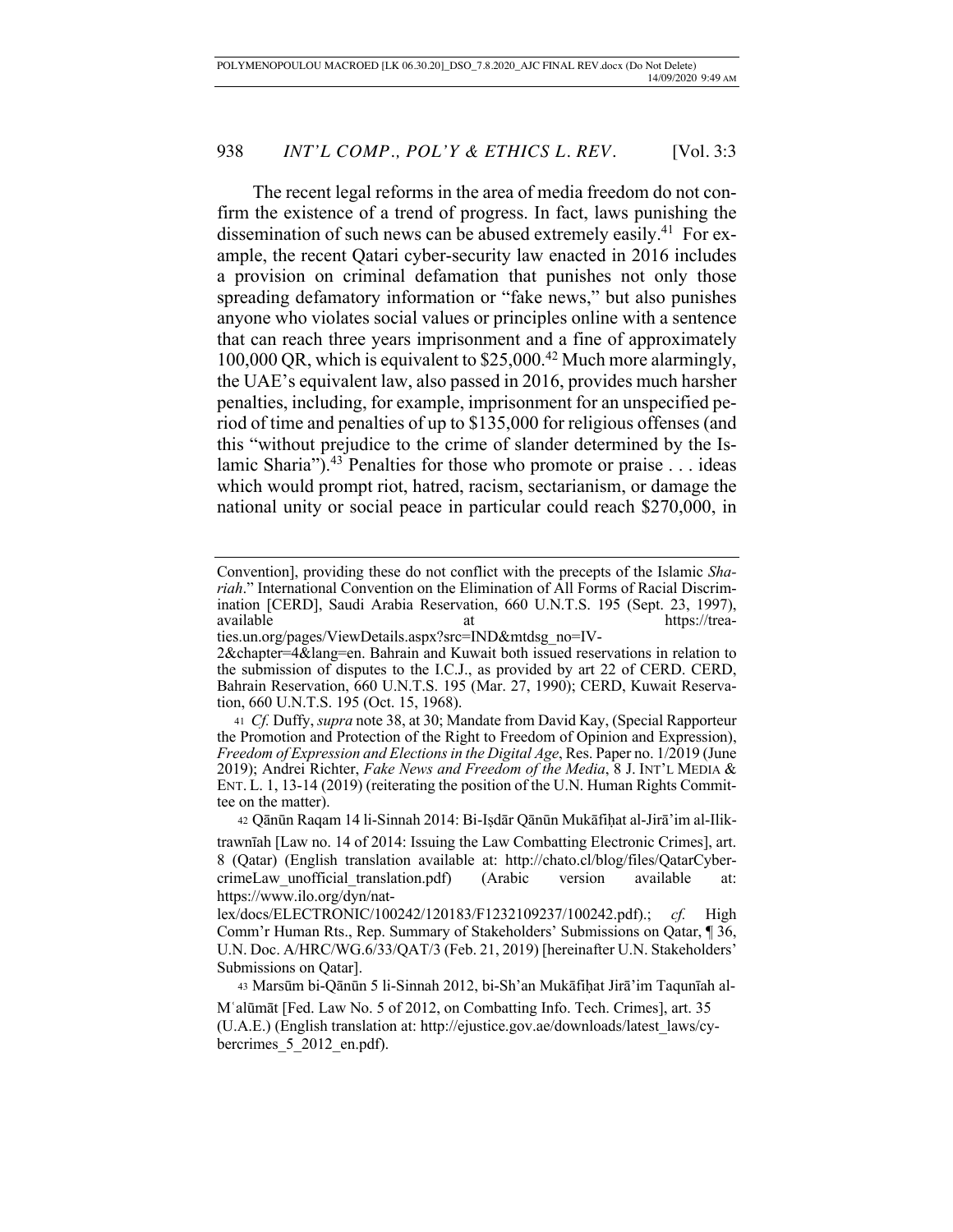The recent legal reforms in the area of media freedom do not confirm the existence of a trend of progress. In fact, laws punishing the dissemination of such news can be abused extremely easily.[41] For example, the recent Qatari cyber-security law enacted in 2016 includes a provision on criminal defamation that punishes not only those spreading defamatory information or "fake news," but also punishes anyone who violates social values or principles online with a sentence that can reach three years imprisonment and a fine of approximately 100,000 QR, which is equivalent to $25,000.[42] Much more alarmingly, the UAE's equivalent law, also passed in 2016, provides much harsher penalties, including, for example, imprisonment for an unspecified period of time and penalties of up to $135,000 for religious offenses (and this "without prejudice to the crime of slander determined by the Islamic Sharia").[43] Penalties for those who promote or praise . . . ideas which would prompt riot, hatred, racism, sectarianism, or damage the national unity or social peace in particular could reach $270,000, in

---

Convention], providing these do not conflict with the precepts of the Islamic *Shariah*." International Convention on the Elimination of All Forms of Racial Discrimination [CERD], Saudi Arabia Reservation, 660 U.N.T.S. 195 (Sept. 23, 1997), available at https://treaties.un.org/pages/ViewDetails.aspx?src=IND&mtdsg_no=IV-2&chapter=4&lang=en. Bahrain and Kuwait both issued reservations in relation to the submission of disputes to the I.C.J., as provided by art 22 of CERD. CERD, Bahrain Reservation, 660 U.N.T.S. 195 (Mar. 27, 1990); CERD, Kuwait Reservation, 660 U.N.T.S. 195 (Oct. 15, 1968).

41 *Cf.* Duffy, *supra* note 38, at 30; Mandate from David Kay, (Special Rapporteur the Promotion and Protection of the Right to Freedom of Opinion and Expression), *Freedom of Expression and Elections in the Digital Age*, Res. Paper no. 1/2019 (June 2019); Andrei Richter, *Fake News and Freedom of the Media*, 8 J. INT'L MEDIA & ENT. L. 1, 13-14 (2019) (reiterating the position of the U.N. Human Rights Committee on the matter).

42 Qānūn Raqam 14 li-Sinnah 2014: Bi-Iṣdār Qānūn Mukāfiḥat al-Jirā'im al-Iliktrawnīah [Law no. 14 of 2014: Issuing the Law Combatting Electronic Crimes], art. 8 (Qatar) (English translation available at: http://chato.cl/blog/files/QatarCybercrimeLaw_unofficial_translation.pdf) (Arabic version available at: https://www.ilo.org/dyn/natlex/docs/ELECTRONIC/100242/120183/F1232109237/100242.pdf).; *cf.* High Comm'r Human Rts., Rep. Summary of Stakeholders' Submissions on Qatar, ¶ 36, U.N. Doc. A/HRC/WG.6/33/QAT/3 (Feb. 21, 2019) [hereinafter U.N. Stakeholders' Submissions on Qatar].

43 Marsūm bi-Qānūn 5 li-Sinnah 2012, bi-Sh'an Mukāfiḥat Jirā'im Taqunīah al-Mʿalūmāt [Fed. Law No. 5 of 2012, on Combatting Info. Tech. Crimes], art. 35 (U.A.E.) (English translation at: http://ejustice.gov.ae/downloads/latest_laws/cybercrimes_5_2012_en.pdf).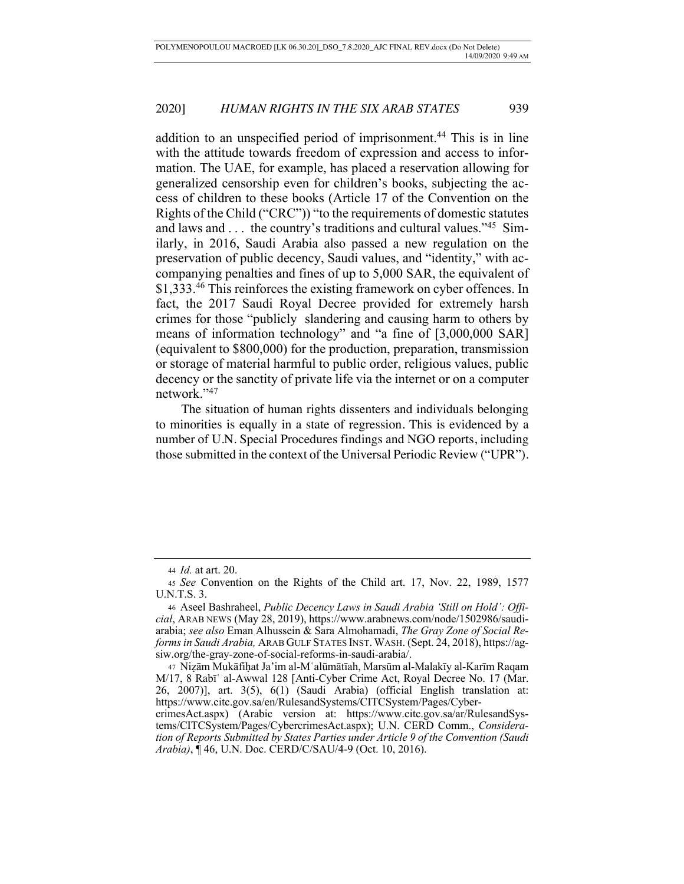addition to an unspecified period of imprisonment.[44] This is in line with the attitude towards freedom of expression and access to information. The UAE, for example, has placed a reservation allowing for generalized censorship even for children's books, subjecting the access of children to these books (Article 17 of the Convention on the Rights of the Child ("CRC")) "to the requirements of domestic statutes and laws and . . . the country's traditions and cultural values."[45] Similarly, in 2016, Saudi Arabia also passed a new regulation on the preservation of public decency, Saudi values, and "identity," with accompanying penalties and fines of up to 5,000 SAR, the equivalent of $1,333.[46] This reinforces the existing framework on cyber offences. In fact, the 2017 Saudi Royal Decree provided for extremely harsh crimes for those "publicly slandering and causing harm to others by means of information technology" and "a fine of [3,000,000 SAR] (equivalent to $800,000) for the production, preparation, transmission or storage of material harmful to public order, religious values, public decency or the sanctity of private life via the internet or on a computer network."[47]

The situation of human rights dissenters and individuals belonging to minorities is equally in a state of regression. This is evidenced by a number of U.N. Special Procedures findings and NGO reports, including those submitted in the context of the Universal Periodic Review ("UPR").

---

[44] *Id.* at art. 20.

[45] *See* Convention on the Rights of the Child art. 17, Nov. 22, 1989, 1577 U.N.T.S. 3.

[46] Aseel Bashraheel, *Public Decency Laws in Saudi Arabia 'Still on Hold': Official*, ARAB NEWS (May 28, 2019), https://www.arabnews.com/node/1502986/saudi-arabia; *see also* Eman Alhussein & Sara Almohamadi, *The Gray Zone of Social Reforms in Saudi Arabia,* ARAB GULF STATES INST. WASH. (Sept. 24, 2018), https://agsiw.org/the-gray-zone-of-social-reforms-in-saudi-arabia/.

[47] Niẓām Mukāfiḥat Ja'im al-Mʿalūmātīah, Marsūm al-Malakīy al-Karīm Raqam M/17, 8 Rabīʿ al-Awwal 128 [Anti-Cyber Crime Act, Royal Decree No. 17 (Mar. 26, 2007)], art. 3(5), 6(1) (Saudi Arabia) (official English translation at: https://www.citc.gov.sa/en/RulesandSystems/CITCSystem/Pages/CybercrimesAct.aspx) (Arabic version at: https://www.citc.gov.sa/ar/RulesandSystems/CITCSystem/Pages/CybercrimesAct.aspx); U.N. CERD Comm., *Consideration of Reports Submitted by States Parties under Article 9 of the Convention (Saudi Arabia)*, ¶ 46, U.N. Doc. CERD/C/SAU/4-9 (Oct. 10, 2016).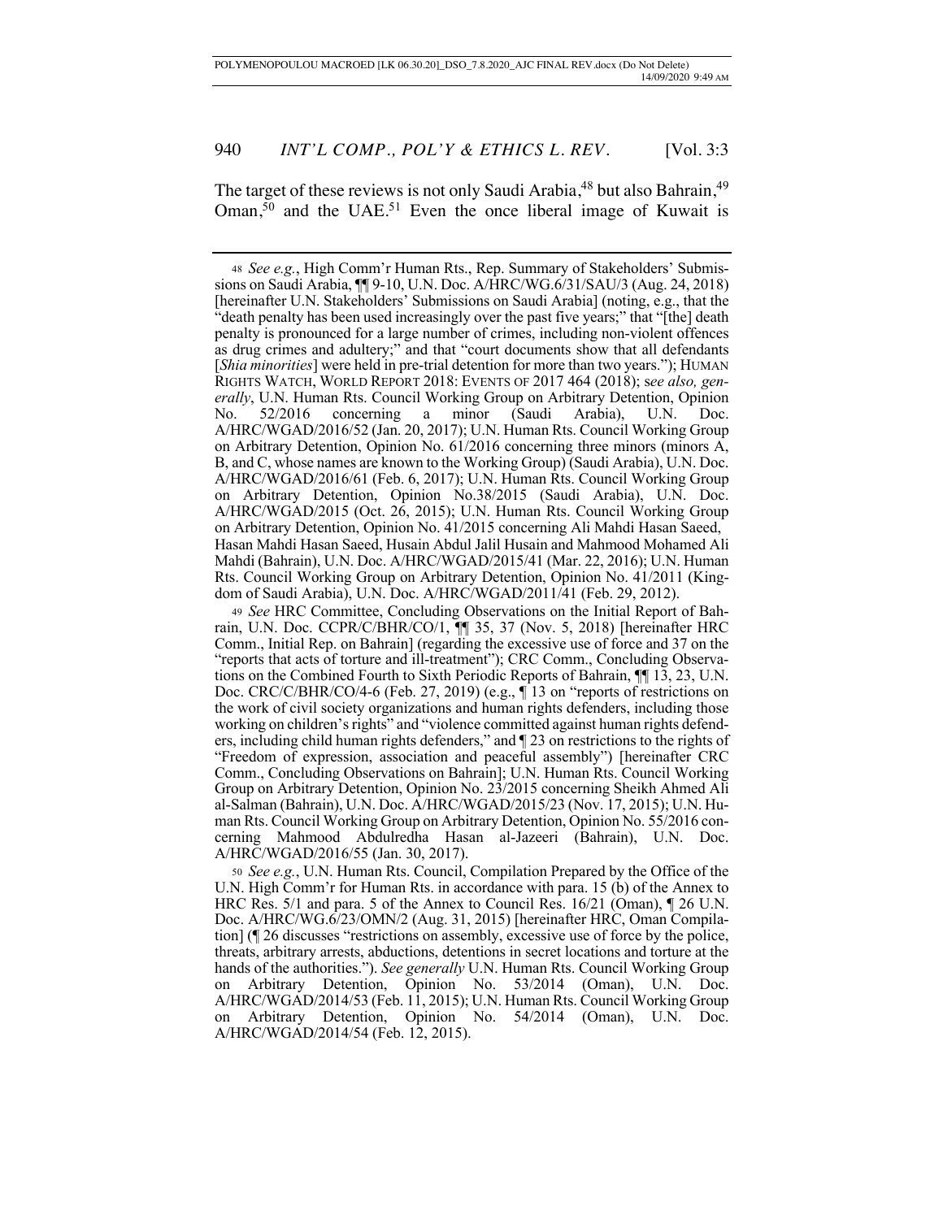The target of these reviews is not only Saudi Arabia,[48] but also Bahrain,[49] Oman,[50] and the UAE.[51] Even the once liberal image of Kuwait is

---

[48] *See e.g.*, High Comm'r Human Rts., Rep. Summary of Stakeholders' Submissions on Saudi Arabia, ¶¶ 9-10, U.N. Doc. A/HRC/WG.6/31/SAU/3 (Aug. 24, 2018) [hereinafter U.N. Stakeholders' Submissions on Saudi Arabia] (noting, e.g., that the "death penalty has been used increasingly over the past five years;" that "[the] death penalty is pronounced for a large number of crimes, including non-violent offences as drug crimes and adultery;" and that "court documents show that all defendants [*Shia minorities*] were held in pre-trial detention for more than two years."); HUMAN RIGHTS WATCH, WORLD REPORT 2018: EVENTS OF 2017 464 (2018); s*ee also, generally*, U.N. Human Rts. Council Working Group on Arbitrary Detention, Opinion No. 52/2016 concerning a minor (Saudi Arabia), U.N. Doc. A/HRC/WGAD/2016/52 (Jan. 20, 2017); U.N. Human Rts. Council Working Group on Arbitrary Detention, Opinion No. 61/2016 concerning three minors (minors A, B, and C, whose names are known to the Working Group) (Saudi Arabia), U.N. Doc. A/HRC/WGAD/2016/61 (Feb. 6, 2017); U.N. Human Rts. Council Working Group on Arbitrary Detention, Opinion No.38/2015 (Saudi Arabia), U.N. Doc. A/HRC/WGAD/2015 (Oct. 26, 2015); U.N. Human Rts. Council Working Group on Arbitrary Detention, Opinion No. 41/2015 concerning Ali Mahdi Hasan Saeed, Hasan Mahdi Hasan Saeed, Husain Abdul Jalil Husain and Mahmood Mohamed Ali Mahdi (Bahrain), U.N. Doc. A/HRC/WGAD/2015/41 (Mar. 22, 2016); U.N. Human Rts. Council Working Group on Arbitrary Detention, Opinion No. 41/2011 (Kingdom of Saudi Arabia), U.N. Doc. A/HRC/WGAD/2011/41 (Feb. 29, 2012).

[49] *See* HRC Committee, Concluding Observations on the Initial Report of Bahrain, U.N. Doc. CCPR/C/BHR/CO/1, ¶¶ 35, 37 (Nov. 5, 2018) [hereinafter HRC Comm., Initial Rep. on Bahrain] (regarding the excessive use of force and 37 on the "reports that acts of torture and ill-treatment"); CRC Comm., Concluding Observations on the Combined Fourth to Sixth Periodic Reports of Bahrain, ¶¶ 13, 23, U.N. Doc. CRC/C/BHR/CO/4-6 (Feb. 27, 2019) (e.g., ¶ 13 on "reports of restrictions on the work of civil society organizations and human rights defenders, including those working on children's rights" and "violence committed against human rights defenders, including child human rights defenders," and ¶ 23 on restrictions to the rights of "Freedom of expression, association and peaceful assembly") [hereinafter CRC Comm., Concluding Observations on Bahrain]; U.N. Human Rts. Council Working Group on Arbitrary Detention, Opinion No. 23/2015 concerning Sheikh Ahmed Ali al-Salman (Bahrain), U.N. Doc. A/HRC/WGAD/2015/23 (Nov. 17, 2015); U.N. Human Rts. Council Working Group on Arbitrary Detention, Opinion No. 55/2016 concerning Mahmood Abdulredha Hasan al-Jazeeri (Bahrain), U.N. Doc. A/HRC/WGAD/2016/55 (Jan. 30, 2017).

[50] *See e.g.*, U.N. Human Rts. Council, Compilation Prepared by the Office of the U.N. High Comm'r for Human Rts. in accordance with para. 15 (b) of the Annex to HRC Res. 5/1 and para. 5 of the Annex to Council Res. 16/21 (Oman), ¶ 26 U.N. Doc. A/HRC/WG.6/23/OMN/2 (Aug. 31, 2015) [hereinafter HRC, Oman Compilation] (¶ 26 discusses "restrictions on assembly, excessive use of force by the police, threats, arbitrary arrests, abductions, detentions in secret locations and torture at the hands of the authorities."). *See generally* U.N. Human Rts. Council Working Group on Arbitrary Detention, Opinion No. 53/2014 (Oman), U.N. Doc. A/HRC/WGAD/2014/53 (Feb. 11, 2015); U.N. Human Rts. Council Working Group on Arbitrary Detention, Opinion No. 54/2014 (Oman), U.N. Doc. A/HRC/WGAD/2014/54 (Feb. 12, 2015).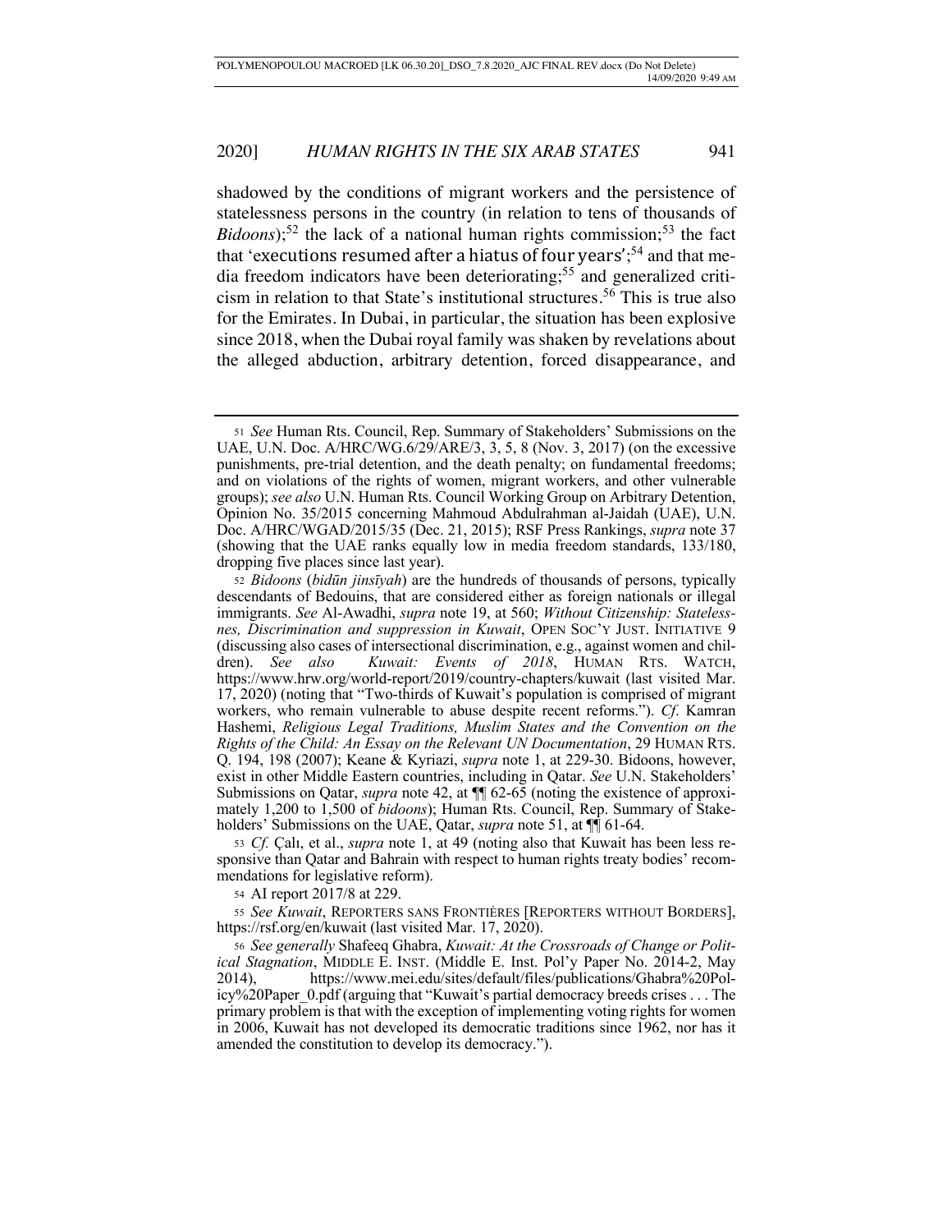shadowed by the conditions of migrant workers and the persistence of statelessness persons in the country (in relation to tens of thousands of *Bidoons*);[52] the lack of a national human rights commission;[53] the fact that 'executions resumed after a hiatus of four years';[54] and that media freedom indicators have been deteriorating;[55] and generalized criticism in relation to that State's institutional structures.[56] This is true also for the Emirates. In Dubai, in particular, the situation has been explosive since 2018, when the Dubai royal family was shaken by revelations about the alleged abduction, arbitrary detention, forced disappearance, and

---

51 *See* Human Rts. Council, Rep. Summary of Stakeholders' Submissions on the UAE, U.N. Doc. A/HRC/WG.6/29/ARE/3, 3, 5, 8 (Nov. 3, 2017) (on the excessive punishments, pre-trial detention, and the death penalty; on fundamental freedoms; and on violations of the rights of women, migrant workers, and other vulnerable groups); *see also* U.N. Human Rts. Council Working Group on Arbitrary Detention, Opinion No. 35/2015 concerning Mahmoud Abdulrahman al-Jaidah (UAE), U.N. Doc. A/HRC/WGAD/2015/35 (Dec. 21, 2015); RSF Press Rankings, *supra* note 37 (showing that the UAE ranks equally low in media freedom standards, 133/180, dropping five places since last year).

52 *Bidoons* (*bidūn jinsīyah*) are the hundreds of thousands of persons, typically descendants of Bedouins, that are considered either as foreign nationals or illegal immigrants. *See* Al-Awadhi, *supra* note 19, at 560; *Without Citizenship: Statelessness, Discrimination and suppression in Kuwait*, OPEN SOC'Y JUST. INITIATIVE 9 (discussing also cases of intersectional discrimination, e.g., against women and children). *See also* *Kuwait: Events of 2018*, HUMAN RTS. WATCH, https://www.hrw.org/world-report/2019/country-chapters/kuwait (last visited Mar. 17, 2020) (noting that "Two-thirds of Kuwait's population is comprised of migrant workers, who remain vulnerable to abuse despite recent reforms."). *Cf.* Kamran Hashemi, *Religious Legal Traditions, Muslim States and the Convention on the Rights of the Child: An Essay on the Relevant UN Documentation*, 29 HUMAN RTS. Q. 194, 198 (2007); Keane & Kyriazi, *supra* note 1, at 229-30. Bidoons, however, exist in other Middle Eastern countries, including in Qatar. *See* U.N. Stakeholders' Submissions on Qatar, *supra* note 42, at ¶¶ 62-65 (noting the existence of approximately 1,200 to 1,500 of *bidoons*); Human Rts. Council, Rep. Summary of Stakeholders' Submissions on the UAE, Qatar, *supra* note 51, at ¶¶ 61-64.

53 *Cf.* Çalı, et al., *supra* note 1, at 49 (noting also that Kuwait has been less responsive than Qatar and Bahrain with respect to human rights treaty bodies' recommendations for legislative reform).

54 AI report 2017/8 at 229.

55 *See Kuwait*, REPORTERS SANS FRONTIÈRES [REPORTERS WITHOUT BORDERS], https://rsf.org/en/kuwait (last visited Mar. 17, 2020).

56 *See generally* Shafeeq Ghabra, *Kuwait: At the Crossroads of Change or Political Stagnation*, MIDDLE E. INST. (Middle E. Inst. Pol'y Paper No. 2014-2, May 2014), https://www.mei.edu/sites/default/files/publications/Ghabra%20Policy%20Paper_0.pdf (arguing that "Kuwait's partial democracy breeds crises . . . The primary problem is that with the exception of implementing voting rights for women in 2006, Kuwait has not developed its democratic traditions since 1962, nor has it amended the constitution to develop its democracy.").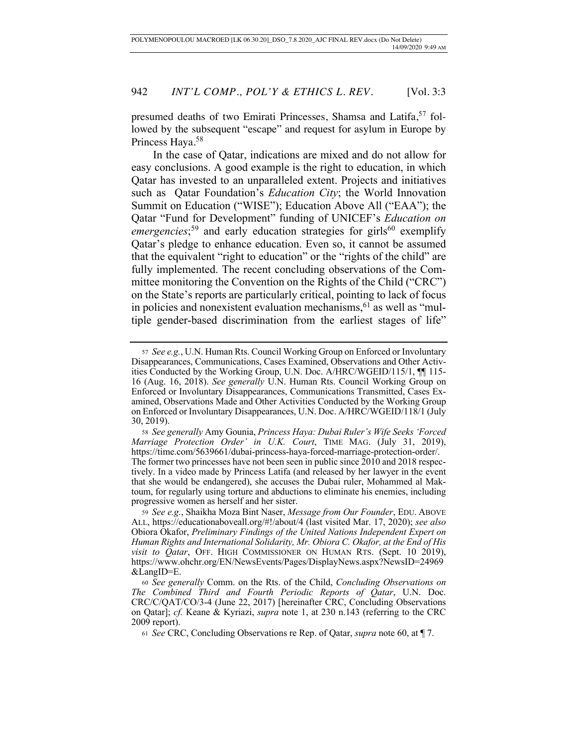presumed deaths of two Emirati Princesses, Shamsa and Latifa,[57] followed by the subsequent "escape" and request for asylum in Europe by Princess Haya.[58]

In the case of Qatar, indications are mixed and do not allow for easy conclusions. A good example is the right to education, in which Qatar has invested to an unparalleled extent. Projects and initiatives such as Qatar Foundation's *Education City*; the World Innovation Summit on Education ("WISE"); Education Above All ("EAA"); the Qatar "Fund for Development" funding of UNICEF's *Education on emergencies*;[59] and early education strategies for girls[60] exemplify Qatar's pledge to enhance education. Even so, it cannot be assumed that the equivalent "right to education" or the "rights of the child" are fully implemented. The recent concluding observations of the Committee monitoring the Convention on the Rights of the Child ("CRC") on the State's reports are particularly critical, pointing to lack of focus in policies and nonexistent evaluation mechanisms,[61] as well as "multiple gender-based discrimination from the earliest stages of life"

---

57 *See e.g.*, U.N. Human Rts. Council Working Group on Enforced or Involuntary Disappearances, Communications, Cases Examined, Observations and Other Activities Conducted by the Working Group, U.N. Doc. A/HRC/WGEID/115/1, ¶¶ 115-16 (Aug. 16, 2018). *See generally* U.N. Human Rts. Council Working Group on Enforced or Involuntary Disappearances, Communications Transmitted, Cases Examined, Observations Made and Other Activities Conducted by the Working Group on Enforced or Involuntary Disappearances, U.N. Doc. A/HRC/WGEID/118/1 (July 30, 2019).

58 *See generally* Amy Gounia, *Princess Haya: Dubai Ruler's Wife Seeks 'Forced Marriage Protection Order' in U.K. Court*, TIME MAG. (July 31, 2019), https://time.com/5639661/dubai-princess-haya-forced-marriage-protection-order/. The former two princesses have not been seen in public since 2010 and 2018 respectively. In a video made by Princess Latifa (and released by her lawyer in the event that she would be endangered), she accuses the Dubai ruler, Mohammed al Maktoum, for regularly using torture and abductions to eliminate his enemies, including progressive women as herself and her sister.

59 *See e.g.*, Shaikha Moza Bint Naser, *Message from Our Founder*, EDU. ABOVE ALL, https://educationaboveall.org/#!/about/4 (last visited Mar. 17, 2020); *see also* Obiora Okafor, *Preliminary Findings of the United Nations Independent Expert on Human Rights and International Solidarity, Mr. Obiora C. Okafor, at the End of His visit to Qatar*, OFF. HIGH COMMISSIONER ON HUMAN RTS. (Sept. 10 2019), https://www.ohchr.org/EN/NewsEvents/Pages/DisplayNews.aspx?NewsID=24969&LangID=E.

60 *See generally* Comm. on the Rts. of the Child, *Concluding Observations on The Combined Third and Fourth Periodic Reports of Qatar*, U.N. Doc. CRC/C/QAT/CO/3-4 (June 22, 2017) [hereinafter CRC, Concluding Observations on Qatar]; *cf.* Keane & Kyriazi, *supra* note 1, at 230 n.143 (referring to the CRC 2009 report).

61 *See* CRC, Concluding Observations re Rep. of Qatar, *supra* note 60, at ¶ 7.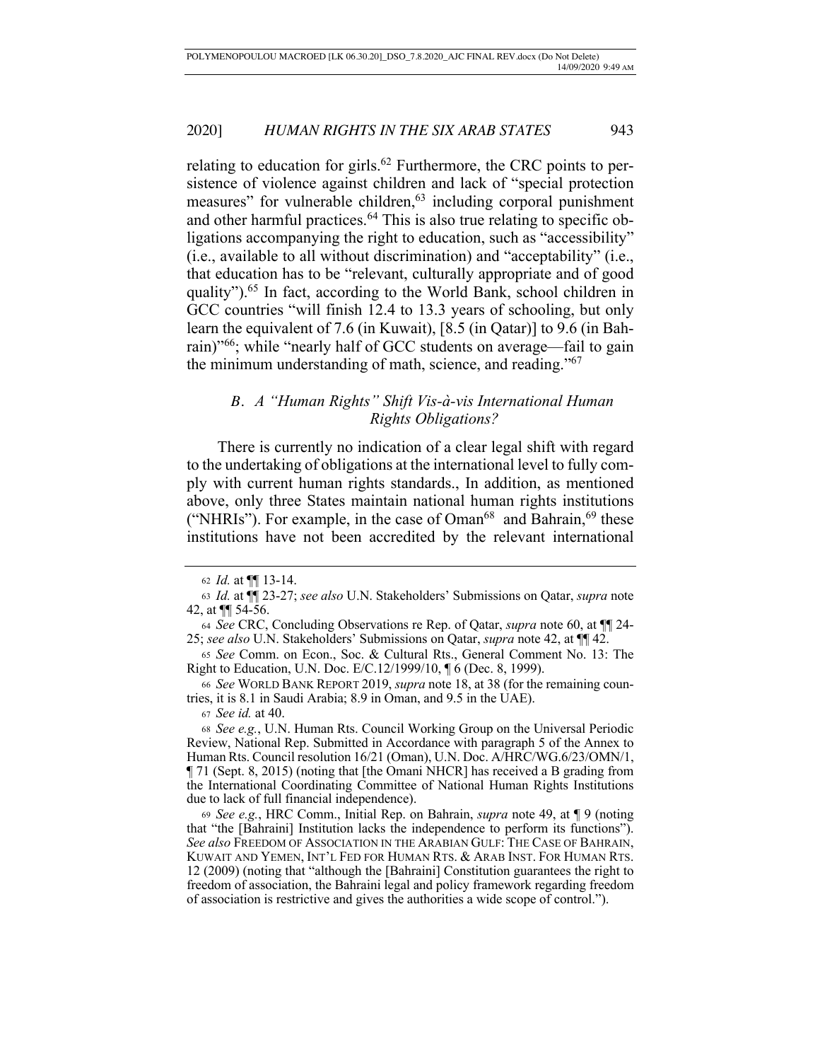relating to education for girls.[62] Furthermore, the CRC points to persistence of violence against children and lack of "special protection measures" for vulnerable children,[63] including corporal punishment and other harmful practices.[64] This is also true relating to specific obligations accompanying the right to education, such as "accessibility" (i.e., available to all without discrimination) and "acceptability" (i.e., that education has to be "relevant, culturally appropriate and of good quality").[65] In fact, according to the World Bank, school children in GCC countries "will finish 12.4 to 13.3 years of schooling, but only learn the equivalent of 7.6 (in Kuwait), [8.5 (in Qatar)] to 9.6 (in Bahrain)"[66]; while "nearly half of GCC students on average—fail to gain the minimum understanding of math, science, and reading."[67]

### *B. A "Human Rights" Shift Vis-à-vis International Human Rights Obligations?*

There is currently no indication of a clear legal shift with regard to the undertaking of obligations at the international level to fully comply with current human rights standards., In addition, as mentioned above, only three States maintain national human rights institutions ("NHRIs"). For example, in the case of Oman[68] and Bahrain,[69] these institutions have not been accredited by the relevant international

---

[62] *Id.* at ¶¶ 13-14.

[63] *Id.* at ¶¶ 23-27; *see also* U.N. Stakeholders' Submissions on Qatar, *supra* note 42, at ¶¶ 54-56.

[64] *See* CRC, Concluding Observations re Rep. of Qatar, *supra* note 60, at ¶¶ 24-25; *see also* U.N. Stakeholders' Submissions on Qatar, *supra* note 42, at ¶¶ 42.

[65] *See* Comm. on Econ., Soc. & Cultural Rts., General Comment No. 13: The Right to Education, U.N. Doc. E/C.12/1999/10, ¶ 6 (Dec. 8, 1999).

[66] *See* WORLD BANK REPORT 2019, *supra* note 18, at 38 (for the remaining countries, it is 8.1 in Saudi Arabia; 8.9 in Oman, and 9.5 in the UAE).

[67] *See id.* at 40.

[68] *See e.g.*, U.N. Human Rts. Council Working Group on the Universal Periodic Review, National Rep. Submitted in Accordance with paragraph 5 of the Annex to Human Rts. Council resolution 16/21 (Oman), U.N. Doc. A/HRC/WG.6/23/OMN/1, ¶ 71 (Sept. 8, 2015) (noting that [the Omani NHCR] has received a B grading from the International Coordinating Committee of National Human Rights Institutions due to lack of full financial independence).

[69] *See e.g.*, HRC Comm., Initial Rep. on Bahrain, *supra* note 49, at ¶ 9 (noting that "the [Bahraini] Institution lacks the independence to perform its functions"). *See also* FREEDOM OF ASSOCIATION IN THE ARABIAN GULF: THE CASE OF BAHRAIN, KUWAIT AND YEMEN, INT'L FED FOR HUMAN RTS. & ARAB INST. FOR HUMAN RTS. 12 (2009) (noting that "although the [Bahraini] Constitution guarantees the right to freedom of association, the Bahraini legal and policy framework regarding freedom of association is restrictive and gives the authorities a wide scope of control.").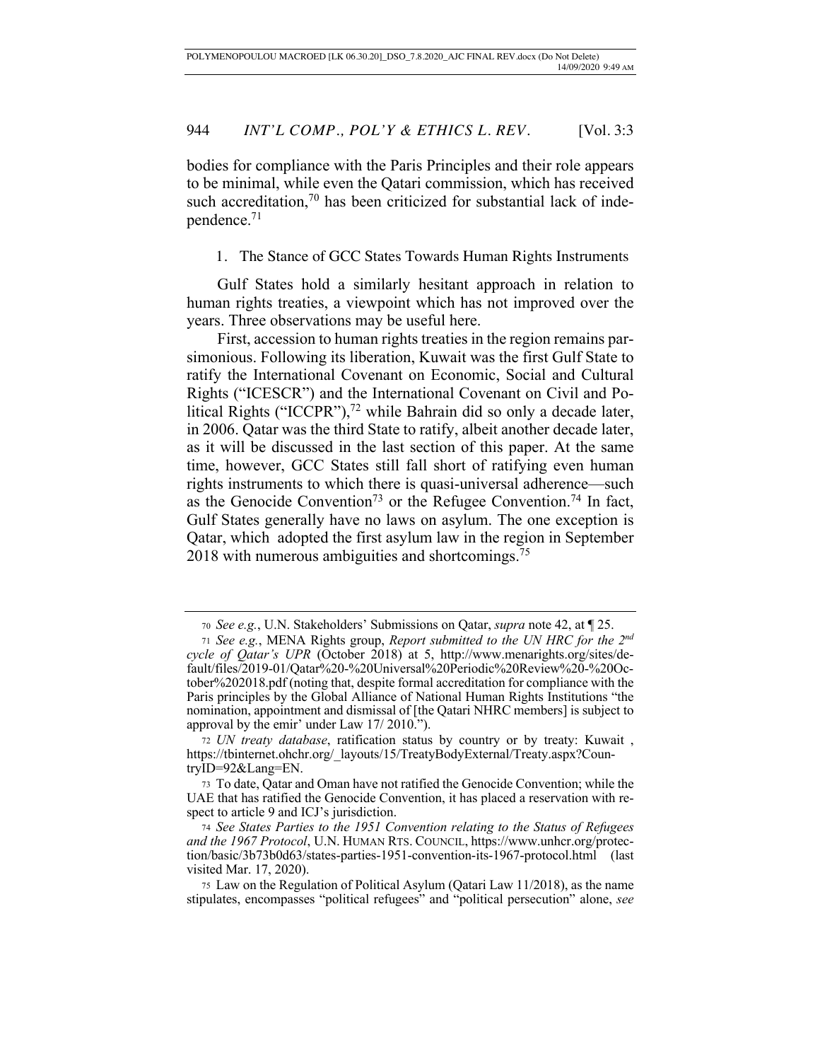bodies for compliance with the Paris Principles and their role appears to be minimal, while even the Qatari commission, which has received such accreditation,[70] has been criticized for substantial lack of independence.[71]

### 1. The Stance of GCC States Towards Human Rights Instruments

Gulf States hold a similarly hesitant approach in relation to human rights treaties, a viewpoint which has not improved over the years. Three observations may be useful here.

First, accession to human rights treaties in the region remains parsimonious. Following its liberation, Kuwait was the first Gulf State to ratify the International Covenant on Economic, Social and Cultural Rights ("ICESCR") and the International Covenant on Civil and Political Rights ("ICCPR"),[72] while Bahrain did so only a decade later, in 2006. Qatar was the third State to ratify, albeit another decade later, as it will be discussed in the last section of this paper. At the same time, however, GCC States still fall short of ratifying even human rights instruments to which there is quasi-universal adherence—such as the Genocide Convention[73] or the Refugee Convention.[74] In fact, Gulf States generally have no laws on asylum. The one exception is Qatar, which adopted the first asylum law in the region in September 2018 with numerous ambiguities and shortcomings.[75]

---

70 *See e.g.*, U.N. Stakeholders' Submissions on Qatar, *supra* note 42, at ¶ 25.

71 *See e.g.*, MENA Rights group, *Report submitted to the UN HRC for the 2nd cycle of Qatar's UPR* (October 2018) at 5, http://www.menarights.org/sites/default/files/2019-01/Qatar%20-%20Universal%20Periodic%20Review%20-%20October%202018.pdf (noting that, despite formal accreditation for compliance with the Paris principles by the Global Alliance of National Human Rights Institutions "the nomination, appointment and dismissal of [the Qatari NHRC members] is subject to approval by the emir' under Law 17/ 2010.").

72 *UN treaty database*, ratification status by country or by treaty: Kuwait , https://tbinternet.ohchr.org/_layouts/15/TreatyBodyExternal/Treaty.aspx?CountryID=92&Lang=EN.

73 To date, Qatar and Oman have not ratified the Genocide Convention; while the UAE that has ratified the Genocide Convention, it has placed a reservation with respect to article 9 and ICJ's jurisdiction.

74 *See States Parties to the 1951 Convention relating to the Status of Refugees and the 1967 Protocol*, U.N. HUMAN RTS. COUNCIL, https://www.unhcr.org/protection/basic/3b73b0d63/states-parties-1951-convention-its-1967-protocol.html (last visited Mar. 17, 2020).

75 Law on the Regulation of Political Asylum (Qatari Law 11/2018), as the name stipulates, encompasses "political refugees" and "political persecution" alone, *see*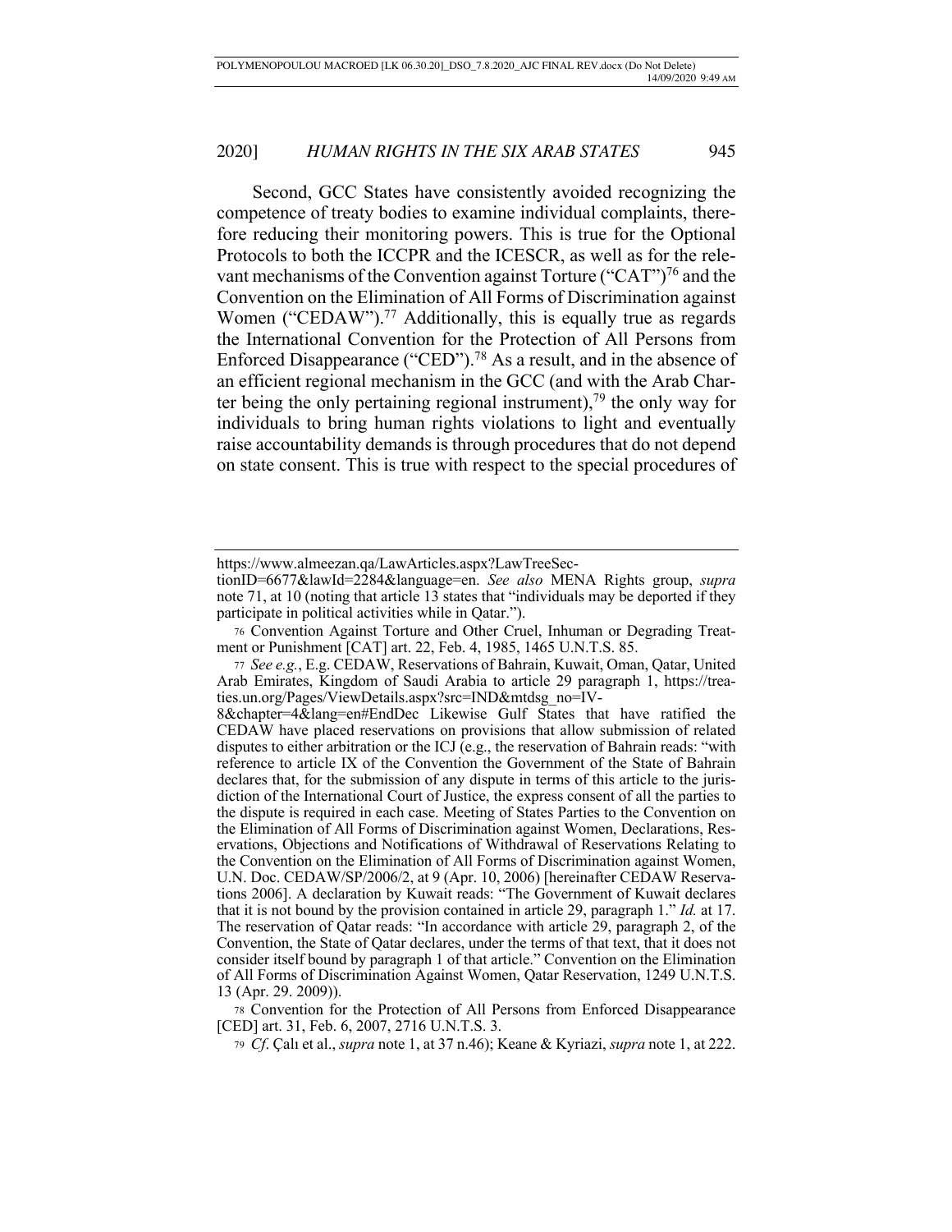Second, GCC States have consistently avoided recognizing the competence of treaty bodies to examine individual complaints, therefore reducing their monitoring powers. This is true for the Optional Protocols to both the ICCPR and the ICESCR, as well as for the relevant mechanisms of the Convention against Torture ("CAT")[76] and the Convention on the Elimination of All Forms of Discrimination against Women ("CEDAW").[77] Additionally, this is equally true as regards the International Convention for the Protection of All Persons from Enforced Disappearance ("CED").[78] As a result, and in the absence of an efficient regional mechanism in the GCC (and with the Arab Charter being the only pertaining regional instrument),[79] the only way for individuals to bring human rights violations to light and eventually raise accountability demands is through procedures that do not depend on state consent. This is true with respect to the special procedures of

---

https://www.almeezan.qa/LawArticles.aspx?LawTreeSectionID=6677&lawId=2284&language=en. *See also* MENA Rights group, *supra* note 71, at 10 (noting that article 13 states that "individuals may be deported if they participate in political activities while in Qatar.").

[76] Convention Against Torture and Other Cruel, Inhuman or Degrading Treatment or Punishment [CAT] art. 22, Feb. 4, 1985, 1465 U.N.T.S. 85.

[77] *See e.g.*, E.g. CEDAW, Reservations of Bahrain, Kuwait, Oman, Qatar, United Arab Emirates, Kingdom of Saudi Arabia to article 29 paragraph 1, https://treaties.un.org/Pages/ViewDetails.aspx?src=IND&mtdsg_no=IV-8&chapter=4&lang=en#EndDec Likewise Gulf States that have ratified the CEDAW have placed reservations on provisions that allow submission of related disputes to either arbitration or the ICJ (e.g., the reservation of Bahrain reads: "with reference to article IX of the Convention the Government of the State of Bahrain declares that, for the submission of any dispute in terms of this article to the jurisdiction of the International Court of Justice, the express consent of all the parties to the dispute is required in each case. Meeting of States Parties to the Convention on the Elimination of All Forms of Discrimination against Women, Declarations, Reservations, Objections and Notifications of Withdrawal of Reservations Relating to the Convention on the Elimination of All Forms of Discrimination against Women, U.N. Doc. CEDAW/SP/2006/2, at 9 (Apr. 10, 2006) [hereinafter CEDAW Reservations 2006]. A declaration by Kuwait reads: "The Government of Kuwait declares that it is not bound by the provision contained in article 29, paragraph 1." *Id.* at 17. The reservation of Qatar reads: "In accordance with article 29, paragraph 2, of the Convention, the State of Qatar declares, under the terms of that text, that it does not consider itself bound by paragraph 1 of that article." Convention on the Elimination of All Forms of Discrimination Against Women, Qatar Reservation, 1249 U.N.T.S. 13 (Apr. 29. 2009)).

[78] Convention for the Protection of All Persons from Enforced Disappearance [CED] art. 31, Feb. 6, 2007, 2716 U.N.T.S. 3.

[79] *Cf*. Çalı et al., *supra* note 1, at 37 n.46); Keane & Kyriazi, *supra* note 1, at 222.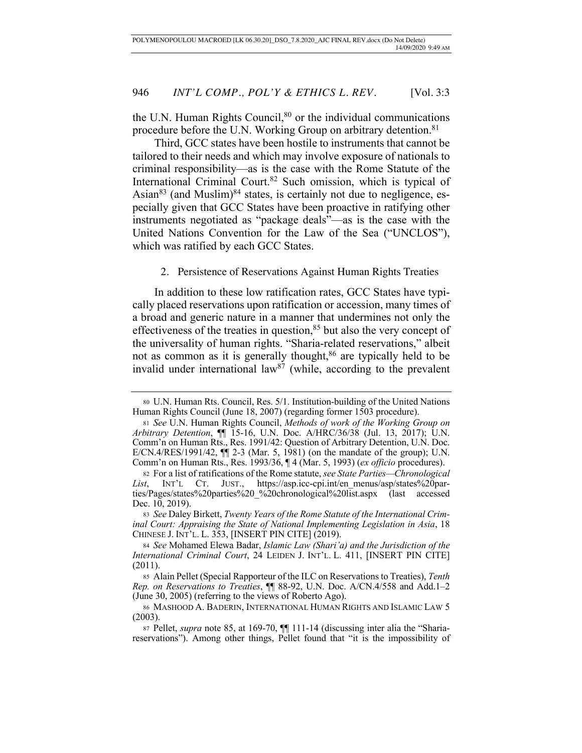the U.N. Human Rights Council,[80] or the individual communications procedure before the U.N. Working Group on arbitrary detention.[81]

Third, GCC states have been hostile to instruments that cannot be tailored to their needs and which may involve exposure of nationals to criminal responsibility—as is the case with the Rome Statute of the International Criminal Court.[82] Such omission, which is typical of Asian[83] (and Muslim)[84] states, is certainly not due to negligence, especially given that GCC States have been proactive in ratifying other instruments negotiated as "package deals"—as is the case with the United Nations Convention for the Law of the Sea ("UNCLOS"), which was ratified by each GCC States.

### 2. Persistence of Reservations Against Human Rights Treaties

In addition to these low ratification rates, GCC States have typically placed reservations upon ratification or accession, many times of a broad and generic nature in a manner that undermines not only the effectiveness of the treaties in question,[85] but also the very concept of the universality of human rights. "Sharia-related reservations," albeit not as common as it is generally thought,[86] are typically held to be invalid under international law[87] (while, according to the prevalent

---

[80] U.N. Human Rts. Council, Res. 5/1. Institution-building of the United Nations Human Rights Council (June 18, 2007) (regarding former 1503 procedure).

[81] *See* U.N. Human Rights Council, *Methods of work of the Working Group on Arbitrary Detention*, ¶¶ 15-16, U.N. Doc. A/HRC/36/38 (Jul. 13, 2017); U.N. Comm'n on Human Rts., Res. 1991/42: Question of Arbitrary Detention, U.N. Doc. E/CN.4/RES/1991/42, ¶¶ 2-3 (Mar. 5, 1981) (on the mandate of the group); U.N. Comm'n on Human Rts., Res. 1993/36, ¶ 4 (Mar. 5, 1993) (*ex officio* procedures).

[82] For a list of ratifications of the Rome statute, *see State Parties—Chronological List*, INT'L CT. JUST., https://asp.icc-cpi.int/en_menus/asp/states%20parties/Pages/states%20parties%20_%20chronological%20list.aspx (last accessed Dec. 10, 2019).

[83] *See* Daley Birkett, *Twenty Years of the Rome Statute of the International Criminal Court: Appraising the State of National Implementing Legislation in Asia*, 18 CHINESE J. INT'L L. 353, [INSERT PIN CITE] (2019).

[84] *See* Mohamed Elewa Badar, *Islamic Law (Shari'a) and the Jurisdiction of the International Criminal Court*, 24 LEIDEN J. INT'L. L. 411, [INSERT PIN CITE] (2011).

[85] Alain Pellet (Special Rapporteur of the ILC on Reservations to Treaties), *Tenth Rep. on Reservations to Treaties*, ¶¶ 88-92, U.N. Doc. A/CN.4/558 and Add.1–2 (June 30, 2005) (referring to the views of Roberto Ago).

[86] MASHOOD A. BADERIN, INTERNATIONAL HUMAN RIGHTS AND ISLAMIC LAW 5 (2003).

[87] Pellet, *supra* note 85, at 169-70, ¶¶ 111-14 (discussing inter alia the "Sharia-reservations"). Among other things, Pellet found that "it is the impossibility of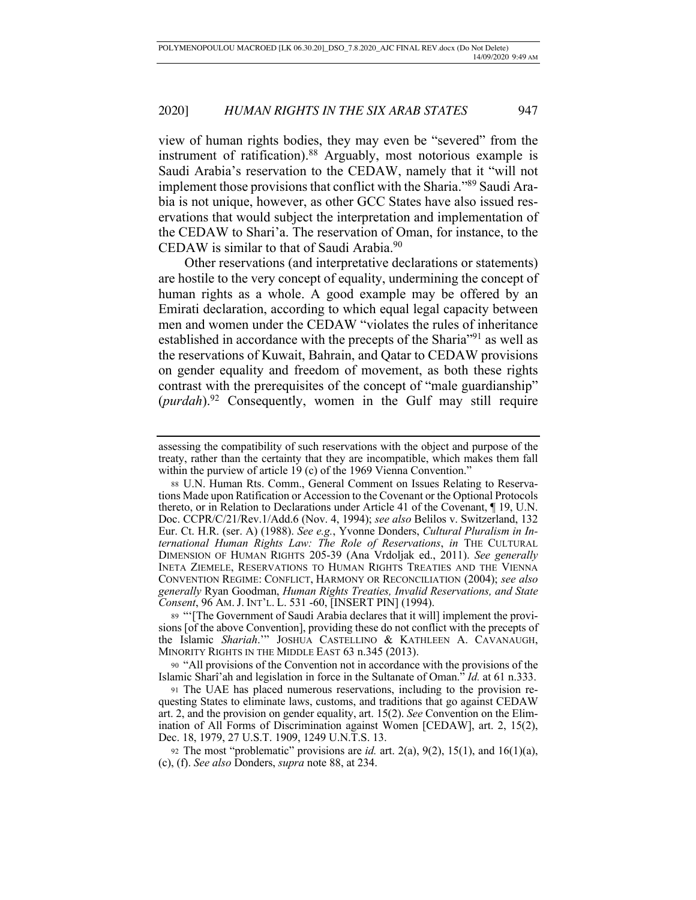view of human rights bodies, they may even be "severed" from the instrument of ratification).[88] Arguably, most notorious example is Saudi Arabia's reservation to the CEDAW, namely that it "will not implement those provisions that conflict with the Sharia."[89] Saudi Arabia is not unique, however, as other GCC States have also issued reservations that would subject the interpretation and implementation of the CEDAW to Shari'a. The reservation of Oman, for instance, to the CEDAW is similar to that of Saudi Arabia.[90]

Other reservations (and interpretative declarations or statements) are hostile to the very concept of equality, undermining the concept of human rights as a whole. A good example may be offered by an Emirati declaration, according to which equal legal capacity between men and women under the CEDAW "violates the rules of inheritance established in accordance with the precepts of the Sharia"[91] as well as the reservations of Kuwait, Bahrain, and Qatar to CEDAW provisions on gender equality and freedom of movement, as both these rights contrast with the prerequisites of the concept of "male guardianship" (*purdah*).[92] Consequently, women in the Gulf may still require

---

assessing the compatibility of such reservations with the object and purpose of the treaty, rather than the certainty that they are incompatible, which makes them fall within the purview of article 19 (c) of the 1969 Vienna Convention."

88 U.N. Human Rts. Comm., General Comment on Issues Relating to Reservations Made upon Ratification or Accession to the Covenant or the Optional Protocols thereto, or in Relation to Declarations under Article 41 of the Covenant, ¶ 19, U.N. Doc. CCPR/C/21/Rev.1/Add.6 (Nov. 4, 1994); *see also* Belilos v. Switzerland, 132 Eur. Ct. H.R. (ser. A) (1988). *See e.g.*, Yvonne Donders, *Cultural Pluralism in International Human Rights Law: The Role of Reservations*, *in* THE CULTURAL DIMENSION OF HUMAN RIGHTS 205-39 (Ana Vrdoljak ed., 2011). *See generally* INETA ZIEMELE, RESERVATIONS TO HUMAN RIGHTS TREATIES AND THE VIENNA CONVENTION REGIME: CONFLICT, HARMONY OR RECONCILIATION (2004); *see also generally* Ryan Goodman, *Human Rights Treaties, Invalid Reservations, and State Consent*, 96 AM. J. INT'L. L. 531 -60, [INSERT PIN] (1994).

89 "'[The Government of Saudi Arabia declares that it will] implement the provisions [of the above Convention], providing these do not conflict with the precepts of the Islamic *Shariah*.'" JOSHUA CASTELLINO & KATHLEEN A. CAVANAUGH, MINORITY RIGHTS IN THE MIDDLE EAST 63 n.345 (2013).

90 "All provisions of the Convention not in accordance with the provisions of the Islamic Sharî'ah and legislation in force in the Sultanate of Oman." *Id.* at 61 n.333.

91 The UAE has placed numerous reservations, including to the provision requesting States to eliminate laws, customs, and traditions that go against CEDAW art. 2, and the provision on gender equality, art. 15(2). *See* Convention on the Elimination of All Forms of Discrimination against Women [CEDAW], art. 2, 15(2), Dec. 18, 1979, 27 U.S.T. 1909, 1249 U.N.T.S. 13.

92 The most "problematic" provisions are *id.* art. 2(a), 9(2), 15(1), and 16(1)(a), (c), (f). *See also* Donders, *supra* note 88, at 234.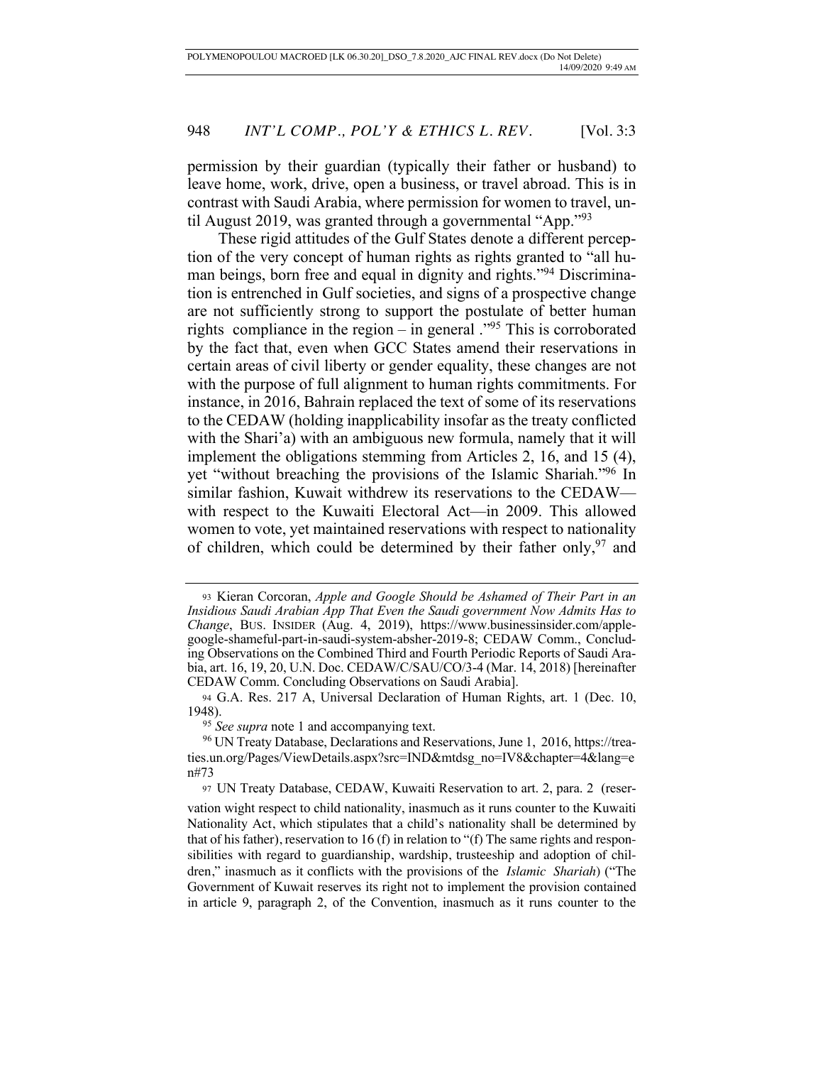permission by their guardian (typically their father or husband) to leave home, work, drive, open a business, or travel abroad. This is in contrast with Saudi Arabia, where permission for women to travel, until August 2019, was granted through a governmental "App."[93]

These rigid attitudes of the Gulf States denote a different perception of the very concept of human rights as rights granted to "all human beings, born free and equal in dignity and rights."[94] Discrimination is entrenched in Gulf societies, and signs of a prospective change are not sufficiently strong to support the postulate of better human rights compliance in the region – in general ."[95] This is corroborated by the fact that, even when GCC States amend their reservations in certain areas of civil liberty or gender equality, these changes are not with the purpose of full alignment to human rights commitments. For instance, in 2016, Bahrain replaced the text of some of its reservations to the CEDAW (holding inapplicability insofar as the treaty conflicted with the Shari'a) with an ambiguous new formula, namely that it will implement the obligations stemming from Articles 2, 16, and 15 (4), yet "without breaching the provisions of the Islamic Shariah."[96] In similar fashion, Kuwait withdrew its reservations to the CEDAW—with respect to the Kuwaiti Electoral Act—in 2009. This allowed women to vote, yet maintained reservations with respect to nationality of children, which could be determined by their father only,[97] and

---

93 Kieran Corcoran, *Apple and Google Should be Ashamed of Their Part in an Insidious Saudi Arabian App That Even the Saudi government Now Admits Has to Change*, BUS. INSIDER (Aug. 4, 2019), https://www.businessinsider.com/apple-google-shameful-part-in-saudi-system-absher-2019-8; CEDAW Comm., Concluding Observations on the Combined Third and Fourth Periodic Reports of Saudi Arabia, art. 16, 19, 20, U.N. Doc. CEDAW/C/SAU/CO/3-4 (Mar. 14, 2018) [hereinafter CEDAW Comm. Concluding Observations on Saudi Arabia].

94 G.A. Res. 217 A, Universal Declaration of Human Rights, art. 1 (Dec. 10, 1948).

95 *See supra* note 1 and accompanying text.

96 UN Treaty Database, Declarations and Reservations, June 1, 2016, https://treaties.un.org/Pages/ViewDetails.aspx?src=IND&mtdsg_no=IV8&chapter=4&lang=en#73

97 UN Treaty Database, CEDAW, Kuwaiti Reservation to art. 2, para. 2 (reservation wight respect to child nationality, inasmuch as it runs counter to the Kuwaiti Nationality Act, which stipulates that a child's nationality shall be determined by that of his father), reservation to 16 (f) in relation to "(f) The same rights and responsibilities with regard to guardianship, wardship, trusteeship and adoption of children," inasmuch as it conflicts with the provisions of the *Islamic Shariah*) ("The Government of Kuwait reserves its right not to implement the provision contained in article 9, paragraph 2, of the Convention, inasmuch as it runs counter to the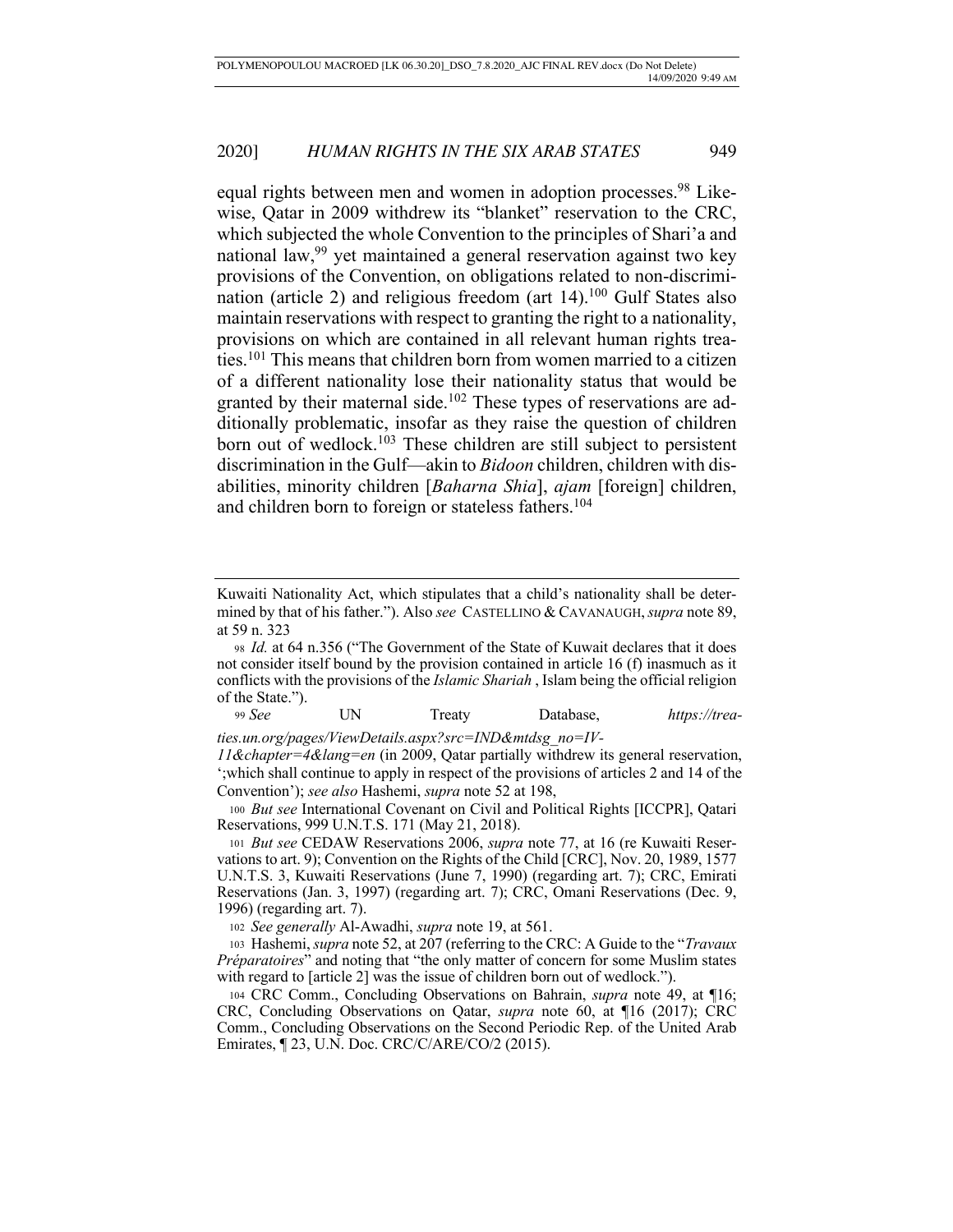equal rights between men and women in adoption processes.[98] Likewise, Qatar in 2009 withdrew its "blanket" reservation to the CRC, which subjected the whole Convention to the principles of Shari'a and national law,[99] yet maintained a general reservation against two key provisions of the Convention, on obligations related to non-discrimination (article 2) and religious freedom (art 14).[100] Gulf States also maintain reservations with respect to granting the right to a nationality, provisions on which are contained in all relevant human rights treaties.[101] This means that children born from women married to a citizen of a different nationality lose their nationality status that would be granted by their maternal side.[102] These types of reservations are additionally problematic, insofar as they raise the question of children born out of wedlock.[103] These children are still subject to persistent discrimination in the Gulf—akin to *Bidoon* children, children with disabilities, minority children [*Baharna Shia*], *ajam* [foreign] children, and children born to foreign or stateless fathers.[104]

---

Kuwaiti Nationality Act, which stipulates that a child's nationality shall be determined by that of his father."). Also *see* CASTELLINO & CAVANAUGH, *supra* note 89, at 59 n. 323

98 *Id.* at 64 n.356 ("The Government of the State of Kuwait declares that it does not consider itself bound by the provision contained in article 16 (f) inasmuch as it conflicts with the provisions of the *Islamic Shariah* , Islam being the official religion of the State.").

99 *See* UN Treaty Database, *https://treaties.un.org/pages/ViewDetails.aspx?src=IND&mtdsg_no=IV-11&chapter=4&lang=en* (in 2009, Qatar partially withdrew its general reservation, ';which shall continue to apply in respect of the provisions of articles 2 and 14 of the Convention'); *see also* Hashemi, *supra* note 52 at 198,

100 *But see* International Covenant on Civil and Political Rights [ICCPR], Qatari Reservations, 999 U.N.T.S. 171 (May 21, 2018).

101 *But see* CEDAW Reservations 2006, *supra* note 77, at 16 (re Kuwaiti Reservations to art. 9); Convention on the Rights of the Child [CRC], Nov. 20, 1989, 1577 U.N.T.S. 3, Kuwaiti Reservations (June 7, 1990) (regarding art. 7); CRC, Emirati Reservations (Jan. 3, 1997) (regarding art. 7); CRC, Omani Reservations (Dec. 9, 1996) (regarding art. 7).

102 *See generally* Al-Awadhi, *supra* note 19, at 561.

103 Hashemi, *supra* note 52, at 207 (referring to the CRC: A Guide to the "*Travaux Préparatoires*" and noting that "the only matter of concern for some Muslim states with regard to [article 2] was the issue of children born out of wedlock.").

104 CRC Comm., Concluding Observations on Bahrain, *supra* note 49, at ¶16; CRC, Concluding Observations on Qatar, *supra* note 60, at ¶16 (2017); CRC Comm., Concluding Observations on the Second Periodic Rep. of the United Arab Emirates, ¶ 23, U.N. Doc. CRC/C/ARE/CO/2 (2015).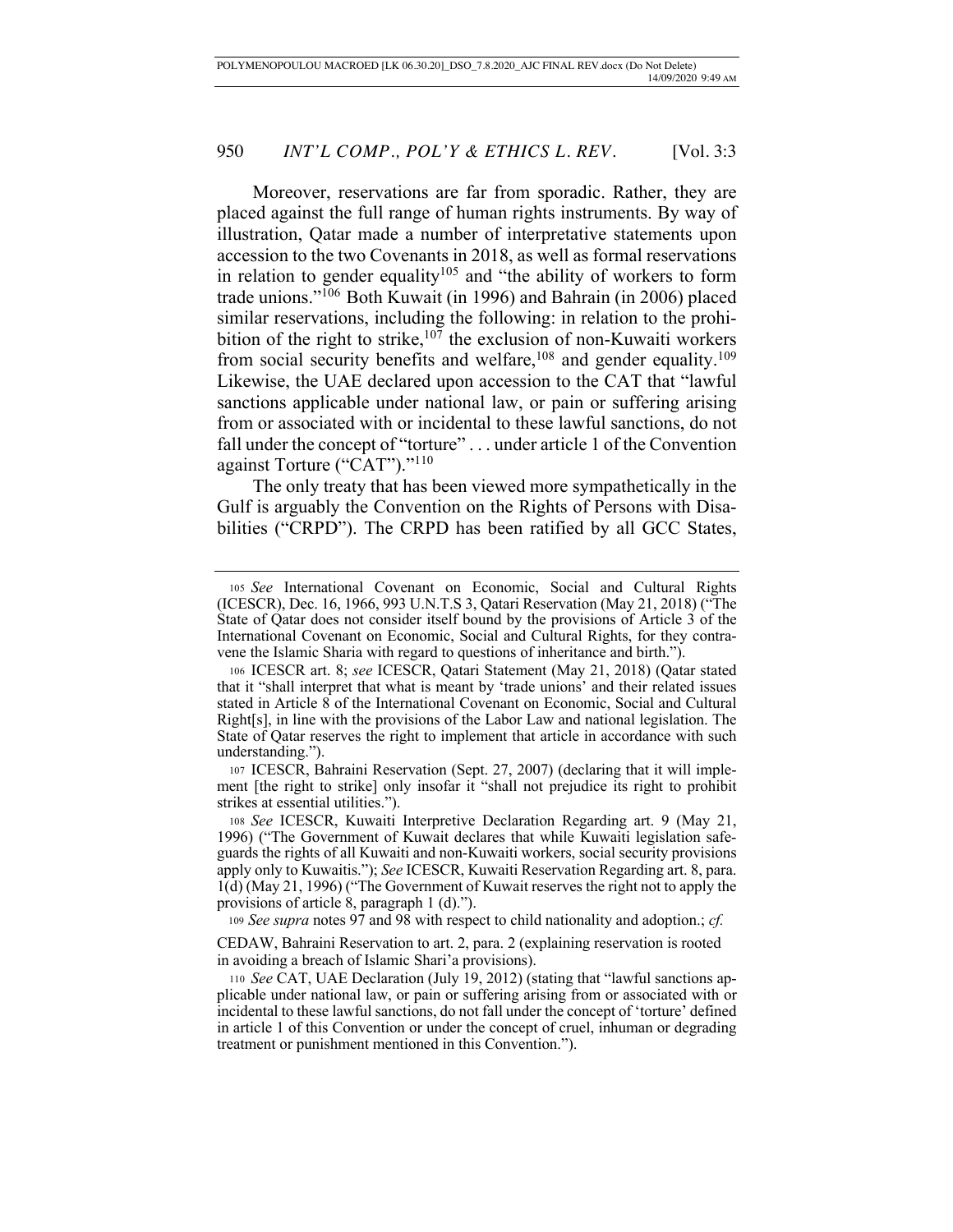Moreover, reservations are far from sporadic. Rather, they are placed against the full range of human rights instruments. By way of illustration, Qatar made a number of interpretative statements upon accession to the two Covenants in 2018, as well as formal reservations in relation to gender equality[105] and "the ability of workers to form trade unions."[106] Both Kuwait (in 1996) and Bahrain (in 2006) placed similar reservations, including the following: in relation to the prohibition of the right to strike,[107] the exclusion of non-Kuwaiti workers from social security benefits and welfare,[108] and gender equality.[109] Likewise, the UAE declared upon accession to the CAT that "lawful sanctions applicable under national law, or pain or suffering arising from or associated with or incidental to these lawful sanctions, do not fall under the concept of "torture" . . . under article 1 of the Convention against Torture ("CAT")."[110]

The only treaty that has been viewed more sympathetically in the Gulf is arguably the Convention on the Rights of Persons with Disabilities ("CRPD"). The CRPD has been ratified by all GCC States,

---

105 *See* International Covenant on Economic, Social and Cultural Rights (ICESCR), Dec. 16, 1966, 993 U.N.T.S 3, Qatari Reservation (May 21, 2018) ("The State of Qatar does not consider itself bound by the provisions of Article 3 of the International Covenant on Economic, Social and Cultural Rights, for they contravene the Islamic Sharia with regard to questions of inheritance and birth.").

106 ICESCR art. 8; *see* ICESCR, Qatari Statement (May 21, 2018) (Qatar stated that it "shall interpret that what is meant by 'trade unions' and their related issues stated in Article 8 of the International Covenant on Economic, Social and Cultural Right[s], in line with the provisions of the Labor Law and national legislation. The State of Qatar reserves the right to implement that article in accordance with such understanding.").

107 ICESCR, Bahraini Reservation (Sept. 27, 2007) (declaring that it will implement [the right to strike] only insofar it "shall not prejudice its right to prohibit strikes at essential utilities.").

108 *See* ICESCR, Kuwaiti Interpretive Declaration Regarding art. 9 (May 21, 1996) ("The Government of Kuwait declares that while Kuwaiti legislation safeguards the rights of all Kuwaiti and non-Kuwaiti workers, social security provisions apply only to Kuwaitis."); *See* ICESCR, Kuwaiti Reservation Regarding art. 8, para. 1(d) (May 21, 1996) ("The Government of Kuwait reserves the right not to apply the provisions of article 8, paragraph 1 (d).").

109 *See supra* notes 97 and 98 with respect to child nationality and adoption.; *cf.* CEDAW, Bahraini Reservation to art. 2, para. 2 (explaining reservation is rooted in avoiding a breach of Islamic Shari'a provisions).

110 *See* CAT, UAE Declaration (July 19, 2012) (stating that "lawful sanctions applicable under national law, or pain or suffering arising from or associated with or incidental to these lawful sanctions, do not fall under the concept of 'torture' defined in article 1 of this Convention or under the concept of cruel, inhuman or degrading treatment or punishment mentioned in this Convention.").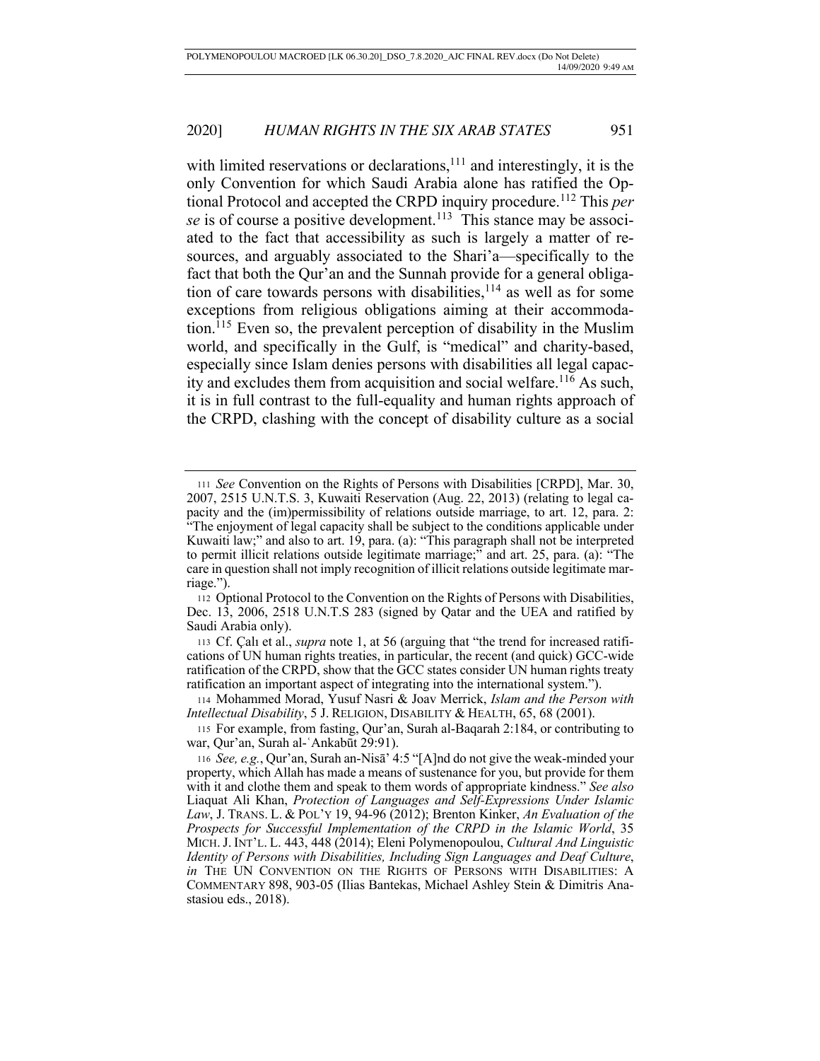with limited reservations or declarations,[111] and interestingly, it is the only Convention for which Saudi Arabia alone has ratified the Optional Protocol and accepted the CRPD inquiry procedure.[112] This *per se* is of course a positive development.[113] This stance may be associated to the fact that accessibility as such is largely a matter of resources, and arguably associated to the Shari'a—specifically to the fact that both the Qur'an and the Sunnah provide for a general obligation of care towards persons with disabilities,[114] as well as for some exceptions from religious obligations aiming at their accommodation.[115] Even so, the prevalent perception of disability in the Muslim world, and specifically in the Gulf, is "medical" and charity-based, especially since Islam denies persons with disabilities all legal capacity and excludes them from acquisition and social welfare.[116] As such, it is in full contrast to the full-equality and human rights approach of the CRPD, clashing with the concept of disability culture as a social

---

[111] *See* Convention on the Rights of Persons with Disabilities [CRPD], Mar. 30, 2007, 2515 U.N.T.S. 3, Kuwaiti Reservation (Aug. 22, 2013) (relating to legal capacity and the (im)permissibility of relations outside marriage, to art. 12, para. 2: "The enjoyment of legal capacity shall be subject to the conditions applicable under Kuwaiti law;" and also to art. 19, para. (a): "This paragraph shall not be interpreted to permit illicit relations outside legitimate marriage;" and art. 25, para. (a): "The care in question shall not imply recognition of illicit relations outside legitimate marriage.").

[112] Optional Protocol to the Convention on the Rights of Persons with Disabilities, Dec. 13, 2006, 2518 U.N.T.S 283 (signed by Qatar and the UEA and ratified by Saudi Arabia only).

[113] Cf. Çalı et al., *supra* note 1, at 56 (arguing that "the trend for increased ratifications of UN human rights treaties, in particular, the recent (and quick) GCC-wide ratification of the CRPD, show that the GCC states consider UN human rights treaty ratification an important aspect of integrating into the international system.").

[114] Mohammed Morad, Yusuf Nasri & Joav Merrick, *Islam and the Person with Intellectual Disability*, 5 J. RELIGION, DISABILITY & HEALTH, 65, 68 (2001).

[115] For example, from fasting, Qur'an, Surah al-Baqarah 2:184, or contributing to war, Qur'an, Surah al-ʿAnkabūt 29:91).

[116] *See, e.g.*, Qur'an, Surah an-Nisā' 4:5 "[A]nd do not give the weak-minded your property, which Allah has made a means of sustenance for you, but provide for them with it and clothe them and speak to them words of appropriate kindness." *See also* Liaquat Ali Khan, *Protection of Languages and Self-Expressions Under Islamic Law*, J. TRANS. L. & POL'Y 19, 94-96 (2012); Brenton Kinker, *An Evaluation of the Prospects for Successful Implementation of the CRPD in the Islamic World*, 35 MICH. J. INT'L. L. 443, 448 (2014); Eleni Polymenopoulou, *Cultural And Linguistic Identity of Persons with Disabilities, Including Sign Languages and Deaf Culture*, *in* THE UN CONVENTION ON THE RIGHTS OF PERSONS WITH DISABILITIES: A COMMENTARY 898, 903-05 (Ilias Bantekas, Michael Ashley Stein & Dimitris Anastasiou eds., 2018).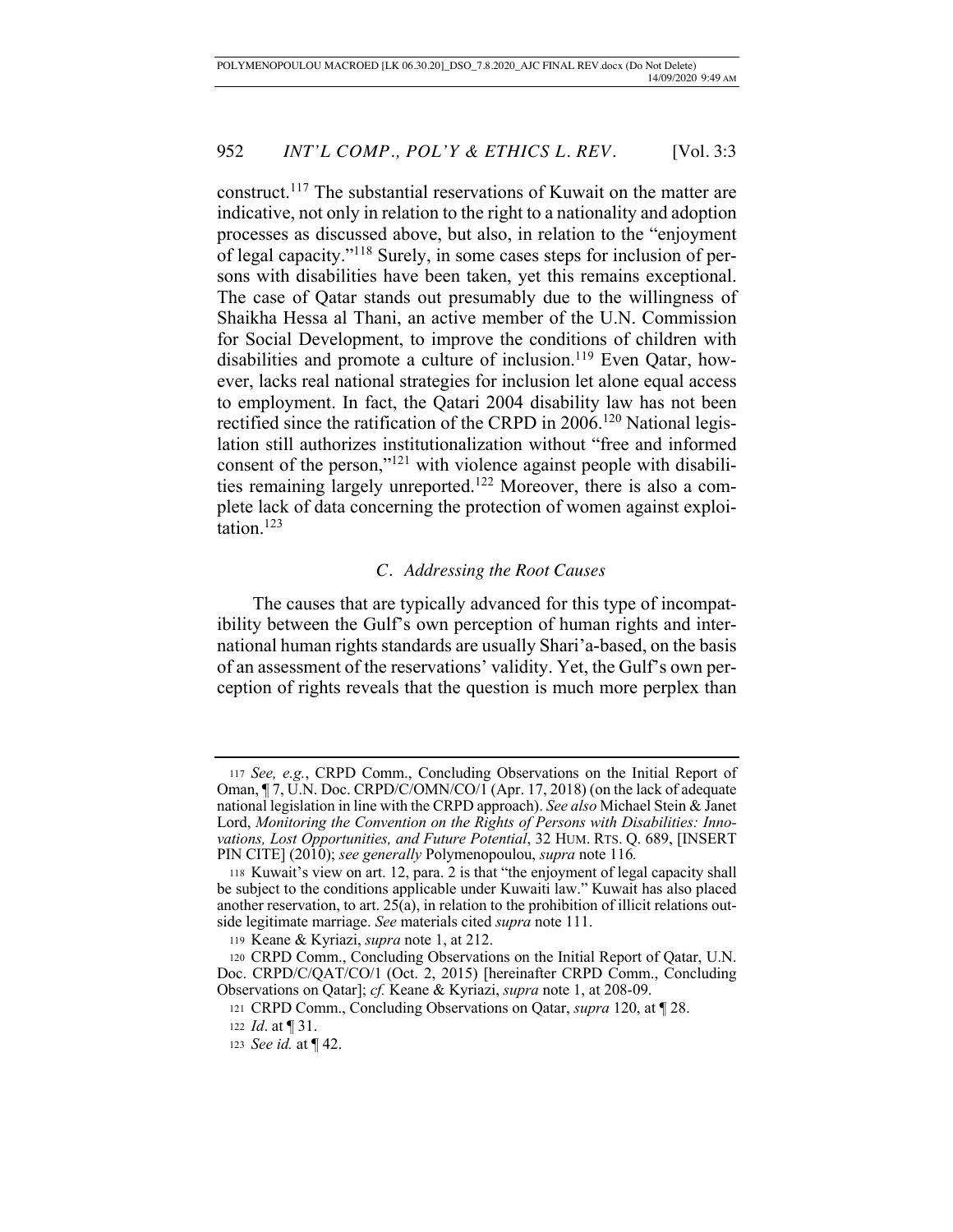construct.[117] The substantial reservations of Kuwait on the matter are indicative, not only in relation to the right to a nationality and adoption processes as discussed above, but also, in relation to the "enjoyment of legal capacity."[118] Surely, in some cases steps for inclusion of persons with disabilities have been taken, yet this remains exceptional. The case of Qatar stands out presumably due to the willingness of Shaikha Hessa al Thani, an active member of the U.N. Commission for Social Development, to improve the conditions of children with disabilities and promote a culture of inclusion.[119] Even Qatar, however, lacks real national strategies for inclusion let alone equal access to employment. In fact, the Qatari 2004 disability law has not been rectified since the ratification of the CRPD in 2006.[120] National legislation still authorizes institutionalization without "free and informed consent of the person,"[121] with violence against people with disabilities remaining largely unreported.[122] Moreover, there is also a complete lack of data concerning the protection of women against exploitation.[123]

### *C. Addressing the Root Causes*

The causes that are typically advanced for this type of incompatibility between the Gulf's own perception of human rights and international human rights standards are usually Shari'a-based, on the basis of an assessment of the reservations' validity. Yet, the Gulf's own perception of rights reveals that the question is much more perplex than

---

117 *See, e.g.*, CRPD Comm., Concluding Observations on the Initial Report of Oman, ¶ 7, U.N. Doc. CRPD/C/OMN/CO/1 (Apr. 17, 2018) (on the lack of adequate national legislation in line with the CRPD approach). *See also* Michael Stein & Janet Lord, *Monitoring the Convention on the Rights of Persons with Disabilities: Innovations, Lost Opportunities, and Future Potential*, 32 HUM. RTS. Q. 689, [INSERT PIN CITE] (2010); *see generally* Polymenopoulou, *supra* note 116.

118 Kuwait's view on art. 12, para. 2 is that "the enjoyment of legal capacity shall be subject to the conditions applicable under Kuwaiti law." Kuwait has also placed another reservation, to art. 25(a), in relation to the prohibition of illicit relations outside legitimate marriage. *See* materials cited *supra* note 111.

119 Keane & Kyriazi, *supra* note 1, at 212.

120 CRPD Comm., Concluding Observations on the Initial Report of Qatar, U.N. Doc. CRPD/C/QAT/CO/1 (Oct. 2, 2015) [hereinafter CRPD Comm., Concluding Observations on Qatar]; *cf.* Keane & Kyriazi, *supra* note 1, at 208-09.

121 CRPD Comm., Concluding Observations on Qatar, *supra* 120, at ¶ 28.

122 *Id*. at ¶ 31.

123 *See id.* at ¶ 42.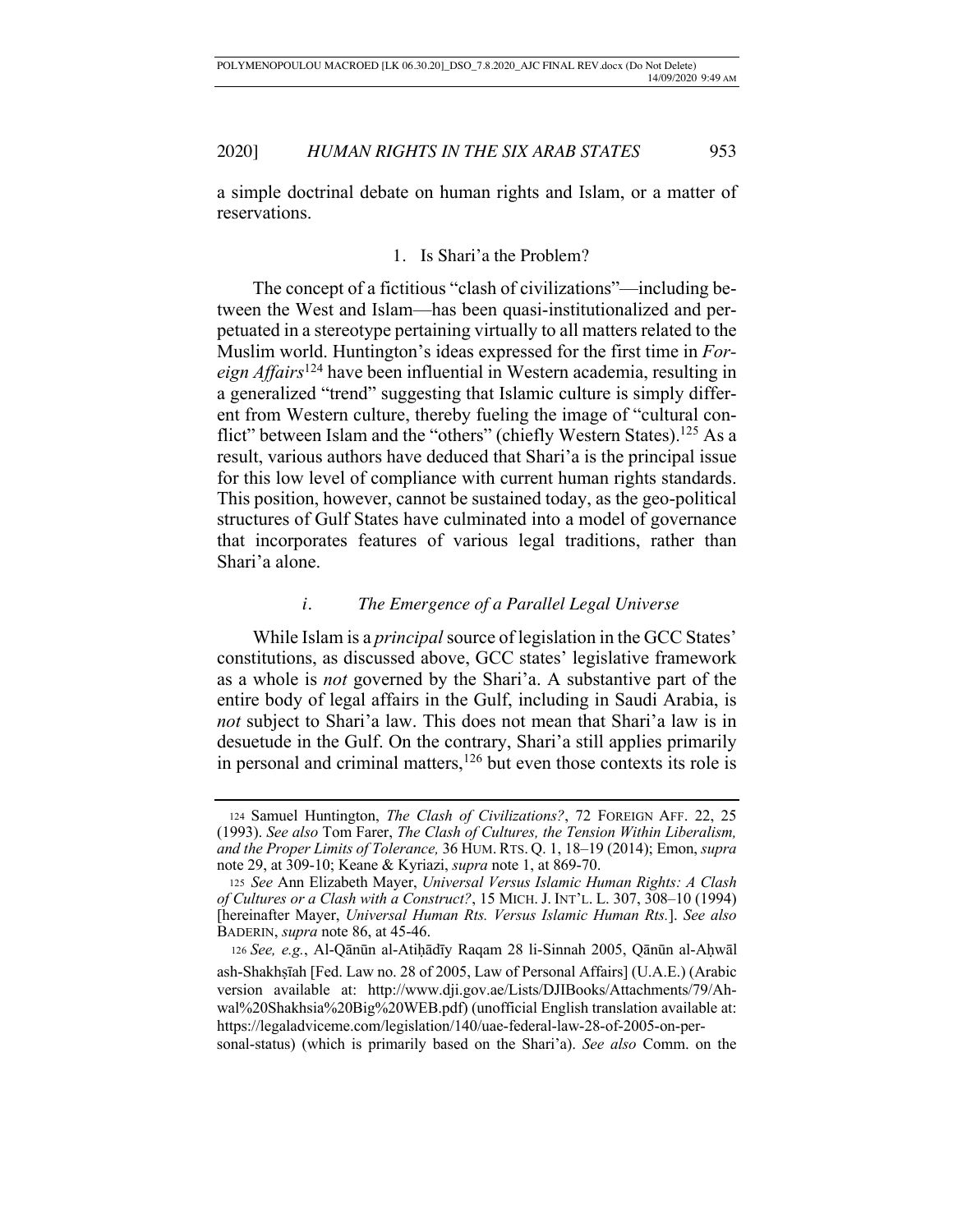a simple doctrinal debate on human rights and Islam, or a matter of reservations.

### 1. Is Shari'a the Problem?

The concept of a fictitious "clash of civilizations"—including between the West and Islam—has been quasi-institutionalized and perpetuated in a stereotype pertaining virtually to all matters related to the Muslim world. Huntington's ideas expressed for the first time in *Foreign Affairs*[124] have been influential in Western academia, resulting in a generalized "trend" suggesting that Islamic culture is simply different from Western culture, thereby fueling the image of "cultural conflict" between Islam and the "others" (chiefly Western States).[125] As a result, various authors have deduced that Shari'a is the principal issue for this low level of compliance with current human rights standards. This position, however, cannot be sustained today, as the geo-political structures of Gulf States have culminated into a model of governance that incorporates features of various legal traditions, rather than Shari'a alone.

#### *i. The Emergence of a Parallel Legal Universe*

While Islam is a *principal* source of legislation in the GCC States' constitutions, as discussed above, GCC states' legislative framework as a whole is *not* governed by the Shari'a. A substantive part of the entire body of legal affairs in the Gulf, including in Saudi Arabia, is *not* subject to Shari'a law. This does not mean that Shari'a law is in desuetude in the Gulf. On the contrary, Shari'a still applies primarily in personal and criminal matters,[126] but even those contexts its role is

---

124 Samuel Huntington, *The Clash of Civilizations?*, 72 FOREIGN AFF. 22, 25 (1993). *See also* Tom Farer, *The Clash of Cultures, the Tension Within Liberalism, and the Proper Limits of Tolerance,* 36 HUM. RTS. Q. 1, 18–19 (2014); Emon, *supra* note 29, at 309-10; Keane & Kyriazi, *supra* note 1, at 869-70.

125 *See* Ann Elizabeth Mayer, *Universal Versus Islamic Human Rights: A Clash of Cultures or a Clash with a Construct?*, 15 MICH. J. INT'L. L. 307, 308–10 (1994) [hereinafter Mayer, *Universal Human Rts. Versus Islamic Human Rts.*]. *See also* BADERIN, *supra* note 86, at 45-46.

126 *See, e.g.*, Al-Qānūn al-Atiḥādīy Raqam 28 li-Sinnah 2005, Qānūn al-Aḥwāl ash-Shakhṣīah [Fed. Law no. 28 of 2005, Law of Personal Affairs] (U.A.E.) (Arabic version available at: http://www.dji.gov.ae/Lists/DJIBooks/Attachments/79/Ahwal%20Shakhsia%20Big%20WEB.pdf) (unofficial English translation available at: https://legaladviceme.com/legislation/140/uae-federal-law-28-of-2005-on-personal-status) (which is primarily based on the Shari'a). *See also* Comm. on the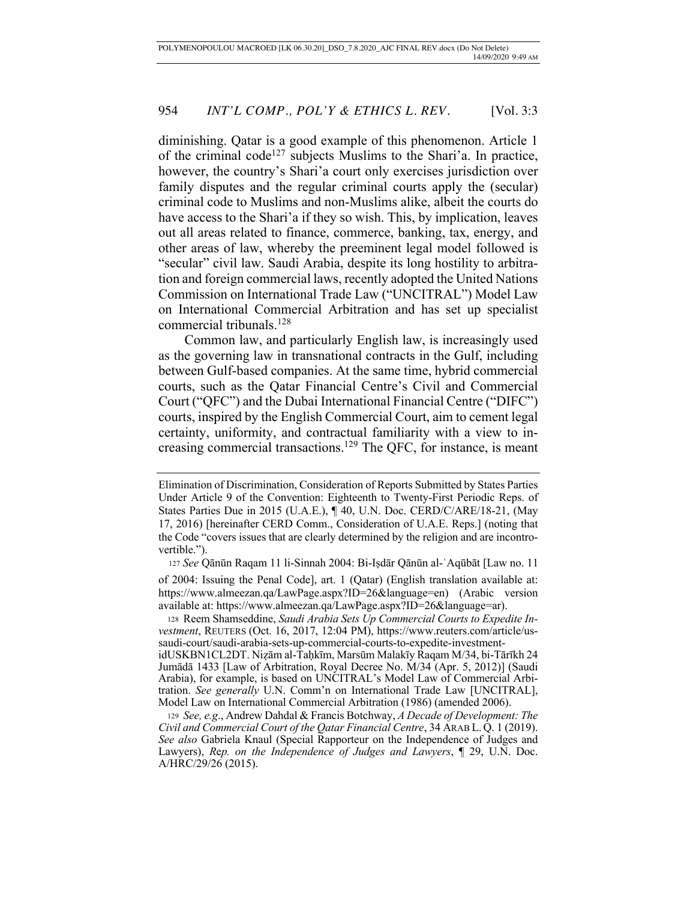diminishing. Qatar is a good example of this phenomenon. Article 1 of the criminal code[127] subjects Muslims to the Shari'a. In practice, however, the country's Shari'a court only exercises jurisdiction over family disputes and the regular criminal courts apply the (secular) criminal code to Muslims and non-Muslims alike, albeit the courts do have access to the Shari'a if they so wish. This, by implication, leaves out all areas related to finance, commerce, banking, tax, energy, and other areas of law, whereby the preeminent legal model followed is "secular" civil law. Saudi Arabia, despite its long hostility to arbitration and foreign commercial laws, recently adopted the United Nations Commission on International Trade Law ("UNCITRAL") Model Law on International Commercial Arbitration and has set up specialist commercial tribunals.[128]

Common law, and particularly English law, is increasingly used as the governing law in transnational contracts in the Gulf, including between Gulf-based companies. At the same time, hybrid commercial courts, such as the Qatar Financial Centre's Civil and Commercial Court ("QFC") and the Dubai International Financial Centre ("DIFC") courts, inspired by the English Commercial Court, aim to cement legal certainty, uniformity, and contractual familiarity with a view to increasing commercial transactions.[129] The QFC, for instance, is meant

---

Elimination of Discrimination, Consideration of Reports Submitted by States Parties Under Article 9 of the Convention: Eighteenth to Twenty-First Periodic Reps. of States Parties Due in 2015 (U.A.E.), ¶ 40, U.N. Doc. CERD/C/ARE/18-21, (May 17, 2016) [hereinafter CERD Comm., Consideration of U.A.E. Reps.] (noting that the Code "covers issues that are clearly determined by the religion and are incontrovertible.").

127 *See* Qānūn Raqam 11 li-Sinnah 2004: Bi-Iṣdār Qānūn al-ʿAqūbāt [Law no. 11 of 2004: Issuing the Penal Code], art. 1 (Qatar) (English translation available at: https://www.almeezan.qa/LawPage.aspx?ID=26&language=en) (Arabic version available at: https://www.almeezan.qa/LawPage.aspx?ID=26&language=ar).

128 Reem Shamseddine, *Saudi Arabia Sets Up Commercial Courts to Expedite Investment*, REUTERS (Oct. 16, 2017, 12:04 PM), https://www.reuters.com/article/us-saudi-court/saudi-arabia-sets-up-commercial-courts-to-expedite-investment-idUSKBN1CL2DT. Niẓām al-Taḥkīm, Marsūm Malakīy Raqam M/34, bi-Tārīkh 24 Jumādā 1433 [Law of Arbitration, Royal Decree No. M/34 (Apr. 5, 2012)] (Saudi Arabia), for example, is based on UNCITRAL's Model Law of Commercial Arbitration. *See generally* U.N. Comm'n on International Trade Law [UNCITRAL], Model Law on International Commercial Arbitration (1986) (amended 2006).

129 *See, e.g.*, Andrew Dahdal & Francis Botchway, *A Decade of Development: The Civil and Commercial Court of the Qatar Financial Centre*, 34 ARAB L. Q. 1 (2019). *See also* Gabriela Knaul (Special Rapporteur on the Independence of Judges and Lawyers), *Rep. on the Independence of Judges and Lawyers*, ¶ 29, U.N. Doc. A/HRC/29/26 (2015).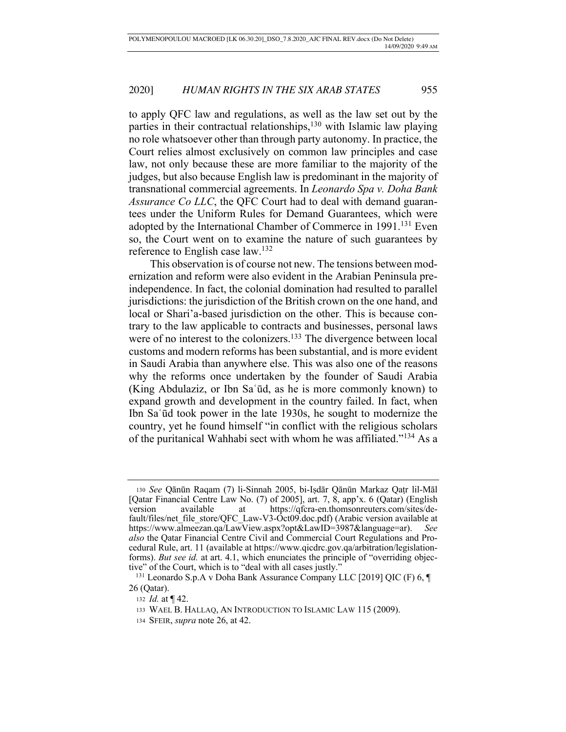to apply QFC law and regulations, as well as the law set out by the parties in their contractual relationships,[130] with Islamic law playing no role whatsoever other than through party autonomy. In practice, the Court relies almost exclusively on common law principles and case law, not only because these are more familiar to the majority of the judges, but also because English law is predominant in the majority of transnational commercial agreements. In *Leonardo Spa v. Doha Bank Assurance Co LLC*, the QFC Court had to deal with demand guarantees under the Uniform Rules for Demand Guarantees, which were adopted by the International Chamber of Commerce in 1991.[131] Even so, the Court went on to examine the nature of such guarantees by reference to English case law.[132]

This observation is of course not new. The tensions between modernization and reform were also evident in the Arabian Peninsula pre-independence. In fact, the colonial domination had resulted to parallel jurisdictions: the jurisdiction of the British crown on the one hand, and local or Shari'a-based jurisdiction on the other. This is because contrary to the law applicable to contracts and businesses, personal laws were of no interest to the colonizers.[133] The divergence between local customs and modern reforms has been substantial, and is more evident in Saudi Arabia than anywhere else. This was also one of the reasons why the reforms once undertaken by the founder of Saudi Arabia (King Abdulaziz, or Ibn Saʿūd, as he is more commonly known) to expand growth and development in the country failed. In fact, when Ibn Saʿūd took power in the late 1930s, he sought to modernize the country, yet he found himself "in conflict with the religious scholars of the puritanical Wahhabi sect with whom he was affiliated."[134] As a

---

[130] *See* Qānūn Raqam (7) li-Sinnah 2005, bi-Iṣdār Qānūn Markaz Qaṭr lil-Māl [Qatar Financial Centre Law No. (7) of 2005], art. 7, 8, app'x. 6 (Qatar) (English version available at https://qfcra-en.thomsonreuters.com/sites/default/files/net_file_store/QFC_Law-V3-Oct09.doc.pdf) (Arabic version available at https://www.almeezan.qa/LawView.aspx?opt&LawID=3987&language=ar). *See also* the Qatar Financial Centre Civil and Commercial Court Regulations and Procedural Rule, art. 11 (available at https://www.qicdrc.gov.qa/arbitration/legislation-forms). *But see id.* at art. 4.1, which enunciates the principle of "overriding objective" of the Court, which is to "deal with all cases justly."

[131] Leonardo S.p.A v Doha Bank Assurance Company LLC [2019] QIC (F) 6, ¶ 26 (Qatar).

[132] *Id.* at ¶ 42.

[133] WAEL B. HALLAQ, AN INTRODUCTION TO ISLAMIC LAW 115 (2009).

[134] SFEIR, *supra* note 26, at 42.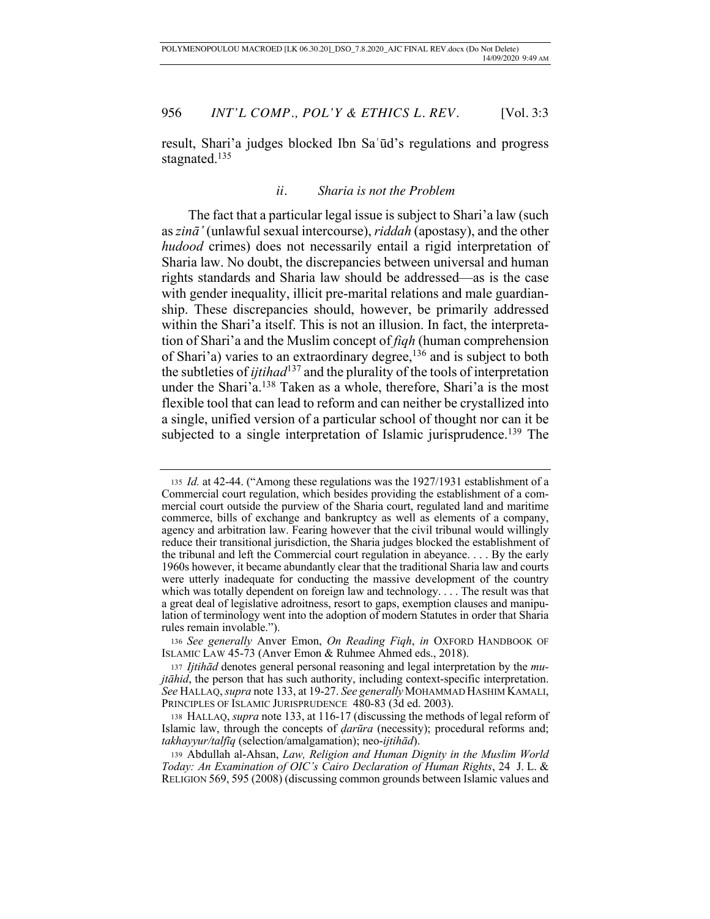result, Shari'a judges blocked Ibn Saʿūd's regulations and progress stagnated.[135]

### *ii. Sharia is not the Problem*

The fact that a particular legal issue is subject to Shari'a law (such as *zinā'* (unlawful sexual intercourse), *riddah* (apostasy), and the other *hudood* crimes) does not necessarily entail a rigid interpretation of Sharia law. No doubt, the discrepancies between universal and human rights standards and Sharia law should be addressed—as is the case with gender inequality, illicit pre-marital relations and male guardianship. These discrepancies should, however, be primarily addressed within the Shari'a itself. This is not an illusion. In fact, the interpretation of Shari'a and the Muslim concept of *fiqh* (human comprehension of Shari'a) varies to an extraordinary degree,[136] and is subject to both the subtleties of *ijtihad*[137] and the plurality of the tools of interpretation under the Shari'a.[138] Taken as a whole, therefore, Shari'a is the most flexible tool that can lead to reform and can neither be crystallized into a single, unified version of a particular school of thought nor can it be subjected to a single interpretation of Islamic jurisprudence.[139] The

---

135 *Id.* at 42-44. ("Among these regulations was the 1927/1931 establishment of a Commercial court regulation, which besides providing the establishment of a commercial court outside the purview of the Sharia court, regulated land and maritime commerce, bills of exchange and bankruptcy as well as elements of a company, agency and arbitration law. Fearing however that the civil tribunal would willingly reduce their transitional jurisdiction, the Sharia judges blocked the establishment of the tribunal and left the Commercial court regulation in abeyance. . . . By the early 1960s however, it became abundantly clear that the traditional Sharia law and courts were utterly inadequate for conducting the massive development of the country which was totally dependent on foreign law and technology. . . . The result was that a great deal of legislative adroitness, resort to gaps, exemption clauses and manipulation of terminology went into the adoption of modern Statutes in order that Sharia rules remain involable.").

136 *See generally* Anver Emon, *On Reading Fiqh*, *in* OXFORD HANDBOOK OF ISLAMIC LAW 45-73 (Anver Emon & Ruhmee Ahmed eds., 2018).

137 *Ijtihād* denotes general personal reasoning and legal interpretation by the *mujtāhid*, the person that has such authority, including context-specific interpretation. *See* HALLAQ, *supra* note 133, at 19-27. *See generally* MOHAMMAD HASHIM KAMALI, PRINCIPLES OF ISLAMIC JURISPRUDENCE 480-83 (3d ed. 2003).

138 HALLAQ, *supra* note 133, at 116-17 (discussing the methods of legal reform of Islamic law, through the concepts of *ḍarūra* (necessity); procedural reforms and; *takhayyur/talfīq* (selection/amalgamation); neo-*ijtihād*).

139 Abdullah al-Ahsan, *Law, Religion and Human Dignity in the Muslim World Today: An Examination of OIC's Cairo Declaration of Human Rights*, 24 J. L. & RELIGION 569, 595 (2008) (discussing common grounds between Islamic values and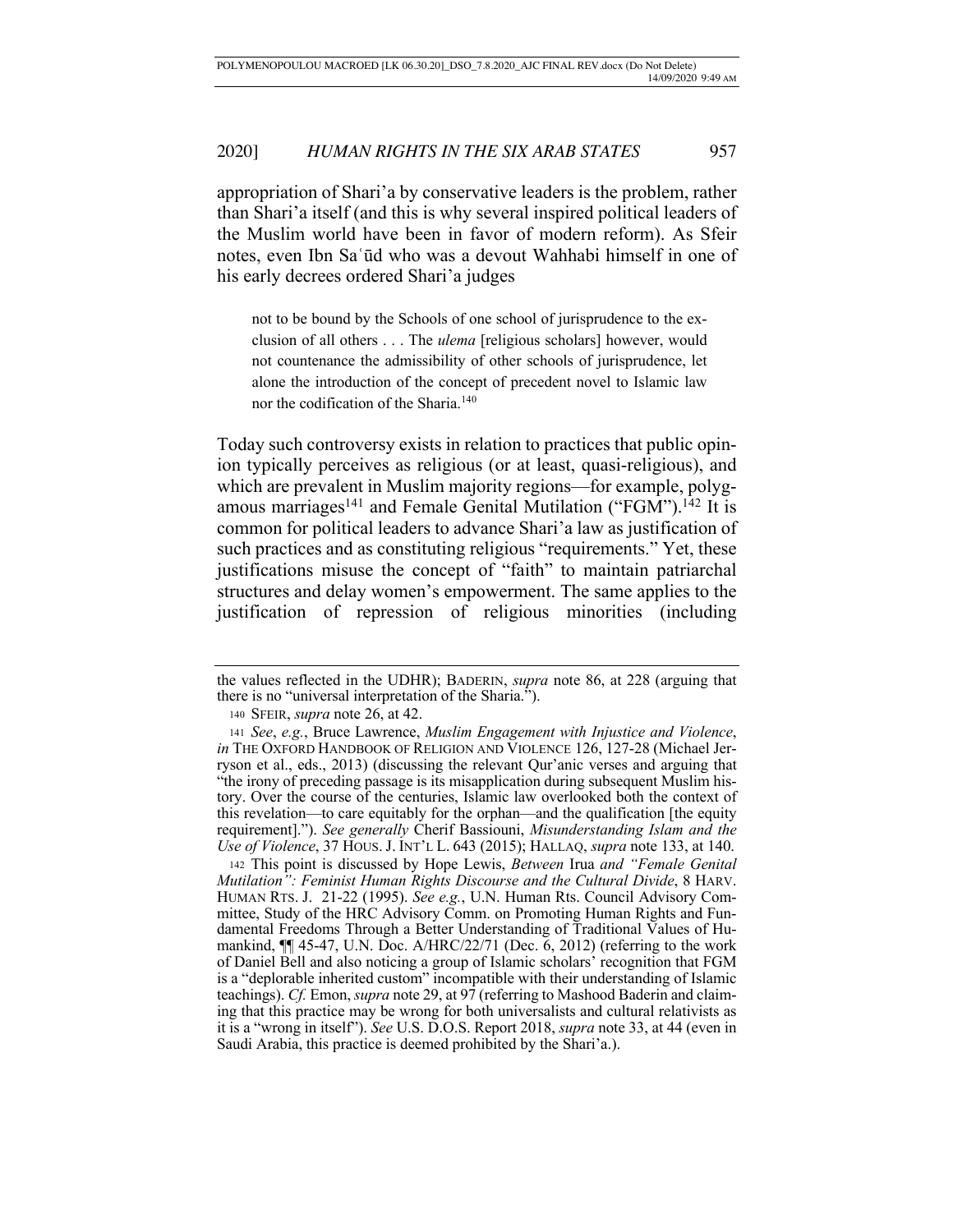appropriation of Shari'a by conservative leaders is the problem, rather than Shari'a itself (and this is why several inspired political leaders of the Muslim world have been in favor of modern reform). As Sfeir notes, even Ibn Saʿūd who was a devout Wahhabi himself in one of his early decrees ordered Shari'a judges

> not to be bound by the Schools of one school of jurisprudence to the exclusion of all others . . . The *ulema* [religious scholars] however, would not countenance the admissibility of other schools of jurisprudence, let alone the introduction of the concept of precedent novel to Islamic law nor the codification of the Sharia.[140]

Today such controversy exists in relation to practices that public opinion typically perceives as religious (or at least, quasi-religious), and which are prevalent in Muslim majority regions—for example, polygamous marriages[141] and Female Genital Mutilation ("FGM").[142] It is common for political leaders to advance Shari'a law as justification of such practices and as constituting religious "requirements." Yet, these justifications misuse the concept of "faith" to maintain patriarchal structures and delay women's empowerment. The same applies to the justification of repression of religious minorities (including

---

the values reflected in the UDHR); BADERIN, *supra* note 86, at 228 (arguing that there is no "universal interpretation of the Sharia.").

140 SFEIR, *supra* note 26, at 42.

141 *See*, *e.g.*, Bruce Lawrence, *Muslim Engagement with Injustice and Violence*, *in* THE OXFORD HANDBOOK OF RELIGION AND VIOLENCE 126, 127-28 (Michael Jerryson et al., eds., 2013) (discussing the relevant Qur'anic verses and arguing that "the irony of preceding passage is its misapplication during subsequent Muslim history. Over the course of the centuries, Islamic law overlooked both the context of this revelation—to care equitably for the orphan—and the qualification [the equity requirement]."). *See generally* Cherif Bassiouni, *Misunderstanding Islam and the Use of Violence*, 37 HOUS. J. INT'L L. 643 (2015); HALLAQ, *supra* note 133, at 140.

142 This point is discussed by Hope Lewis, *Between* Irua *and "Female Genital Mutilation": Feminist Human Rights Discourse and the Cultural Divide*, 8 HARV. HUMAN RTS. J. 21-22 (1995). *See e.g.*, U.N. Human Rts. Council Advisory Committee, Study of the HRC Advisory Comm. on Promoting Human Rights and Fundamental Freedoms Through a Better Understanding of Traditional Values of Humankind, ¶¶ 45-47, U.N. Doc. A/HRC/22/71 (Dec. 6, 2012) (referring to the work of Daniel Bell and also noticing a group of Islamic scholars' recognition that FGM is a "deplorable inherited custom" incompatible with their understanding of Islamic teachings). *Cf.* Emon, *supra* note 29, at 97 (referring to Mashood Baderin and claiming that this practice may be wrong for both universalists and cultural relativists as it is a "wrong in itself"). *See* U.S. D.O.S. Report 2018, *supra* note 33, at 44 (even in Saudi Arabia, this practice is deemed prohibited by the Shari'a.).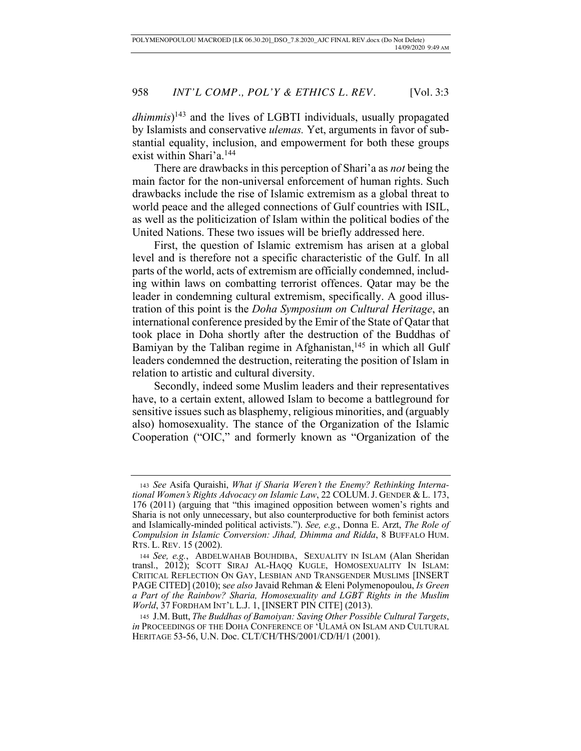*dhimmis*)[143] and the lives of LGBTI individuals, usually propagated by Islamists and conservative *ulemas.* Yet, arguments in favor of substantial equality, inclusion, and empowerment for both these groups exist within Shari'a.[144]

There are drawbacks in this perception of Shari'a as *not* being the main factor for the non-universal enforcement of human rights. Such drawbacks include the rise of Islamic extremism as a global threat to world peace and the alleged connections of Gulf countries with ISIL, as well as the politicization of Islam within the political bodies of the United Nations. These two issues will be briefly addressed here.

First, the question of Islamic extremism has arisen at a global level and is therefore not a specific characteristic of the Gulf. In all parts of the world, acts of extremism are officially condemned, including within laws on combatting terrorist offences. Qatar may be the leader in condemning cultural extremism, specifically. A good illustration of this point is the *Doha Symposium on Cultural Heritage*, an international conference presided by the Emir of the State of Qatar that took place in Doha shortly after the destruction of the Buddhas of Bamiyan by the Taliban regime in Afghanistan,[145] in which all Gulf leaders condemned the destruction, reiterating the position of Islam in relation to artistic and cultural diversity.

Secondly, indeed some Muslim leaders and their representatives have, to a certain extent, allowed Islam to become a battleground for sensitive issues such as blasphemy, religious minorities, and (arguably also) homosexuality. The stance of the Organization of the Islamic Cooperation ("OIC," and formerly known as "Organization of the

---

143 *See* Asifa Quraishi, *What if Sharia Weren't the Enemy? Rethinking International Women's Rights Advocacy on Islamic Law*, 22 COLUM. J. GENDER & L. 173, 176 (2011) (arguing that "this imagined opposition between women's rights and Sharia is not only unnecessary, but also counterproductive for both feminist actors and Islamically-minded political activists."). *See, e.g.*, Donna E. Arzt, *The Role of Compulsion in Islamic Conversion: Jihad, Dhimma and Ridda*, 8 BUFFALO HUM. RTS. L. REV. 15 (2002).

144 *See, e.g.*, ABDELWAHAB BOUHDIBA, SEXUALITY IN ISLAM (Alan Sheridan transl., 2012); SCOTT SIRAJ AL-HAQQ KUGLE, HOMOSEXUALITY IN ISLAM: CRITICAL REFLECTION ON GAY, LESBIAN AND TRANSGENDER MUSLIMS [INSERT PAGE CITED] (2010); s*ee also* Javaid Rehman & Eleni Polymenopoulou, *Is Green a Part of the Rainbow? Sharia, Homosexuality and LGBT Rights in the Muslim World*, 37 FORDHAM INT'L L.J. 1, [INSERT PIN CITE] (2013).

145 J.M. Butt, *The Buddhas of Bamoiyan: Saving Other Possible Cultural Targets*, *in* PROCEEDINGS OF THE DOHA CONFERENCE OF 'ULAMÂ ON ISLAM AND CULTURAL HERITAGE 53-56, U.N. Doc. CLT/CH/THS/2001/CD/H/1 (2001).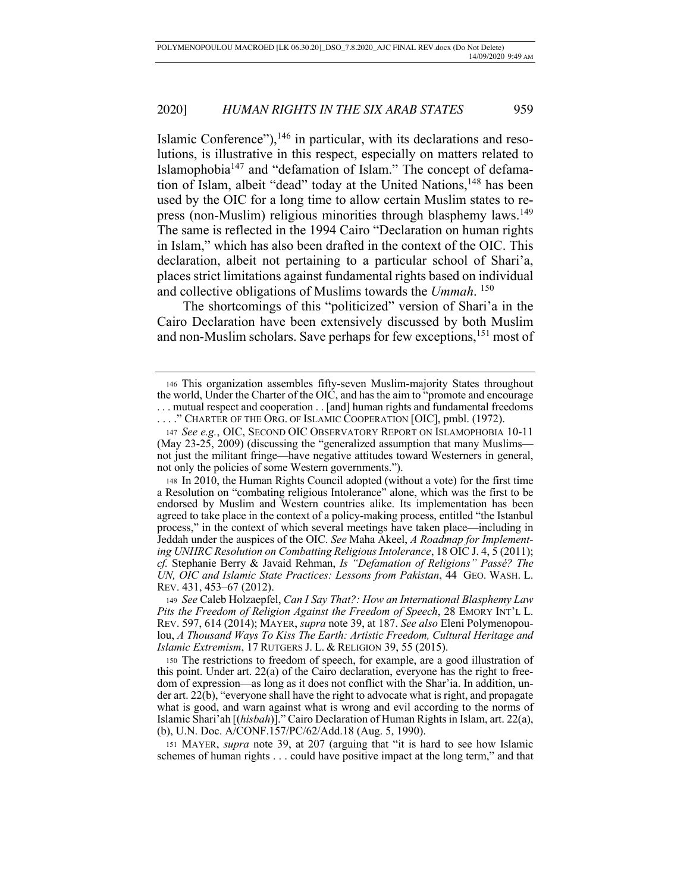Islamic Conference"),[146] in particular, with its declarations and resolutions, is illustrative in this respect, especially on matters related to Islamophobia[147] and "defamation of Islam." The concept of defamation of Islam, albeit "dead" today at the United Nations,[148] has been used by the OIC for a long time to allow certain Muslim states to repress (non-Muslim) religious minorities through blasphemy laws.[149] The same is reflected in the 1994 Cairo "Declaration on human rights in Islam," which has also been drafted in the context of the OIC. This declaration, albeit not pertaining to a particular school of Shari'a, places strict limitations against fundamental rights based on individual and collective obligations of Muslims towards the *Ummah*. [150]

The shortcomings of this "politicized" version of Shari'a in the Cairo Declaration have been extensively discussed by both Muslim and non-Muslim scholars. Save perhaps for few exceptions,[151] most of

---

146 This organization assembles fifty-seven Muslim-majority States throughout the world, Under the Charter of the OIC, and has the aim to "promote and encourage . . . mutual respect and cooperation . . [and] human rights and fundamental freedoms . . . ." CHARTER OF THE ORG. OF ISLAMIC COOPERATION [OIC], pmbl. (1972).

147 *See e.g.*, OIC, SECOND OIC OBSERVATORY REPORT ON ISLAMOPHOBIA 10-11 (May 23-25, 2009) (discussing the "generalized assumption that many Muslims—not just the militant fringe—have negative attitudes toward Westerners in general, not only the policies of some Western governments.").

148 In 2010, the Human Rights Council adopted (without a vote) for the first time a Resolution on "combating religious Intolerance" alone, which was the first to be endorsed by Muslim and Western countries alike. Its implementation has been agreed to take place in the context of a policy-making process, entitled "the Istanbul process," in the context of which several meetings have taken place—including in Jeddah under the auspices of the OIC. *See* Maha Akeel, *A Roadmap for Implementing UNHRC Resolution on Combatting Religious Intolerance*, 18 OIC J. 4, 5 (2011); *cf.* Stephanie Berry & Javaid Rehman, *Is "Defamation of Religions" Passé? The UN, OIC and Islamic State Practices: Lessons from Pakistan*, 44 GEO. WASH. L. REV. 431, 453–67 (2012).

149 *See* Caleb Holzaepfel, *Can I Say That?: How an International Blasphemy Law Pits the Freedom of Religion Against the Freedom of Speech*, 28 EMORY INT'L L. REV. 597, 614 (2014); MAYER, *supra* note 39, at 187. *See also* Eleni Polymenopoulou, *A Thousand Ways To Kiss The Earth: Artistic Freedom, Cultural Heritage and Islamic Extremism*, 17 RUTGERS J. L. & RELIGION 39, 55 (2015).

150 The restrictions to freedom of speech, for example, are a good illustration of this point. Under art. 22(a) of the Cairo declaration, everyone has the right to freedom of expression—as long as it does not conflict with the Shar'ia. In addition, under art. 22(b), "everyone shall have the right to advocate what is right, and propagate what is good, and warn against what is wrong and evil according to the norms of Islamic Shari'ah [(*hisbah*)]." Cairo Declaration of Human Rights in Islam, art. 22(a), (b), U.N. Doc. A/CONF.157/PC/62/Add.18 (Aug. 5, 1990).

151 MAYER, *supra* note 39, at 207 (arguing that "it is hard to see how Islamic schemes of human rights . . . could have positive impact at the long term," and that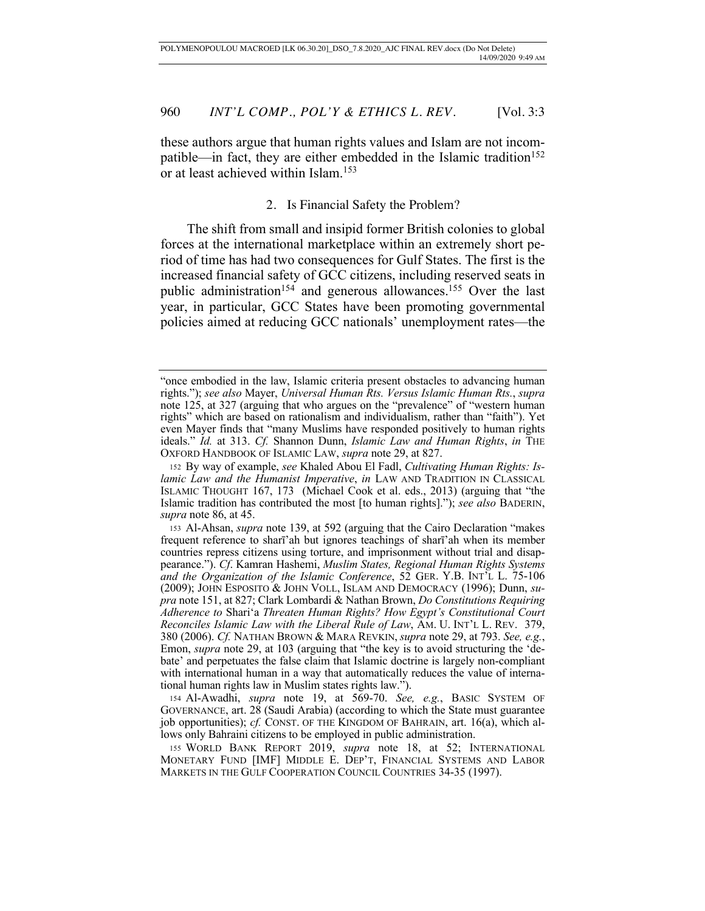these authors argue that human rights values and Islam are not incompatible—in fact, they are either embedded in the Islamic tradition[152] or at least achieved within Islam.[153]

### 2. Is Financial Safety the Problem?

The shift from small and insipid former British colonies to global forces at the international marketplace within an extremely short period of time has had two consequences for Gulf States. The first is the increased financial safety of GCC citizens, including reserved seats in public administration[154] and generous allowances.[155] Over the last year, in particular, GCC States have been promoting governmental policies aimed at reducing GCC nationals' unemployment rates—the

---

"once embodied in the law, Islamic criteria present obstacles to advancing human rights."); *see also* Mayer, *Universal Human Rts. Versus Islamic Human Rts.*, *supra* note 125, at 327 (arguing that who argues on the "prevalence" of "western human rights" which are based on rationalism and individualism, rather than "faith"). Yet even Mayer finds that "many Muslims have responded positively to human rights ideals." *Id.* at 313. *Cf.* Shannon Dunn, *Islamic Law and Human Rights*, *in* THE OXFORD HANDBOOK OF ISLAMIC LAW, *supra* note 29, at 827.

152 By way of example, *see* Khaled Abou El Fadl, *Cultivating Human Rights: Islamic Law and the Humanist Imperative*, *in* LAW AND TRADITION IN CLASSICAL ISLAMIC THOUGHT 167, 173 (Michael Cook et al. eds., 2013) (arguing that "the Islamic tradition has contributed the most [to human rights]."); *see also* BADERIN, *supra* note 86, at 45.

153 Al-Ahsan, *supra* note 139, at 592 (arguing that the Cairo Declaration "makes frequent reference to sharī'ah but ignores teachings of sharī'ah when its member countries repress citizens using torture, and imprisonment without trial and disappearance."). *Cf*. Kamran Hashemi, *Muslim States, Regional Human Rights Systems and the Organization of the Islamic Conference*, 52 GER. Y.B. INT'L L. 75-106 (2009); JOHN ESPOSITO & JOHN VOLL, ISLAM AND DEMOCRACY (1996); Dunn, *supra* note 151, at 827; Clark Lombardi & Nathan Brown, *Do Constitutions Requiring Adherence to* Shari'a *Threaten Human Rights? How Egypt's Constitutional Court Reconciles Islamic Law with the Liberal Rule of Law*, AM. U. INT'L L. REV. 379, 380 (2006). *Cf.* NATHAN BROWN & MARA REVKIN, *supra* note 29, at 793. *See, e.g.*, Emon, *supra* note 29, at 103 (arguing that "the key is to avoid structuring the 'debate' and perpetuates the false claim that Islamic doctrine is largely non-compliant with international human in a way that automatically reduces the value of international human rights law in Muslim states rights law.").

154 Al-Awadhi, *supra* note 19, at 569-70. *See, e.g.*, BASIC SYSTEM OF GOVERNANCE, art. 28 (Saudi Arabia) (according to which the State must guarantee job opportunities); *cf.* CONST. OF THE KINGDOM OF BAHRAIN, art. 16(a), which allows only Bahraini citizens to be employed in public administration.

155 WORLD BANK REPORT 2019, *supra* note 18, at 52; INTERNATIONAL MONETARY FUND [IMF] MIDDLE E. DEP'T, FINANCIAL SYSTEMS AND LABOR MARKETS IN THE GULF COOPERATION COUNCIL COUNTRIES 34-35 (1997).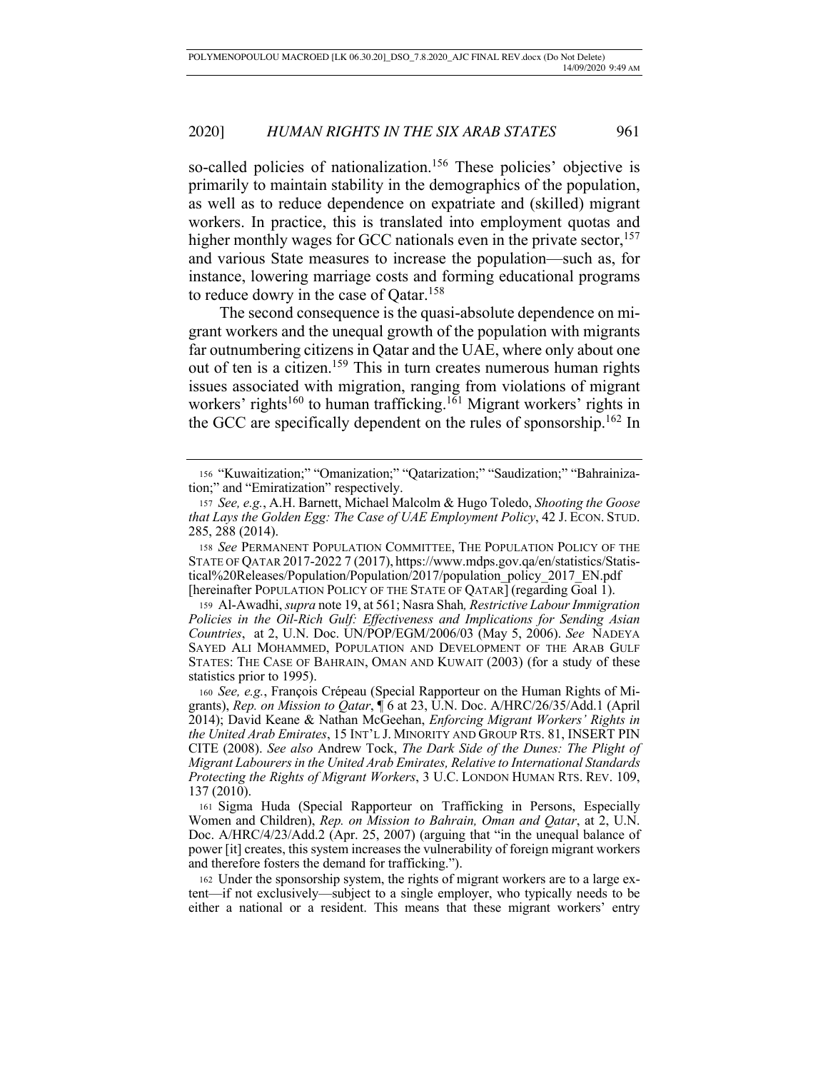so-called policies of nationalization.[156] These policies' objective is primarily to maintain stability in the demographics of the population, as well as to reduce dependence on expatriate and (skilled) migrant workers. In practice, this is translated into employment quotas and higher monthly wages for GCC nationals even in the private sector,[157] and various State measures to increase the population—such as, for instance, lowering marriage costs and forming educational programs to reduce dowry in the case of Qatar.[158]

The second consequence is the quasi-absolute dependence on migrant workers and the unequal growth of the population with migrants far outnumbering citizens in Qatar and the UAE, where only about one out of ten is a citizen.[159] This in turn creates numerous human rights issues associated with migration, ranging from violations of migrant workers' rights[160] to human trafficking.[161] Migrant workers' rights in the GCC are specifically dependent on the rules of sponsorship.[162] In

---

156 "Kuwaitization;" "Omanization;" "Qatarization;" "Saudization;" "Bahrainization;" and "Emiratization" respectively.

157 *See, e.g.*, A.H. Barnett, Michael Malcolm & Hugo Toledo, *Shooting the Goose that Lays the Golden Egg: The Case of UAE Employment Policy*, 42 J. ECON. STUD. 285, 288 (2014).

158 *See* PERMANENT POPULATION COMMITTEE, THE POPULATION POLICY OF THE STATE OF QATAR 2017-2022 7 (2017), https://www.mdps.gov.qa/en/statistics/Statistical%20Releases/Population/Population/2017/population_policy_2017_EN.pdf [hereinafter POPULATION POLICY OF THE STATE OF QATAR] (regarding Goal 1).

159 Al-Awadhi, *supra* note 19, at 561; Nasra Shah, *Restrictive Labour Immigration Policies in the Oil-Rich Gulf: Effectiveness and Implications for Sending Asian Countries*, at 2, U.N. Doc. UN/POP/EGM/2006/03 (May 5, 2006). *See* NADEYA SAYED ALI MOHAMMED, POPULATION AND DEVELOPMENT OF THE ARAB GULF STATES: THE CASE OF BAHRAIN, OMAN AND KUWAIT (2003) (for a study of these statistics prior to 1995).

160 *See, e.g.*, François Crépeau (Special Rapporteur on the Human Rights of Migrants), *Rep. on Mission to Qatar*, ¶ 6 at 23, U.N. Doc. A/HRC/26/35/Add.1 (April 2014); David Keane & Nathan McGeehan, *Enforcing Migrant Workers' Rights in the United Arab Emirates*, 15 INT'L J. MINORITY AND GROUP RTS. 81, INSERT PIN CITE (2008). *See also* Andrew Tock, *The Dark Side of the Dunes: The Plight of Migrant Labourers in the United Arab Emirates, Relative to International Standards Protecting the Rights of Migrant Workers*, 3 U.C. LONDON HUMAN RTS. REV. 109, 137 (2010).

161 Sigma Huda (Special Rapporteur on Trafficking in Persons, Especially Women and Children), *Rep. on Mission to Bahrain, Oman and Qatar*, at 2, U.N. Doc. A/HRC/4/23/Add.2 (Apr. 25, 2007) (arguing that "in the unequal balance of power [it] creates, this system increases the vulnerability of foreign migrant workers and therefore fosters the demand for trafficking.").

162 Under the sponsorship system, the rights of migrant workers are to a large extent—if not exclusively—subject to a single employer, who typically needs to be either a national or a resident. This means that these migrant workers' entry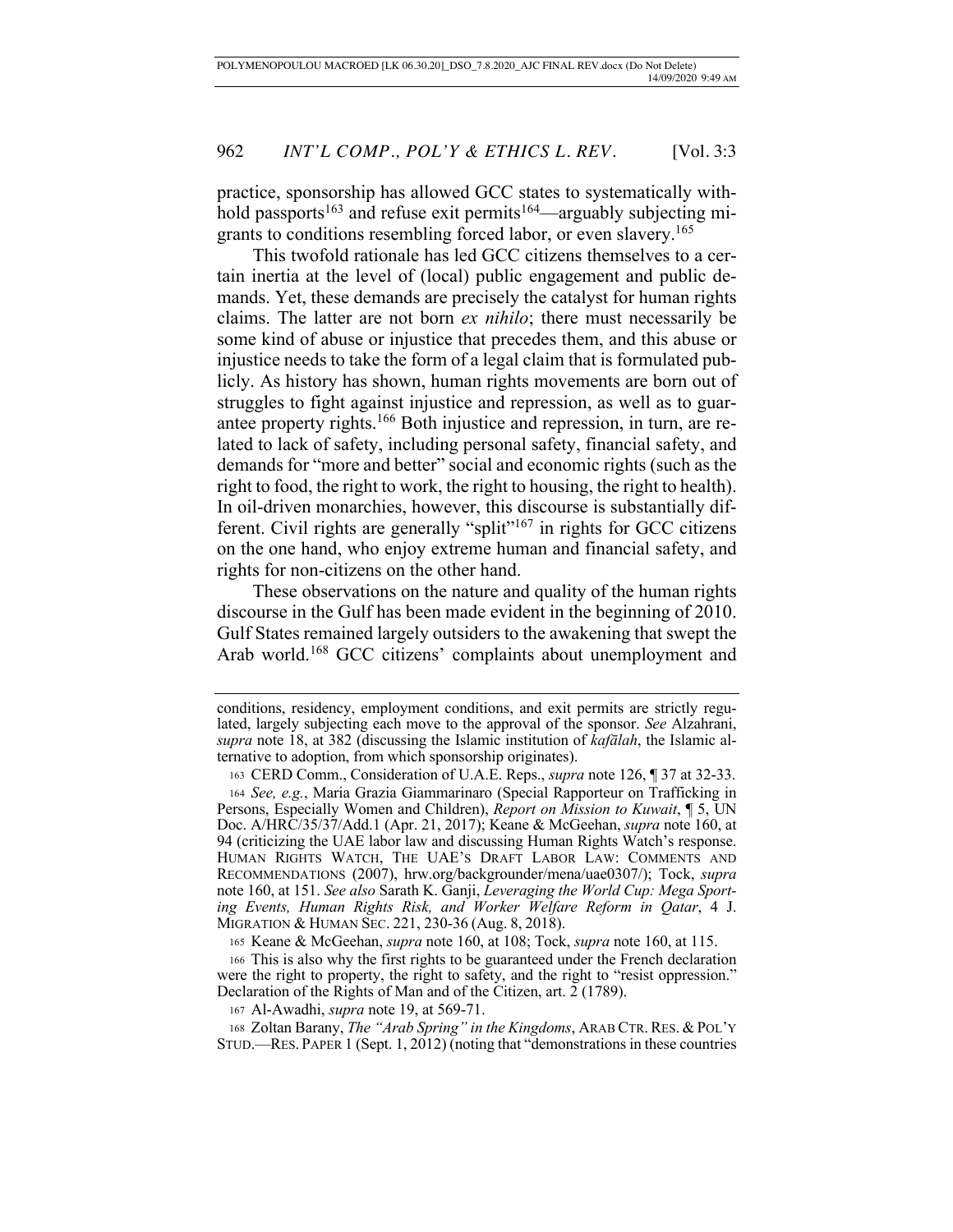practice, sponsorship has allowed GCC states to systematically withhold passports[163] and refuse exit permits[164]—arguably subjecting migrants to conditions resembling forced labor, or even slavery.[165]

This twofold rationale has led GCC citizens themselves to a certain inertia at the level of (local) public engagement and public demands. Yet, these demands are precisely the catalyst for human rights claims. The latter are not born *ex nihilo*; there must necessarily be some kind of abuse or injustice that precedes them, and this abuse or injustice needs to take the form of a legal claim that is formulated publicly. As history has shown, human rights movements are born out of struggles to fight against injustice and repression, as well as to guarantee property rights.[166] Both injustice and repression, in turn, are related to lack of safety, including personal safety, financial safety, and demands for "more and better" social and economic rights (such as the right to food, the right to work, the right to housing, the right to health). In oil-driven monarchies, however, this discourse is substantially different. Civil rights are generally "split"[167] in rights for GCC citizens on the one hand, who enjoy extreme human and financial safety, and rights for non-citizens on the other hand.

These observations on the nature and quality of the human rights discourse in the Gulf has been made evident in the beginning of 2010. Gulf States remained largely outsiders to the awakening that swept the Arab world.[168] GCC citizens' complaints about unemployment and

---

conditions, residency, employment conditions, and exit permits are strictly regulated, largely subjecting each move to the approval of the sponsor. *See* Alzahrani, *supra* note 18, at 382 (discussing the Islamic institution of *kafālah*, the Islamic alternative to adoption, from which sponsorship originates).

163 CERD Comm., Consideration of U.A.E. Reps., *supra* note 126, ¶ 37 at 32-33.

164 *See, e.g.*, Maria Grazia Giammarinaro (Special Rapporteur on Trafficking in Persons, Especially Women and Children), *Report on Mission to Kuwait*, ¶ 5, UN Doc. A/HRC/35/37/Add.1 (Apr. 21, 2017); Keane & McGeehan, *supra* note 160, at 94 (criticizing the UAE labor law and discussing Human Rights Watch's response. HUMAN RIGHTS WATCH, THE UAE'S DRAFT LABOR LAW: COMMENTS AND RECOMMENDATIONS (2007), hrw.org/backgrounder/mena/uae0307/); Tock, *supra* note 160, at 151. *See also* Sarath K. Ganji, *Leveraging the World Cup: Mega Sporting Events, Human Rights Risk, and Worker Welfare Reform in Qatar*, 4 J. MIGRATION & HUMAN SEC. 221, 230-36 (Aug. 8, 2018).

165 Keane & McGeehan, *supra* note 160, at 108; Tock, *supra* note 160, at 115.

166 This is also why the first rights to be guaranteed under the French declaration were the right to property, the right to safety, and the right to "resist oppression." Declaration of the Rights of Man and of the Citizen, art. 2 (1789).

167 Al-Awadhi, *supra* note 19, at 569-71.

168 Zoltan Barany, *The "Arab Spring" in the Kingdoms*, ARAB CTR. RES. & POL'Y STUD.—RES. PAPER 1 (Sept. 1, 2012) (noting that "demonstrations in these countries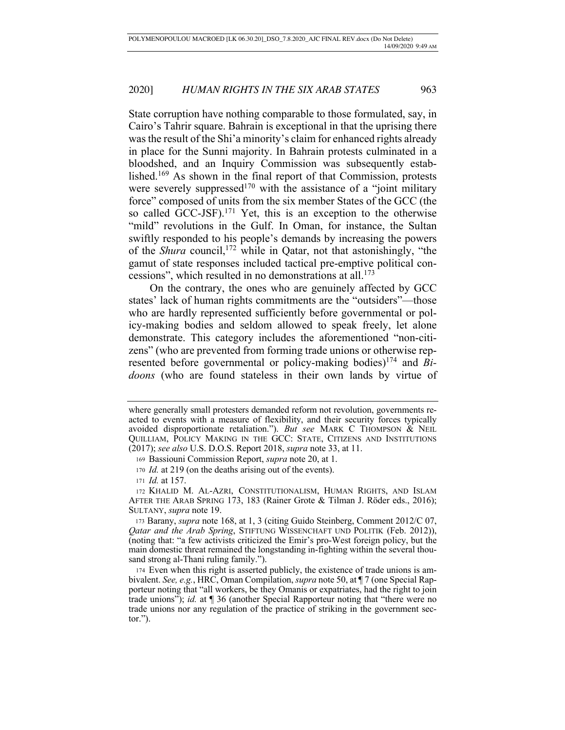State corruption have nothing comparable to those formulated, say, in Cairo's Tahrir square. Bahrain is exceptional in that the uprising there was the result of the Shi'a minority's claim for enhanced rights already in place for the Sunni majority. In Bahrain protests culminated in a bloodshed, and an Inquiry Commission was subsequently established.[169] As shown in the final report of that Commission, protests were severely suppressed[170] with the assistance of a "joint military force" composed of units from the six member States of the GCC (the so called GCC-JSF).[171] Yet, this is an exception to the otherwise "mild" revolutions in the Gulf. In Oman, for instance, the Sultan swiftly responded to his people's demands by increasing the powers of the *Shura* council,[172] while in Qatar, not that astonishingly, "the gamut of state responses included tactical pre-emptive political concessions", which resulted in no demonstrations at all.[173]

On the contrary, the ones who are genuinely affected by GCC states' lack of human rights commitments are the "outsiders"—those who are hardly represented sufficiently before governmental or policy-making bodies and seldom allowed to speak freely, let alone demonstrate. This category includes the aforementioned "non-citizens" (who are prevented from forming trade unions or otherwise represented before governmental or policy-making bodies)[174] and *Bidoons* (who are found stateless in their own lands by virtue of

---

where generally small protesters demanded reform not revolution, governments reacted to events with a measure of flexibility, and their security forces typically avoided disproportionate retaliation."). *But see* MARK C THOMPSON & NEIL QUILLIAM, POLICY MAKING IN THE GCC: STATE, CITIZENS AND INSTITUTIONS (2017); *see also* U.S. D.O.S. Report 2018, *supra* note 33, at 11.

169 Bassiouni Commission Report, *supra* note 20, at 1.

170 *Id.* at 219 (on the deaths arising out of the events).

171 *Id.* at 157.

172 KHALID M. AL-AZRI, CONSTITUTIONALISM, HUMAN RIGHTS, AND ISLAM AFTER THE ARAB SPRING 173, 183 (Rainer Grote & Tilman J. Röder eds., 2016); SULTANY, *supra* note 19.

173 Barany, *supra* note 168, at 1, 3 (citing Guido Steinberg, Comment 2012/C 07, *Qatar and the Arab Spring*, STIFTUNG WISSENCHAFT UND POLITIK (Feb. 2012)), (noting that: "a few activists criticized the Emir's pro-West foreign policy, but the main domestic threat remained the longstanding in-fighting within the several thousand strong al-Thani ruling family.").

174 Even when this right is asserted publicly, the existence of trade unions is ambivalent. *See, e.g.*, HRC, Oman Compilation, *supra* note 50, at ¶ 7 (one Special Rapporteur noting that "all workers, be they Omanis or expatriates, had the right to join trade unions"); *id.* at ¶ 36 (another Special Rapporteur noting that "there were no trade unions nor any regulation of the practice of striking in the government sector.").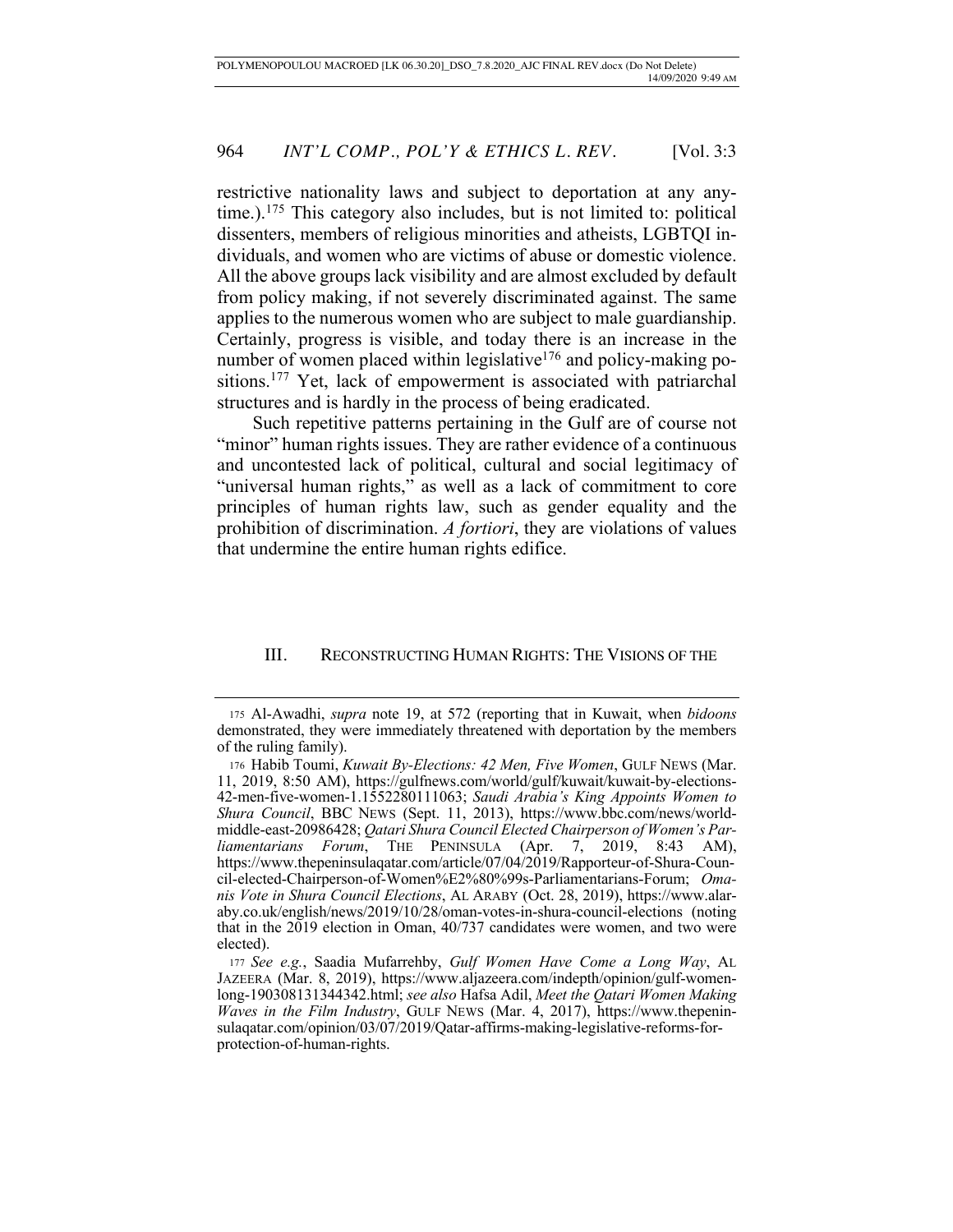restrictive nationality laws and subject to deportation at any anytime.).[175] This category also includes, but is not limited to: political dissenters, members of religious minorities and atheists, LGBTQI individuals, and women who are victims of abuse or domestic violence. All the above groups lack visibility and are almost excluded by default from policy making, if not severely discriminated against. The same applies to the numerous women who are subject to male guardianship. Certainly, progress is visible, and today there is an increase in the number of women placed within legislative[176] and policy-making positions.[177] Yet, lack of empowerment is associated with patriarchal structures and is hardly in the process of being eradicated.

Such repetitive patterns pertaining in the Gulf are of course not "minor" human rights issues. They are rather evidence of a continuous and uncontested lack of political, cultural and social legitimacy of "universal human rights," as well as a lack of commitment to core principles of human rights law, such as gender equality and the prohibition of discrimination. *A fortiori*, they are violations of values that undermine the entire human rights edifice.

## III. RECONSTRUCTING HUMAN RIGHTS: THE VISIONS OF THE

---

175 Al-Awadhi, *supra* note 19, at 572 (reporting that in Kuwait, when *bidoons* demonstrated, they were immediately threatened with deportation by the members of the ruling family).

176 Habib Toumi, *Kuwait By-Elections: 42 Men, Five Women*, GULF NEWS (Mar. 11, 2019, 8:50 AM), https://gulfnews.com/world/gulf/kuwait/kuwait-by-elections-42-men-five-women-1.1552280111063; *Saudi Arabia's King Appoints Women to Shura Council*, BBC NEWS (Sept. 11, 2013), https://www.bbc.com/news/world-middle-east-20986428; *Qatari Shura Council Elected Chairperson of Women's Parliamentarians Forum*, THE PENINSULA (Apr. 7, 2019, 8:43 AM), https://www.thepeninsulaqatar.com/article/07/04/2019/Rapporteur-of-Shura-Council-elected-Chairperson-of-Women%E2%80%99s-Parliamentarians-Forum; *Omanis Vote in Shura Council Elections*, AL ARABY (Oct. 28, 2019), https://www.alaraby.co.uk/english/news/2019/10/28/oman-votes-in-shura-council-elections (noting that in the 2019 election in Oman, 40/737 candidates were women, and two were elected).

177 *See e.g.*, Saadia Mufarrehby, *Gulf Women Have Come a Long Way*, AL JAZEERA (Mar. 8, 2019), https://www.aljazeera.com/indepth/opinion/gulf-women-long-190308131344342.html; *see also* Hafsa Adil, *Meet the Qatari Women Making Waves in the Film Industry*, GULF NEWS (Mar. 4, 2017), https://www.thepeninsulaqatar.com/opinion/03/07/2019/Qatar-affirms-making-legislative-reforms-for-protection-of-human-rights.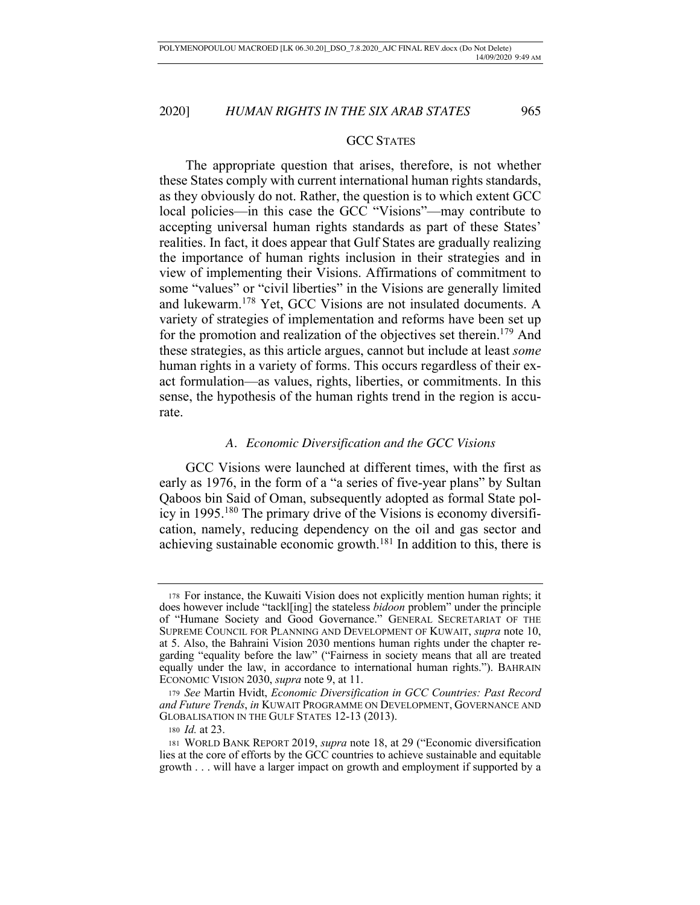GCC STATES

The appropriate question that arises, therefore, is not whether these States comply with current international human rights standards, as they obviously do not. Rather, the question is to which extent GCC local policies—in this case the GCC "Visions"—may contribute to accepting universal human rights standards as part of these States' realities. In fact, it does appear that Gulf States are gradually realizing the importance of human rights inclusion in their strategies and in view of implementing their Visions. Affirmations of commitment to some "values" or "civil liberties" in the Visions are generally limited and lukewarm.[178] Yet, GCC Visions are not insulated documents. A variety of strategies of implementation and reforms have been set up for the promotion and realization of the objectives set therein.[179] And these strategies, as this article argues, cannot but include at least *some* human rights in a variety of forms. This occurs regardless of their exact formulation—as values, rights, liberties, or commitments. In this sense, the hypothesis of the human rights trend in the region is accurate.

### *A. Economic Diversification and the GCC Visions*

GCC Visions were launched at different times, with the first as early as 1976, in the form of a "a series of five-year plans" by Sultan Qaboos bin Said of Oman, subsequently adopted as formal State policy in 1995.[180] The primary drive of the Visions is economy diversification, namely, reducing dependency on the oil and gas sector and achieving sustainable economic growth.[181] In addition to this, there is

---

178 For instance, the Kuwaiti Vision does not explicitly mention human rights; it does however include "tackl[ing] the stateless *bidoon* problem" under the principle of "Humane Society and Good Governance." GENERAL SECRETARIAT OF THE SUPREME COUNCIL FOR PLANNING AND DEVELOPMENT OF KUWAIT, *supra* note 10, at 5. Also, the Bahraini Vision 2030 mentions human rights under the chapter regarding "equality before the law" ("Fairness in society means that all are treated equally under the law, in accordance to international human rights."). BAHRAIN ECONOMIC VISION 2030, *supra* note 9, at 11.

179 *See* Martin Hvidt, *Economic Diversification in GCC Countries: Past Record and Future Trends*, *in* KUWAIT PROGRAMME ON DEVELOPMENT, GOVERNANCE AND GLOBALISATION IN THE GULF STATES 12-13 (2013).

180 *Id.* at 23.

181 WORLD BANK REPORT 2019, *supra* note 18, at 29 ("Economic diversification lies at the core of efforts by the GCC countries to achieve sustainable and equitable growth . . . will have a larger impact on growth and employment if supported by a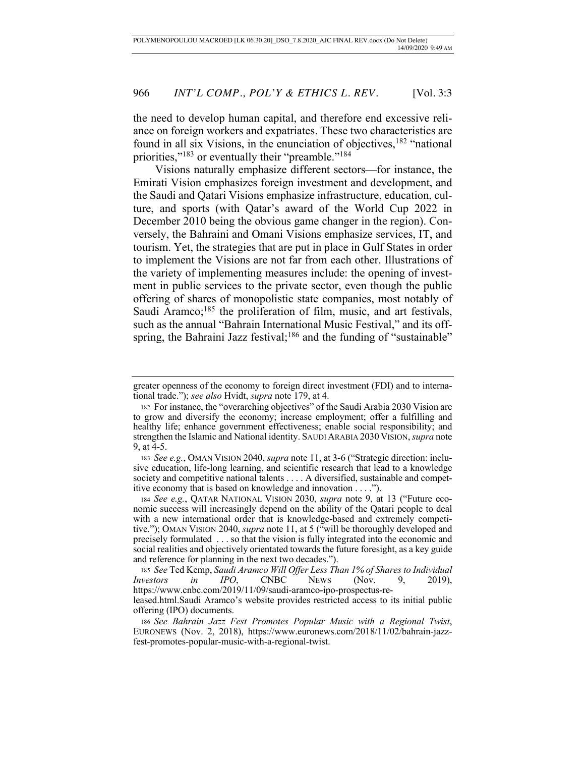the need to develop human capital, and therefore end excessive reliance on foreign workers and expatriates. These two characteristics are found in all six Visions, in the enunciation of objectives,[182] "national priorities,"[183] or eventually their "preamble."[184]

Visions naturally emphasize different sectors—for instance, the Emirati Vision emphasizes foreign investment and development, and the Saudi and Qatari Visions emphasize infrastructure, education, culture, and sports (with Qatar's award of the World Cup 2022 in December 2010 being the obvious game changer in the region). Conversely, the Bahraini and Omani Visions emphasize services, IT, and tourism. Yet, the strategies that are put in place in Gulf States in order to implement the Visions are not far from each other. Illustrations of the variety of implementing measures include: the opening of investment in public services to the private sector, even though the public offering of shares of monopolistic state companies, most notably of Saudi Aramco;[185] the proliferation of film, music, and art festivals, such as the annual "Bahrain International Music Festival," and its offspring, the Bahraini Jazz festival;[186] and the funding of "sustainable"

---

greater openness of the economy to foreign direct investment (FDI) and to international trade."); *see also* Hvidt, *supra* note 179, at 4.

182 For instance, the "overarching objectives" of the Saudi Arabia 2030 Vision are to grow and diversify the economy; increase employment; offer a fulfilling and healthy life; enhance government effectiveness; enable social responsibility; and strengthen the Islamic and National identity. SAUDI ARABIA 2030 VISION, *supra* note 9, at 4-5.

183 *See e.g.*, OMAN VISION 2040, *supra* note 11, at 3-6 ("Strategic direction: inclusive education, life-long learning, and scientific research that lead to a knowledge society and competitive national talents . . . . A diversified, sustainable and competitive economy that is based on knowledge and innovation . . . .").

184 *See e.g.*, QATAR NATIONAL VISION 2030, *supra* note 9, at 13 ("Future economic success will increasingly depend on the ability of the Qatari people to deal with a new international order that is knowledge-based and extremely competitive."); OMAN VISION 2040, *supra* note 11, at 5 ("will be thoroughly developed and precisely formulated . . . so that the vision is fully integrated into the economic and social realities and objectively orientated towards the future foresight, as a key guide and reference for planning in the next two decades.").

185 *See* Ted Kemp, *Saudi Aramco Will Offer Less Than 1% of Shares to Individual Investors in IPO*, CNBC NEWS (Nov. 9, 2019), https://www.cnbc.com/2019/11/09/saudi-aramco-ipo-prospectus-released.html.Saudi Aramco's website provides restricted access to its initial public offering (IPO) documents.

186 *See Bahrain Jazz Fest Promotes Popular Music with a Regional Twist*, EURONEWS (Nov. 2, 2018), https://www.euronews.com/2018/11/02/bahrain-jazz-fest-promotes-popular-music-with-a-regional-twist.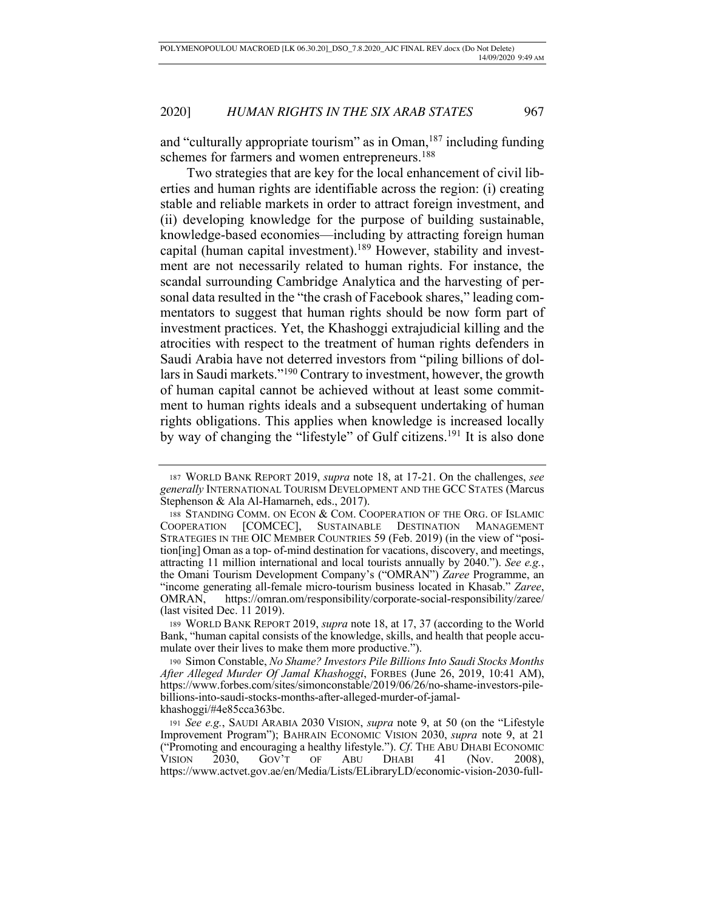and "culturally appropriate tourism" as in Oman,[187] including funding schemes for farmers and women entrepreneurs.[188]

Two strategies that are key for the local enhancement of civil liberties and human rights are identifiable across the region: (i) creating stable and reliable markets in order to attract foreign investment, and (ii) developing knowledge for the purpose of building sustainable, knowledge-based economies—including by attracting foreign human capital (human capital investment).[189] However, stability and investment are not necessarily related to human rights. For instance, the scandal surrounding Cambridge Analytica and the harvesting of personal data resulted in the "the crash of Facebook shares," leading commentators to suggest that human rights should be now form part of investment practices. Yet, the Khashoggi extrajudicial killing and the atrocities with respect to the treatment of human rights defenders in Saudi Arabia have not deterred investors from "piling billions of dollars in Saudi markets."[190] Contrary to investment, however, the growth of human capital cannot be achieved without at least some commitment to human rights ideals and a subsequent undertaking of human rights obligations. This applies when knowledge is increased locally by way of changing the "lifestyle" of Gulf citizens.[191] It is also done

---

187 WORLD BANK REPORT 2019, *supra* note 18, at 17-21. On the challenges, *see generally* INTERNATIONAL TOURISM DEVELOPMENT AND THE GCC STATES (Marcus Stephenson & Ala Al-Hamarneh, eds., 2017).

188 STANDING COMM. ON ECON & COM. COOPERATION OF THE ORG. OF ISLAMIC COOPERATION [COMCEC], SUSTAINABLE DESTINATION MANAGEMENT STRATEGIES IN THE OIC MEMBER COUNTRIES 59 (Feb. 2019) (in the view of "position[ing] Oman as a top- of-mind destination for vacations, discovery, and meetings, attracting 11 million international and local tourists annually by 2040."). *See e.g.*, the Omani Tourism Development Company's ("OMRAN") *Zaree* Programme, an "income generating all-female micro-tourism business located in Khasab." *Zaree*, OMRAN, https://omran.om/responsibility/corporate-social-responsibility/zaree/ (last visited Dec. 11 2019).

189 WORLD BANK REPORT 2019, *supra* note 18, at 17, 37 (according to the World Bank, "human capital consists of the knowledge, skills, and health that people accumulate over their lives to make them more productive.").

190 Simon Constable, *No Shame? Investors Pile Billions Into Saudi Stocks Months After Alleged Murder Of Jamal Khashoggi*, FORBES (June 26, 2019, 10:41 AM), https://www.forbes.com/sites/simonconstable/2019/06/26/no-shame-investors-pile-billions-into-saudi-stocks-months-after-alleged-murder-of-jamal-khashoggi/#4e85cca363bc.

191 *See e.g.*, SAUDI ARABIA 2030 VISION, *supra* note 9, at 50 (on the "Lifestyle Improvement Program"); BAHRAIN ECONOMIC VISION 2030, *supra* note 9, at 21 ("Promoting and encouraging a healthy lifestyle."). *Cf*. THE ABU DHABI ECONOMIC VISION 2030, GOV'T OF ABU DHABI 41 (Nov. 2008), https://www.actvet.gov.ae/en/Media/Lists/ELibraryLD/economic-vision-2030-full-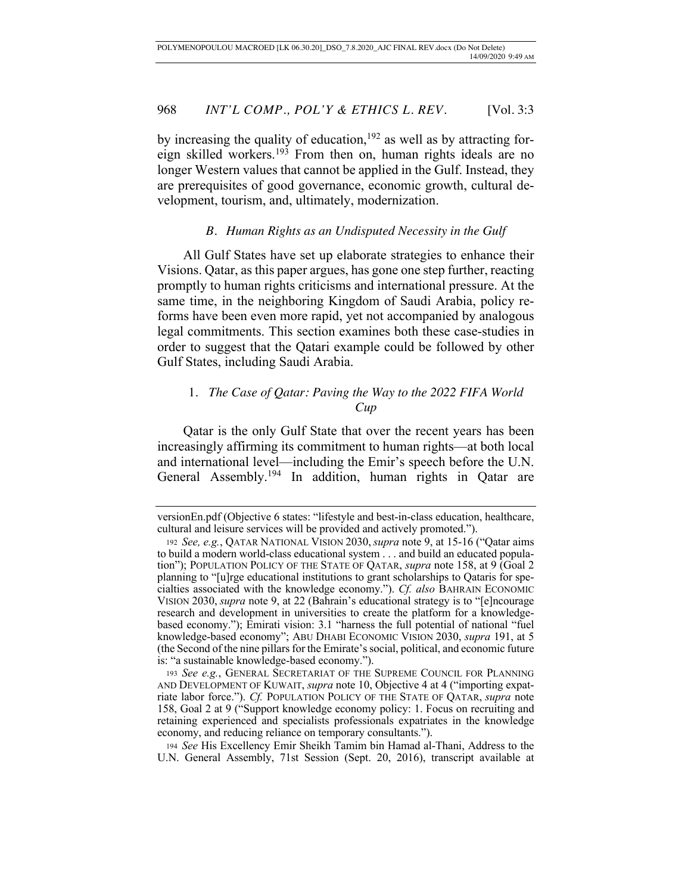by increasing the quality of education,[192] as well as by attracting foreign skilled workers.[193] From then on, human rights ideals are no longer Western values that cannot be applied in the Gulf. Instead, they are prerequisites of good governance, economic growth, cultural development, tourism, and, ultimately, modernization.

### *B. Human Rights as an Undisputed Necessity in the Gulf*

All Gulf States have set up elaborate strategies to enhance their Visions. Qatar, as this paper argues, has gone one step further, reacting promptly to human rights criticisms and international pressure. At the same time, in the neighboring Kingdom of Saudi Arabia, policy reforms have been even more rapid, yet not accompanied by analogous legal commitments. This section examines both these case-studies in order to suggest that the Qatari example could be followed by other Gulf States, including Saudi Arabia.

#### 1. *The Case of Qatar: Paving the Way to the 2022 FIFA World Cup*

Qatar is the only Gulf State that over the recent years has been increasingly affirming its commitment to human rights—at both local and international level—including the Emir's speech before the U.N. General Assembly.[194] In addition, human rights in Qatar are

---

versionEn.pdf (Objective 6 states: "lifestyle and best-in-class education, healthcare, cultural and leisure services will be provided and actively promoted.").

192 *See, e.g.*, QATAR NATIONAL VISION 2030, *supra* note 9, at 15-16 ("Qatar aims to build a modern world-class educational system . . . and build an educated population"); POPULATION POLICY OF THE STATE OF QATAR, *supra* note 158, at 9 (Goal 2 planning to "[u]rge educational institutions to grant scholarships to Qataris for specialties associated with the knowledge economy."). *Cf. also* BAHRAIN ECONOMIC VISION 2030, *supra* note 9, at 22 (Bahrain's educational strategy is to "[e]ncourage research and development in universities to create the platform for a knowledge-based economy."); Emirati vision: 3.1 "harness the full potential of national "fuel knowledge-based economy"; ABU DHABI ECONOMIC VISION 2030, *supra* 191, at 5 (the Second of the nine pillars for the Emirate's social, political, and economic future is: "a sustainable knowledge-based economy.").

193 *See e.g.*, GENERAL SECRETARIAT OF THE SUPREME COUNCIL FOR PLANNING AND DEVELOPMENT OF KUWAIT, *supra* note 10, Objective 4 at 4 ("importing expatriate labor force."). *Cf.* POPULATION POLICY OF THE STATE OF QATAR, *supra* note 158, Goal 2 at 9 ("Support knowledge economy policy: 1. Focus on recruiting and retaining experienced and specialists professionals expatriates in the knowledge economy, and reducing reliance on temporary consultants.").

194 *See* His Excellency Emir Sheikh Tamim bin Hamad al-Thani, Address to the U.N. General Assembly, 71st Session (Sept. 20, 2016), transcript available at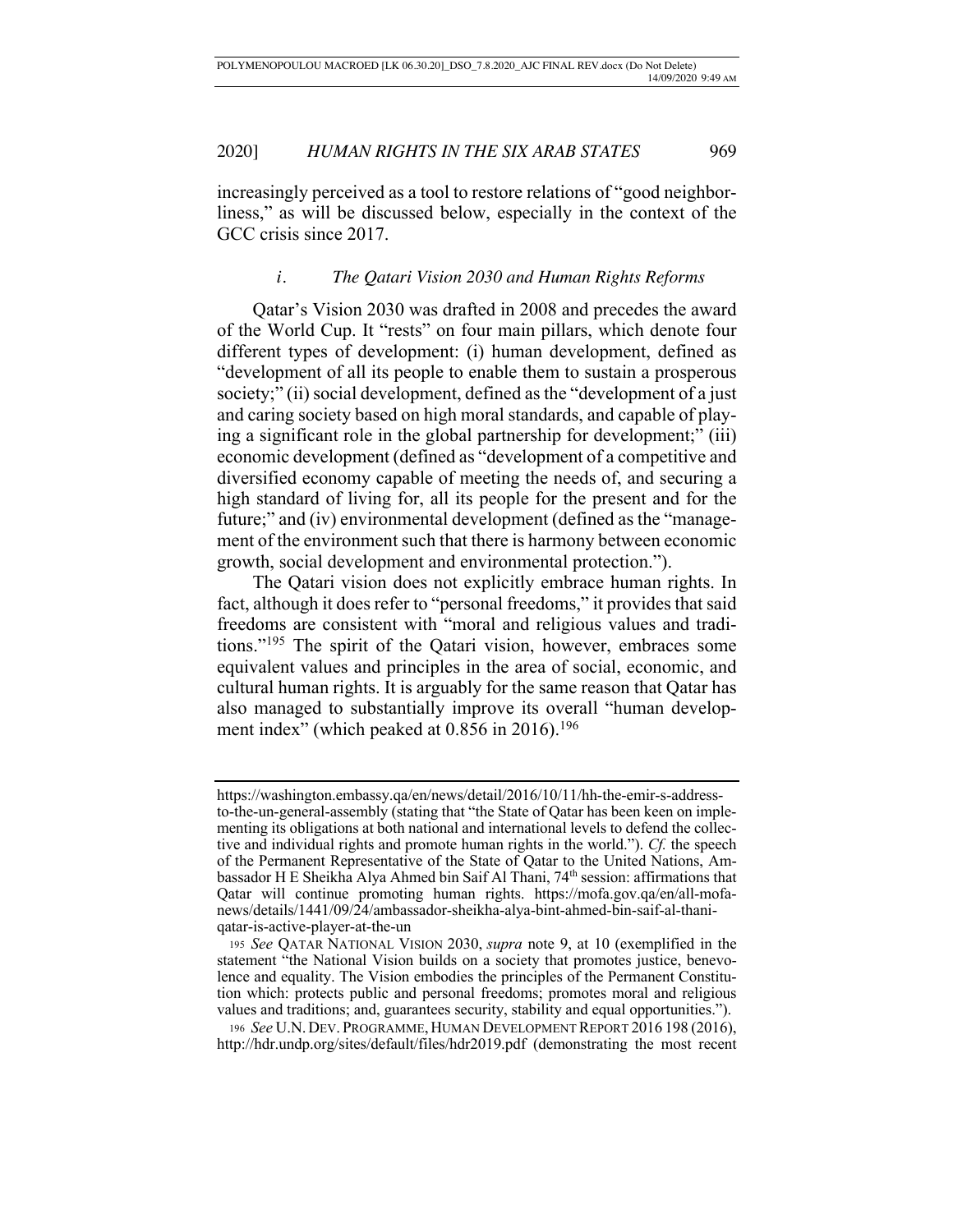increasingly perceived as a tool to restore relations of "good neighborliness," as will be discussed below, especially in the context of the GCC crisis since 2017.

### *i. The Qatari Vision 2030 and Human Rights Reforms*

Qatar's Vision 2030 was drafted in 2008 and precedes the award of the World Cup. It "rests" on four main pillars, which denote four different types of development: (i) human development, defined as "development of all its people to enable them to sustain a prosperous society;" (ii) social development, defined as the "development of a just and caring society based on high moral standards, and capable of playing a significant role in the global partnership for development;" (iii) economic development (defined as "development of a competitive and diversified economy capable of meeting the needs of, and securing a high standard of living for, all its people for the present and for the future;" and (iv) environmental development (defined as the "management of the environment such that there is harmony between economic growth, social development and environmental protection.").

The Qatari vision does not explicitly embrace human rights. In fact, although it does refer to "personal freedoms," it provides that said freedoms are consistent with "moral and religious values and traditions."[195] The spirit of the Qatari vision, however, embraces some equivalent values and principles in the area of social, economic, and cultural human rights. It is arguably for the same reason that Qatar has also managed to substantially improve its overall "human development index" (which peaked at 0.856 in 2016).[196]

---

https://washington.embassy.qa/en/news/detail/2016/10/11/hh-the-emir-s-address-to-the-un-general-assembly (stating that "the State of Qatar has been keen on implementing its obligations at both national and international levels to defend the collective and individual rights and promote human rights in the world."). *Cf.* the speech of the Permanent Representative of the State of Qatar to the United Nations, Ambassador H E Sheikha Alya Ahmed bin Saif Al Thani, 74th session: affirmations that Qatar will continue promoting human rights. https://mofa.gov.qa/en/all-mofa-news/details/1441/09/24/ambassador-sheikha-alya-bint-ahmed-bin-saif-al-thani-qatar-is-active-player-at-the-un

195 *See* QATAR NATIONAL VISION 2030, *supra* note 9, at 10 (exemplified in the statement "the National Vision builds on a society that promotes justice, benevolence and equality. The Vision embodies the principles of the Permanent Constitution which: protects public and personal freedoms; promotes moral and religious values and traditions; and, guarantees security, stability and equal opportunities.").

196 *See* U.N. DEV. PROGRAMME, HUMAN DEVELOPMENT REPORT 2016 198 (2016), http://hdr.undp.org/sites/default/files/hdr2019.pdf (demonstrating the most recent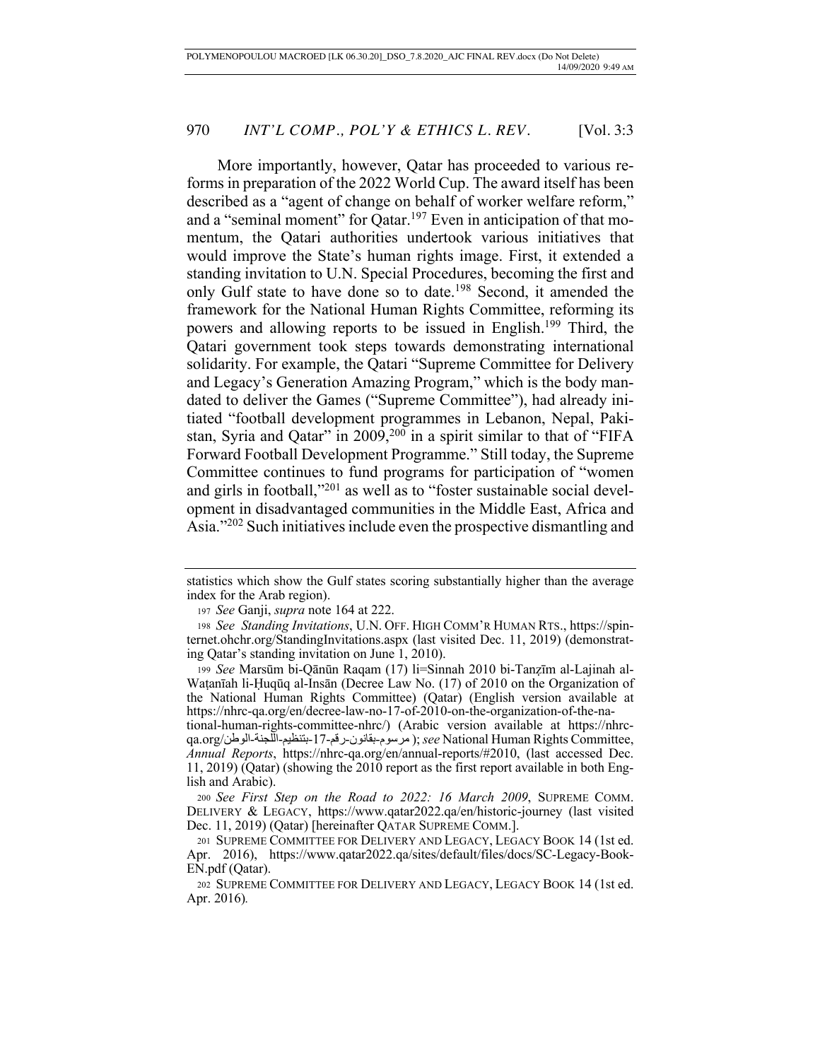More importantly, however, Qatar has proceeded to various reforms in preparation of the 2022 World Cup. The award itself has been described as a "agent of change on behalf of worker welfare reform," and a "seminal moment" for Qatar.[197] Even in anticipation of that momentum, the Qatari authorities undertook various initiatives that would improve the State's human rights image. First, it extended a standing invitation to U.N. Special Procedures, becoming the first and only Gulf state to have done so to date.[198] Second, it amended the framework for the National Human Rights Committee, reforming its powers and allowing reports to be issued in English.[199] Third, the Qatari government took steps towards demonstrating international solidarity. For example, the Qatari "Supreme Committee for Delivery and Legacy's Generation Amazing Program," which is the body mandated to deliver the Games ("Supreme Committee"), had already initiated "football development programmes in Lebanon, Nepal, Pakistan, Syria and Qatar" in 2009,[200] in a spirit similar to that of "FIFA Forward Football Development Programme." Still today, the Supreme Committee continues to fund programs for participation of "women and girls in football,"[201] as well as to "foster sustainable social development in disadvantaged communities in the Middle East, Africa and Asia."[202] Such initiatives include even the prospective dismantling and

---

statistics which show the Gulf states scoring substantially higher than the average index for the Arab region).

197 *See* Ganji, *supra* note 164 at 222.

198 *See Standing Invitations*, U.N. OFF. HIGH COMM'R HUMAN RTS., https://spinternet.ohchr.org/StandingInvitations.aspx (last visited Dec. 11, 2019) (demonstrating Qatar's standing invitation on June 1, 2010).

199 *See* Marsūm bi-Qānūn Raqam (17) li=Sinnah 2010 bi-Tanẓīm al-Lajinah al-Waṭanīah li-Ḥuqūq al-Insān (Decree Law No. (17) of 2010 on the Organization of the National Human Rights Committee) (Qatar) (English version available at https://nhrc-qa.org/en/decree-law-no-17-of-2010-on-the-organization-of-the-national-human-rights-committee-nhrc/) (Arabic version available at https://nhrc-qa.org/مرسوم-بقانون-رقم-17-بتنظيم-اللجنة-الوطن); *see* National Human Rights Committee, *Annual Reports*, https://nhrc-qa.org/en/annual-reports/#2010, (last accessed Dec. 11, 2019) (Qatar) (showing the 2010 report as the first report available in both English and Arabic).

200 *See First Step on the Road to 2022: 16 March 2009*, SUPREME COMM. DELIVERY & LEGACY, https://www.qatar2022.qa/en/historic-journey (last visited Dec. 11, 2019) (Qatar) [hereinafter QATAR SUPREME COMM.].

201 SUPREME COMMITTEE FOR DELIVERY AND LEGACY, LEGACY BOOK 14 (1st ed. Apr. 2016), https://www.qatar2022.qa/sites/default/files/docs/SC-Legacy-Book-EN.pdf (Qatar).

202 SUPREME COMMITTEE FOR DELIVERY AND LEGACY, LEGACY BOOK 14 (1st ed. Apr. 2016).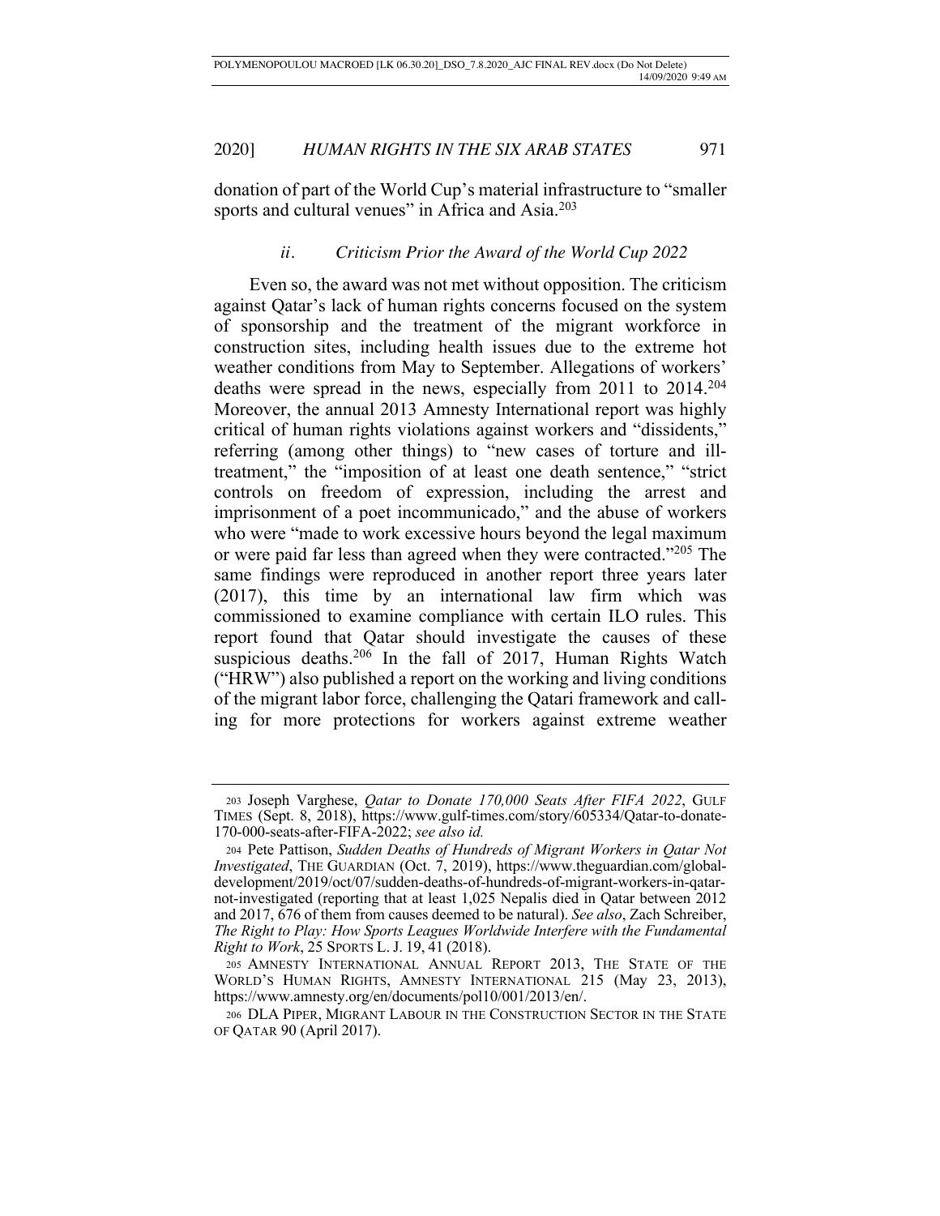donation of part of the World Cup's material infrastructure to "smaller sports and cultural venues" in Africa and Asia.[203]

### *ii. Criticism Prior the Award of the World Cup 2022*

Even so, the award was not met without opposition. The criticism against Qatar's lack of human rights concerns focused on the system of sponsorship and the treatment of the migrant workforce in construction sites, including health issues due to the extreme hot weather conditions from May to September. Allegations of workers' deaths were spread in the news, especially from 2011 to 2014.[204] Moreover, the annual 2013 Amnesty International report was highly critical of human rights violations against workers and "dissidents," referring (among other things) to "new cases of torture and ill-treatment," the "imposition of at least one death sentence," "strict controls on freedom of expression, including the arrest and imprisonment of a poet incommunicado," and the abuse of workers who were "made to work excessive hours beyond the legal maximum or were paid far less than agreed when they were contracted."[205] The same findings were reproduced in another report three years later (2017), this time by an international law firm which was commissioned to examine compliance with certain ILO rules. This report found that Qatar should investigate the causes of these suspicious deaths.[206] In the fall of 2017, Human Rights Watch ("HRW") also published a report on the working and living conditions of the migrant labor force, challenging the Qatari framework and calling for more protections for workers against extreme weather

---

[203] Joseph Varghese, *Qatar to Donate 170,000 Seats After FIFA 2022*, GULF TIMES (Sept. 8, 2018), https://www.gulf-times.com/story/605334/Qatar-to-donate-170-000-seats-after-FIFA-2022; *see also id.*

[204] Pete Pattison, *Sudden Deaths of Hundreds of Migrant Workers in Qatar Not Investigated*, THE GUARDIAN (Oct. 7, 2019), https://www.theguardian.com/global-development/2019/oct/07/sudden-deaths-of-hundreds-of-migrant-workers-in-qatar-not-investigated (reporting that at least 1,025 Nepalis died in Qatar between 2012 and 2017, 676 of them from causes deemed to be natural). *See also*, Zach Schreiber, *The Right to Play: How Sports Leagues Worldwide Interfere with the Fundamental Right to Work*, 25 SPORTS L. J. 19, 41 (2018).

[205] AMNESTY INTERNATIONAL ANNUAL REPORT 2013, THE STATE OF THE WORLD'S HUMAN RIGHTS, AMNESTY INTERNATIONAL 215 (May 23, 2013), https://www.amnesty.org/en/documents/pol10/001/2013/en/.

[206] DLA PIPER, MIGRANT LABOUR IN THE CONSTRUCTION SECTOR IN THE STATE OF QATAR 90 (April 2017).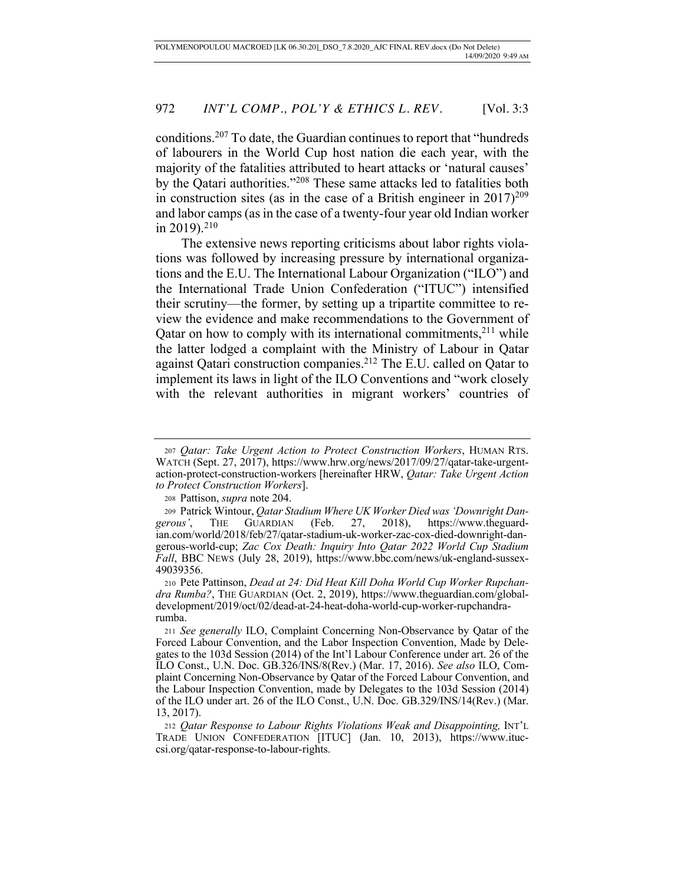conditions.[207] To date, the Guardian continues to report that "hundreds of labourers in the World Cup host nation die each year, with the majority of the fatalities attributed to heart attacks or 'natural causes' by the Qatari authorities."[208] These same attacks led to fatalities both in construction sites (as in the case of a British engineer in 2017)[209] and labor camps (as in the case of a twenty-four year old Indian worker in 2019).[210]

The extensive news reporting criticisms about labor rights violations was followed by increasing pressure by international organizations and the E.U. The International Labour Organization ("ILO") and the International Trade Union Confederation ("ITUC") intensified their scrutiny—the former, by setting up a tripartite committee to review the evidence and make recommendations to the Government of Qatar on how to comply with its international commitments,[211] while the latter lodged a complaint with the Ministry of Labour in Qatar against Qatari construction companies.[212] The E.U. called on Qatar to implement its laws in light of the ILO Conventions and "work closely with the relevant authorities in migrant workers' countries of

---

207 *Qatar: Take Urgent Action to Protect Construction Workers*, HUMAN RTS. WATCH (Sept. 27, 2017), https://www.hrw.org/news/2017/09/27/qatar-take-urgent-action-protect-construction-workers [hereinafter HRW, *Qatar: Take Urgent Action to Protect Construction Workers*].

208 Pattison, *supra* note 204.

209 Patrick Wintour, *Qatar Stadium Where UK Worker Died was 'Downright Dangerous'*, THE GUARDIAN (Feb. 27, 2018), https://www.theguardian.com/world/2018/feb/27/qatar-stadium-uk-worker-zac-cox-died-downright-dangerous-world-cup; *Zac Cox Death: Inquiry Into Qatar 2022 World Cup Stadium Fall*, BBC NEWS (July 28, 2019), https://www.bbc.com/news/uk-england-sussex-49039356.

210 Pete Pattinson, *Dead at 24: Did Heat Kill Doha World Cup Worker Rupchandra Rumba?*, THE GUARDIAN (Oct. 2, 2019), https://www.theguardian.com/global-development/2019/oct/02/dead-at-24-heat-doha-world-cup-worker-rupchandra-rumba.

211 *See generally* ILO, Complaint Concerning Non-Observance by Qatar of the Forced Labour Convention, and the Labor Inspection Convention, Made by Delegates to the 103d Session (2014) of the Int'l Labour Conference under art. 26 of the ILO Const., U.N. Doc. GB.326/INS/8(Rev.) (Mar. 17, 2016). *See also* ILO, Complaint Concerning Non-Observance by Qatar of the Forced Labour Convention, and the Labour Inspection Convention, made by Delegates to the 103d Session (2014) of the ILO under art. 26 of the ILO Const., U.N. Doc. GB.329/INS/14(Rev.) (Mar. 13, 2017).

212 *Qatar Response to Labour Rights Violations Weak and Disappointing,* INT'L TRADE UNION CONFEDERATION [ITUC] (Jan. 10, 2013), https://www.ituc-csi.org/qatar-response-to-labour-rights.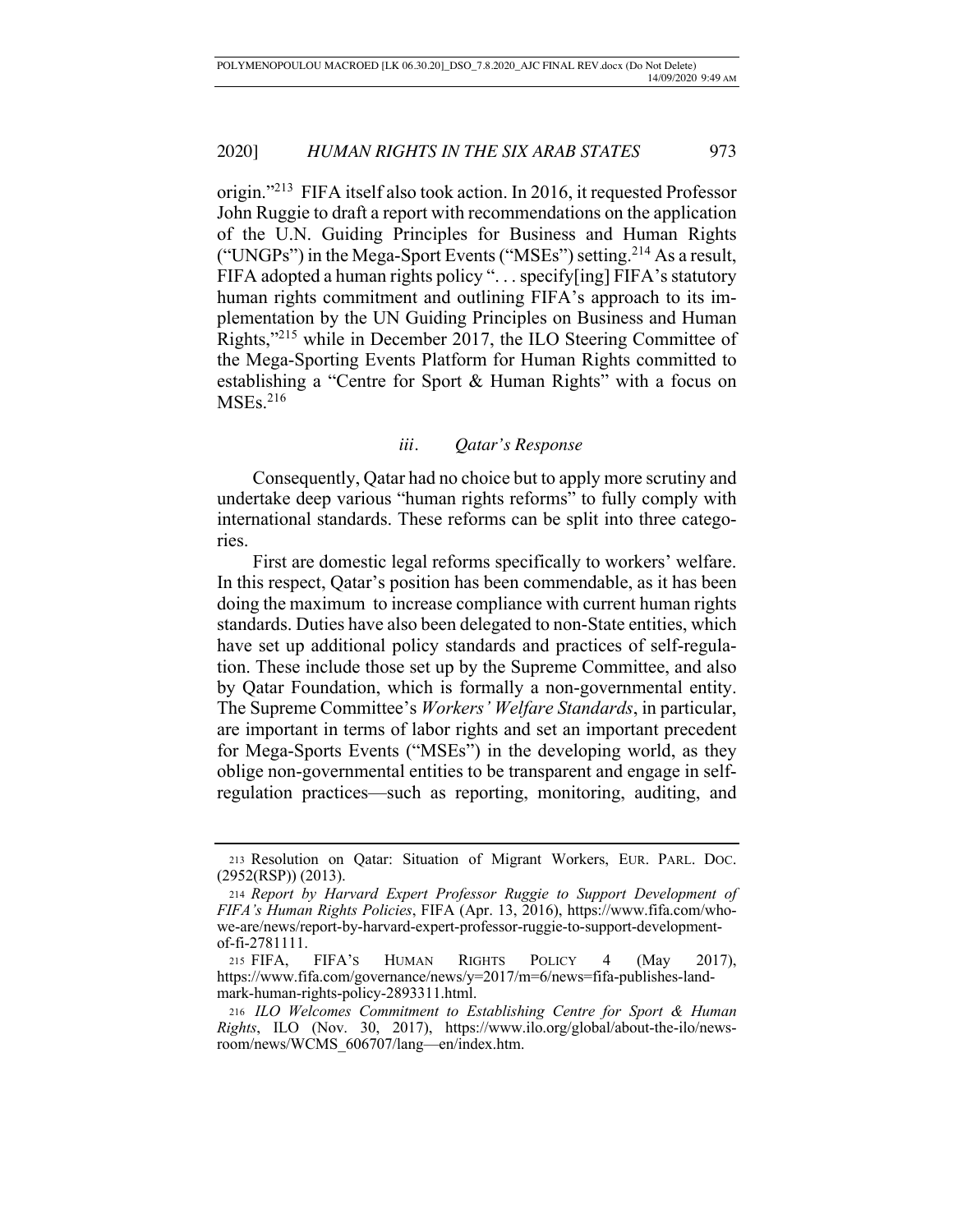origin."[213] FIFA itself also took action. In 2016, it requested Professor John Ruggie to draft a report with recommendations on the application of the U.N. Guiding Principles for Business and Human Rights ("UNGPs") in the Mega-Sport Events ("MSEs") setting.[214] As a result, FIFA adopted a human rights policy ". . . specify[ing] FIFA's statutory human rights commitment and outlining FIFA's approach to its implementation by the UN Guiding Principles on Business and Human Rights,"[215] while in December 2017, the ILO Steering Committee of the Mega-Sporting Events Platform for Human Rights committed to establishing a "Centre for Sport & Human Rights" with a focus on MSEs.[216]

### *iii. Qatar's Response*

Consequently, Qatar had no choice but to apply more scrutiny and undertake deep various "human rights reforms" to fully comply with international standards. These reforms can be split into three categories.

First are domestic legal reforms specifically to workers' welfare. In this respect, Qatar's position has been commendable, as it has been doing the maximum to increase compliance with current human rights standards. Duties have also been delegated to non-State entities, which have set up additional policy standards and practices of self-regulation. These include those set up by the Supreme Committee, and also by Qatar Foundation, which is formally a non-governmental entity. The Supreme Committee's *Workers' Welfare Standards*, in particular, are important in terms of labor rights and set an important precedent for Mega-Sports Events ("MSEs") in the developing world, as they oblige non-governmental entities to be transparent and engage in self-regulation practices—such as reporting, monitoring, auditing, and

---

[213] Resolution on Qatar: Situation of Migrant Workers, EUR. PARL. DOC. (2952(RSP)) (2013).

[214] *Report by Harvard Expert Professor Ruggie to Support Development of FIFA's Human Rights Policies*, FIFA (Apr. 13, 2016), https://www.fifa.com/who-we-are/news/report-by-harvard-expert-professor-ruggie-to-support-development-of-fi-2781111.

[215] FIFA, FIFA'S HUMAN RIGHTS POLICY 4 (May 2017), https://www.fifa.com/governance/news/y=2017/m=6/news=fifa-publishes-landmark-human-rights-policy-2893311.html.

[216] *ILO Welcomes Commitment to Establishing Centre for Sport & Human Rights*, ILO (Nov. 30, 2017), https://www.ilo.org/global/about-the-ilo/newsroom/news/WCMS_606707/lang—en/index.htm.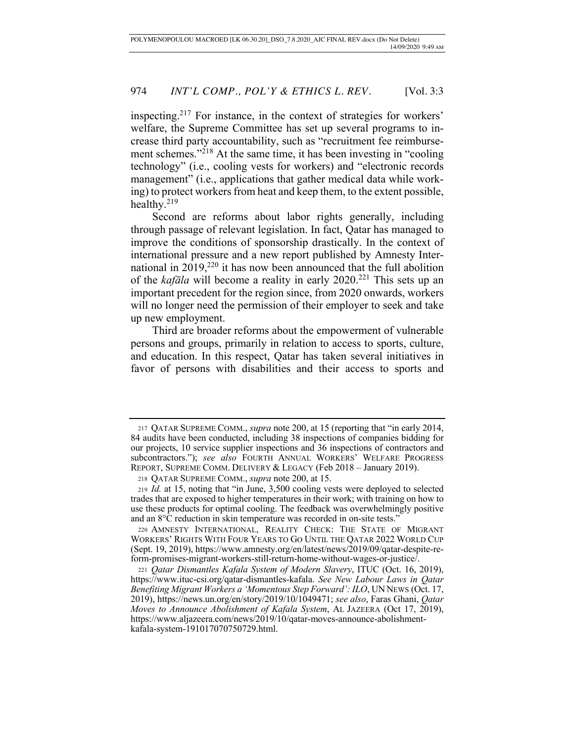inspecting.[217] For instance, in the context of strategies for workers' welfare, the Supreme Committee has set up several programs to increase third party accountability, such as "recruitment fee reimbursement schemes."[218] At the same time, it has been investing in "cooling technology" (i.e., cooling vests for workers) and "electronic records management" (i.e., applications that gather medical data while working) to protect workers from heat and keep them, to the extent possible, healthy.[219]

Second are reforms about labor rights generally, including through passage of relevant legislation. In fact, Qatar has managed to improve the conditions of sponsorship drastically. In the context of international pressure and a new report published by Amnesty International in 2019,[220] it has now been announced that the full abolition of the *kafāla* will become a reality in early 2020.[221] This sets up an important precedent for the region since, from 2020 onwards, workers will no longer need the permission of their employer to seek and take up new employment.

Third are broader reforms about the empowerment of vulnerable persons and groups, primarily in relation to access to sports, culture, and education. In this respect, Qatar has taken several initiatives in favor of persons with disabilities and their access to sports and

---

217 QATAR SUPREME COMM., *supra* note 200, at 15 (reporting that "in early 2014, 84 audits have been conducted, including 38 inspections of companies bidding for our projects, 10 service supplier inspections and 36 inspections of contractors and subcontractors."); *see also* FOURTH ANNUAL WORKERS' WELFARE PROGRESS REPORT, SUPREME COMM. DELIVERY & LEGACY (Feb 2018 – January 2019).

218 QATAR SUPREME COMM., *supra* note 200, at 15.

219 *Id.* at 15, noting that "in June, 3,500 cooling vests were deployed to selected trades that are exposed to higher temperatures in their work; with training on how to use these products for optimal cooling. The feedback was overwhelmingly positive and an 8°C reduction in skin temperature was recorded in on-site tests."

220 AMNESTY INTERNATIONAL, REALITY CHECK: THE STATE OF MIGRANT WORKERS' RIGHTS WITH FOUR YEARS TO GO UNTIL THE QATAR 2022 WORLD CUP (Sept. 19, 2019), https://www.amnesty.org/en/latest/news/2019/09/qatar-despite-reform-promises-migrant-workers-still-return-home-without-wages-or-justice/.

221 *Qatar Dismantles Kafala System of Modern Slavery*, ITUC (Oct. 16, 2019), https://www.ituc-csi.org/qatar-dismantles-kafala. *See New Labour Laws in Qatar Benefiting Migrant Workers a 'Momentous Step Forward': ILO*, UN NEWS (Oct. 17, 2019), https://news.un.org/en/story/2019/10/1049471; *see also*, Faras Ghani, *Qatar Moves to Announce Abolishment of Kafala System*, AL JAZEERA (Oct 17, 2019), https://www.aljazeera.com/news/2019/10/qatar-moves-announce-abolishment-kafala-system-191017070750729.html.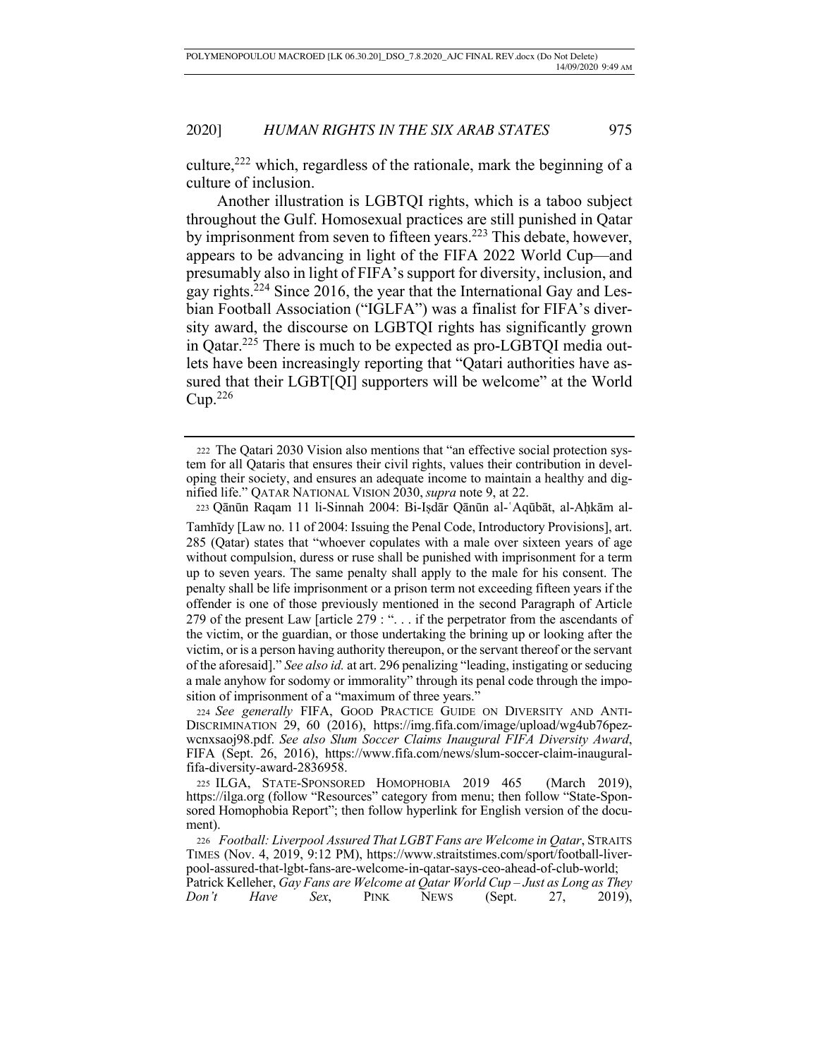culture,[222] which, regardless of the rationale, mark the beginning of a culture of inclusion.

Another illustration is LGBTQI rights, which is a taboo subject throughout the Gulf. Homosexual practices are still punished in Qatar by imprisonment from seven to fifteen years.[223] This debate, however, appears to be advancing in light of the FIFA 2022 World Cup—and presumably also in light of FIFA's support for diversity, inclusion, and gay rights.[224] Since 2016, the year that the International Gay and Lesbian Football Association ("IGLFA") was a finalist for FIFA's diversity award, the discourse on LGBTQI rights has significantly grown in Qatar.[225] There is much to be expected as pro-LGBTQI media outlets have been increasingly reporting that "Qatari authorities have assured that their LGBT[QI] supporters will be welcome" at the World Cup.[226]

---

222 The Qatari 2030 Vision also mentions that "an effective social protection system for all Qataris that ensures their civil rights, values their contribution in developing their society, and ensures an adequate income to maintain a healthy and dignified life." QATAR NATIONAL VISION 2030, *supra* note 9, at 22.

223 Qānūn Raqam 11 li-Sinnah 2004: Bi-Iṣdār Qānūn al-ʿAqūbāt, al-Aḥkām al-Tamhīdy [Law no. 11 of 2004: Issuing the Penal Code, Introductory Provisions], art. 285 (Qatar) states that "whoever copulates with a male over sixteen years of age without compulsion, duress or ruse shall be punished with imprisonment for a term up to seven years. The same penalty shall apply to the male for his consent. The penalty shall be life imprisonment or a prison term not exceeding fifteen years if the offender is one of those previously mentioned in the second Paragraph of Article 279 of the present Law [article 279 : ". . . if the perpetrator from the ascendants of the victim, or the guardian, or those undertaking the brining up or looking after the victim, or is a person having authority thereupon, or the servant thereof or the servant of the aforesaid]." *See also id.* at art. 296 penalizing "leading, instigating or seducing a male anyhow for sodomy or immorality" through its penal code through the imposition of imprisonment of a "maximum of three years."

224 *See generally* FIFA, GOOD PRACTICE GUIDE ON DIVERSITY AND ANTI-DISCRIMINATION 29, 60 (2016), https://img.fifa.com/image/upload/wg4ub76pezwcnxsaoj98.pdf. *See also Slum Soccer Claims Inaugural FIFA Diversity Award*, FIFA (Sept. 26, 2016), https://www.fifa.com/news/slum-soccer-claim-inaugural-fifa-diversity-award-2836958.

225 ILGA, STATE-SPONSORED HOMOPHOBIA 2019 465 (March 2019), https://ilga.org (follow "Resources" category from menu; then follow "State-Sponsored Homophobia Report"; then follow hyperlink for English version of the document).

226 *Football: Liverpool Assured That LGBT Fans are Welcome in Qatar*, STRAITS TIMES (Nov. 4, 2019, 9:12 PM), https://www.straitstimes.com/sport/football-liverpool-assured-that-lgbt-fans-are-welcome-in-qatar-says-ceo-ahead-of-club-world; Patrick Kelleher, *Gay Fans are Welcome at Qatar World Cup – Just as Long as They Don't Have Sex*, PINK NEWS (Sept. 27, 2019),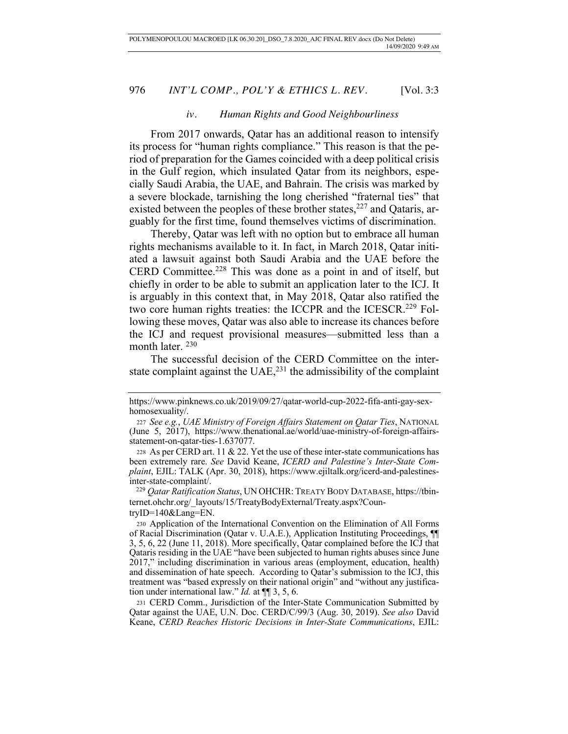### *iv. Human Rights and Good Neighbourliness*

From 2017 onwards, Qatar has an additional reason to intensify its process for "human rights compliance." This reason is that the period of preparation for the Games coincided with a deep political crisis in the Gulf region, which insulated Qatar from its neighbors, especially Saudi Arabia, the UAE, and Bahrain. The crisis was marked by a severe blockade, tarnishing the long cherished "fraternal ties" that existed between the peoples of these brother states,[227] and Qataris, arguably for the first time, found themselves victims of discrimination.

Thereby, Qatar was left with no option but to embrace all human rights mechanisms available to it. In fact, in March 2018, Qatar initiated a lawsuit against both Saudi Arabia and the UAE before the CERD Committee.[228] This was done as a point in and of itself, but chiefly in order to be able to submit an application later to the ICJ. It is arguably in this context that, in May 2018, Qatar also ratified the two core human rights treaties: the ICCPR and the ICESCR.[229] Following these moves, Qatar was also able to increase its chances before the ICJ and request provisional measures—submitted less than a month later.[230]

The successful decision of the CERD Committee on the inter-state complaint against the UAE,[231] the admissibility of the complaint

---

https://www.pinknews.co.uk/2019/09/27/qatar-world-cup-2022-fifa-anti-gay-sex-homosexuality/.

[227] *See e.g.*, *UAE Ministry of Foreign Affairs Statement on Qatar Ties*, NATIONAL (June 5, 2017), https://www.thenational.ae/world/uae-ministry-of-foreign-affairs-statement-on-qatar-ties-1.637077.

[228] As per CERD art. 11 & 22. Yet the use of these inter-state communications has been extremely rare. *See* David Keane, *ICERD and Palestine's Inter-State Complaint*, EJIL: TALK (Apr. 30, 2018), https://www.ejiltalk.org/icerd-and-palestines-inter-state-complaint/.

[229] *Qatar Ratification Status*, UN OHCHR: TREATY BODY DATABASE, https://tbinternet.ohchr.org/_layouts/15/TreatyBodyExternal/Treaty.aspx?CountryID=140&Lang=EN.

[230] Application of the International Convention on the Elimination of All Forms of Racial Discrimination (Qatar v. U.A.E.), Application Instituting Proceedings, ¶¶ 3, 5, 6, 22 (June 11, 2018). More specifically, Qatar complained before the ICJ that Qataris residing in the UAE "have been subjected to human rights abuses since June 2017," including discrimination in various areas (employment, education, health) and dissemination of hate speech. According to Qatar's submission to the ICJ, this treatment was "based expressly on their national origin" and "without any justification under international law." *Id.* at ¶¶ 3, 5, 6.

[231] CERD Comm., Jurisdiction of the Inter-State Communication Submitted by Qatar against the UAE, U.N. Doc. CERD/C/99/3 (Aug. 30, 2019). *See also* David Keane, *CERD Reaches Historic Decisions in Inter-State Communications*, EJIL: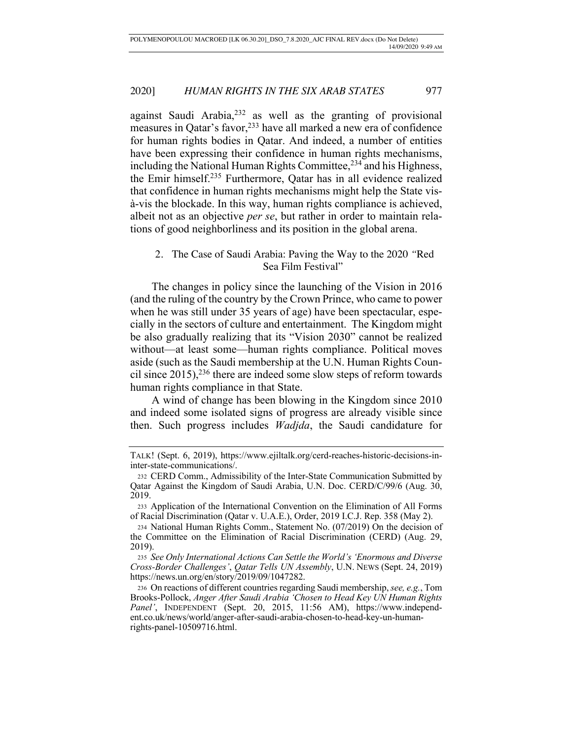against Saudi Arabia,[232] as well as the granting of provisional measures in Qatar's favor,[233] have all marked a new era of confidence for human rights bodies in Qatar. And indeed, a number of entities have been expressing their confidence in human rights mechanisms, including the National Human Rights Committee,[234] and his Highness, the Emir himself.[235] Furthermore, Qatar has in all evidence realized that confidence in human rights mechanisms might help the State vis-à-vis the blockade. In this way, human rights compliance is achieved, albeit not as an objective *per se*, but rather in order to maintain relations of good neighborliness and its position in the global arena.

### 2. The Case of Saudi Arabia: Paving the Way to the 2020 "Red Sea Film Festival"

The changes in policy since the launching of the Vision in 2016 (and the ruling of the country by the Crown Prince, who came to power when he was still under 35 years of age) have been spectacular, especially in the sectors of culture and entertainment. The Kingdom might be also gradually realizing that its "Vision 2030" cannot be realized without—at least some—human rights compliance. Political moves aside (such as the Saudi membership at the U.N. Human Rights Council since 2015),[236] there are indeed some slow steps of reform towards human rights compliance in that State.

A wind of change has been blowing in the Kingdom since 2010 and indeed some isolated signs of progress are already visible since then. Such progress includes *Wadjda*, the Saudi candidature for

---

TALK! (Sept. 6, 2019), https://www.ejiltalk.org/cerd-reaches-historic-decisions-in-inter-state-communications/.

232 CERD Comm., Admissibility of the Inter-State Communication Submitted by Qatar Against the Kingdom of Saudi Arabia, U.N. Doc. CERD/C/99/6 (Aug. 30, 2019).

233 Application of the International Convention on the Elimination of All Forms of Racial Discrimination (Qatar v. U.A.E.), Order, 2019 I.C.J. Rep. 358 (May 2).

234 National Human Rights Comm., Statement No. (07/2019) On the decision of the Committee on the Elimination of Racial Discrimination (CERD) (Aug. 29, 2019).

235 *See Only International Actions Can Settle the World's 'Enormous and Diverse Cross-Border Challenges', Qatar Tells UN Assembly*, U.N. NEWS (Sept. 24, 2019) https://news.un.org/en/story/2019/09/1047282.

236 On reactions of different countries regarding Saudi membership, *see, e.g.*, Tom Brooks-Pollock, *Anger After Saudi Arabia 'Chosen to Head Key UN Human Rights Panel'*, INDEPENDENT (Sept. 20, 2015, 11:56 AM), https://www.independent.co.uk/news/world/anger-after-saudi-arabia-chosen-to-head-key-un-human-rights-panel-10509716.html.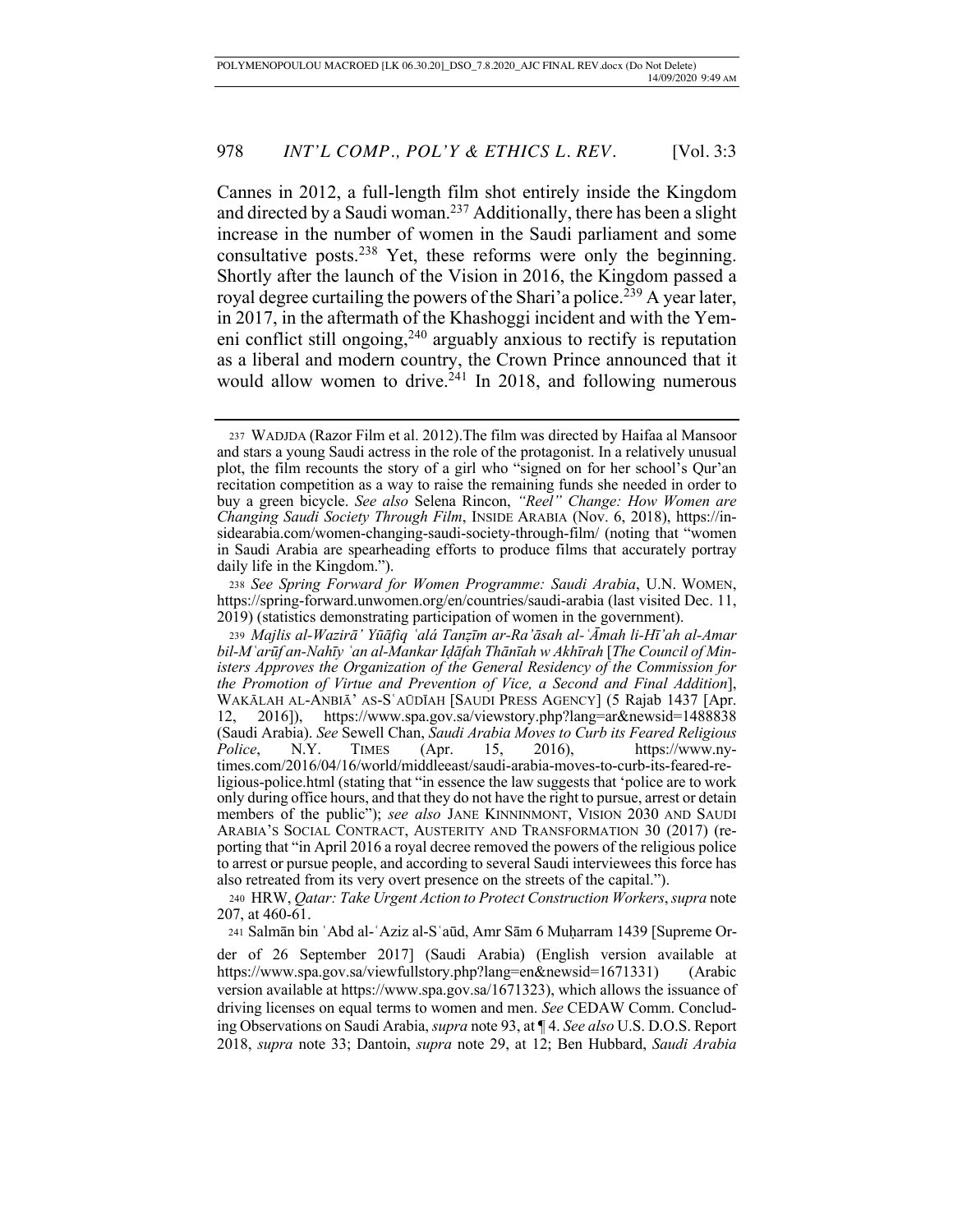Cannes in 2012, a full-length film shot entirely inside the Kingdom and directed by a Saudi woman.[237] Additionally, there has been a slight increase in the number of women in the Saudi parliament and some consultative posts.[238] Yet, these reforms were only the beginning. Shortly after the launch of the Vision in 2016, the Kingdom passed a royal degree curtailing the powers of the Shari'a police.[239] A year later, in 2017, in the aftermath of the Khashoggi incident and with the Yemeni conflict still ongoing,[240] arguably anxious to rectify is reputation as a liberal and modern country, the Crown Prince announced that it would allow women to drive.[241] In 2018, and following numerous

---

237 WADJDA (Razor Film et al. 2012).The film was directed by Haifaa al Mansoor and stars a young Saudi actress in the role of the protagonist. In a relatively unusual plot, the film recounts the story of a girl who "signed on for her school's Qur'an recitation competition as a way to raise the remaining funds she needed in order to buy a green bicycle. *See also* Selena Rincon, *"Reel" Change: How Women are Changing Saudi Society Through Film*, INSIDE ARABIA (Nov. 6, 2018), https://insidearabia.com/women-changing-saudi-society-through-film/ (noting that "women in Saudi Arabia are spearheading efforts to produce films that accurately portray daily life in the Kingdom.").

238 *See Spring Forward for Women Programme: Saudi Arabia*, U.N. WOMEN, https://spring-forward.unwomen.org/en/countries/saudi-arabia (last visited Dec. 11, 2019) (statistics demonstrating participation of women in the government).

239 *Majlis al-Wazirā' Yūāfiq ʿalá Tanẓīm ar-Ra'āsah al-ʿĀmah li-Hī'ah al-Amar bil-Mʿarūf an-Nahīy ʿan al-Mankar Iḍāfah Thānīah w Akhīrah* [*The Council of Ministers Approves the Organization of the General Residency of the Commission for the Promotion of Virtue and Prevention of Vice, a Second and Final Addition*], WAKĀLAH AL-ANBIĀ' AS-SʿAŪDĪAH [SAUDI PRESS AGENCY] (5 Rajab 1437 [Apr. 12, 2016]), https://www.spa.gov.sa/viewstory.php?lang=ar&newsid=1488838 (Saudi Arabia). *See* Sewell Chan, *Saudi Arabia Moves to Curb its Feared Religious Police*, N.Y. TIMES (Apr. 15, 2016), https://www.nytimes.com/2016/04/16/world/middleeast/saudi-arabia-moves-to-curb-its-feared-religious-police.html (stating that "in essence the law suggests that 'police are to work only during office hours, and that they do not have the right to pursue, arrest or detain members of the public"); *see also* JANE KINNINMONT, VISION 2030 AND SAUDI ARABIA'S SOCIAL CONTRACT, AUSTERITY AND TRANSFORMATION 30 (2017) (reporting that "in April 2016 a royal decree removed the powers of the religious police to arrest or pursue people, and according to several Saudi interviewees this force has also retreated from its very overt presence on the streets of the capital.").

240 HRW, *Qatar: Take Urgent Action to Protect Construction Workers*, *supra* note 207, at 460-61.

241 Salmān bin ʿAbd al-ʿAziz al-Sʿaūd, Amr Sām 6 Muḥarram 1439 [Supreme Order of 26 September 2017] (Saudi Arabia) (English version available at https://www.spa.gov.sa/viewfullstory.php?lang=en&newsid=1671331) (Arabic version available at https://www.spa.gov.sa/1671323), which allows the issuance of driving licenses on equal terms to women and men. *See* CEDAW Comm. Concluding Observations on Saudi Arabia, *supra* note 93, at ¶ 4. *See also* U.S. D.O.S. Report 2018, *supra* note 33; Dantoin, *supra* note 29, at 12; Ben Hubbard, *Saudi Arabia*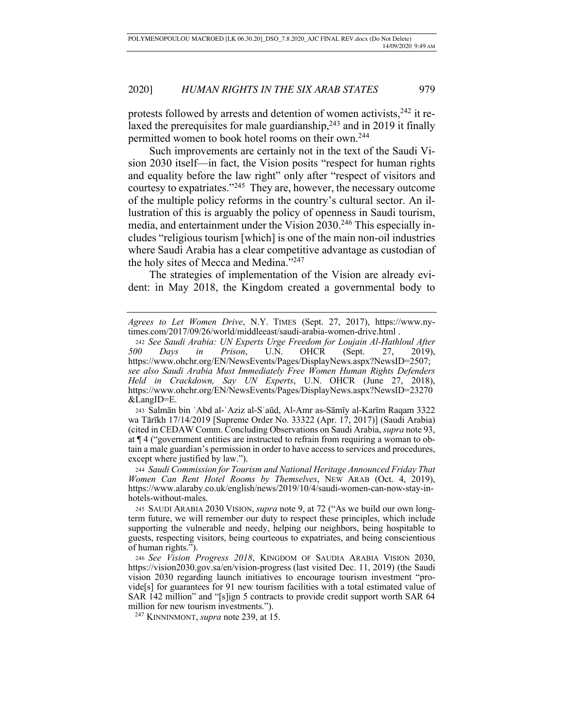protests followed by arrests and detention of women activists,[242] it relaxed the prerequisites for male guardianship,[243] and in 2019 it finally permitted women to book hotel rooms on their own.[244]

Such improvements are certainly not in the text of the Saudi Vision 2030 itself—in fact, the Vision posits "respect for human rights and equality before the law right" only after "respect of visitors and courtesy to expatriates."[245] They are, however, the necessary outcome of the multiple policy reforms in the country's cultural sector. An illustration of this is arguably the policy of openness in Saudi tourism, media, and entertainment under the Vision 2030.[246] This especially includes "religious tourism [which] is one of the main non-oil industries where Saudi Arabia has a clear competitive advantage as custodian of the holy sites of Mecca and Medina."[247]

The strategies of implementation of the Vision are already evident: in May 2018, the Kingdom created a governmental body to

---

*Agrees to Let Women Drive*, N.Y. TIMES (Sept. 27, 2017), https://www.nytimes.com/2017/09/26/world/middleeast/saudi-arabia-women-drive.html .

242 *See Saudi Arabia: UN Experts Urge Freedom for Loujain Al-Hathloul After 500 Days in Prison*, U.N. OHCR (Sept. 27, 2019), https://www.ohchr.org/EN/NewsEvents/Pages/DisplayNews.aspx?NewsID=2507; *see also Saudi Arabia Must Immediately Free Women Human Rights Defenders Held in Crackdown, Say UN Experts*, U.N. OHCR (June 27, 2018), https://www.ohchr.org/EN/NewsEvents/Pages/DisplayNews.aspx?NewsID=23270&LangID=E.

243 Salmān bin ʿAbd al-ʿAziz al-Sʿaūd, Al-Amr as-Sāmīy al-Karīm Raqam 3322 wa Tārīkh 17/14/2019 [Supreme Order No. 33322 (Apr. 17, 2017)] (Saudi Arabia) (cited in CEDAW Comm. Concluding Observations on Saudi Arabia, *supra* note 93, at ¶ 4 ("government entities are instructed to refrain from requiring a woman to obtain a male guardian's permission in order to have access to services and procedures, except where justified by law.").

244 *Saudi Commission for Tourism and National Heritage Announced Friday That Women Can Rent Hotel Rooms by Themselves*, NEW ARAB (Oct. 4, 2019), https://www.alaraby.co.uk/english/news/2019/10/4/saudi-women-can-now-stay-in-hotels-without-males.

245 SAUDI ARABIA 2030 VISION, *supra* note 9, at 72 ("As we build our own long-term future, we will remember our duty to respect these principles, which include supporting the vulnerable and needy, helping our neighbors, being hospitable to guests, respecting visitors, being courteous to expatriates, and being conscientious of human rights.").

246 *See Vision Progress 2018*, KINGDOM OF SAUDIA ARABIA VISION 2030, https://vision2030.gov.sa/en/vision-progress (last visited Dec. 11, 2019) (the Saudi vision 2030 regarding launch initiatives to encourage tourism investment "provide[s] for guarantees for 91 new tourism facilities with a total estimated value of SAR 142 million" and "[s]ign 5 contracts to provide credit support worth SAR 64 million for new tourism investments.").

247 KINNINMONT, *supra* note 239, at 15.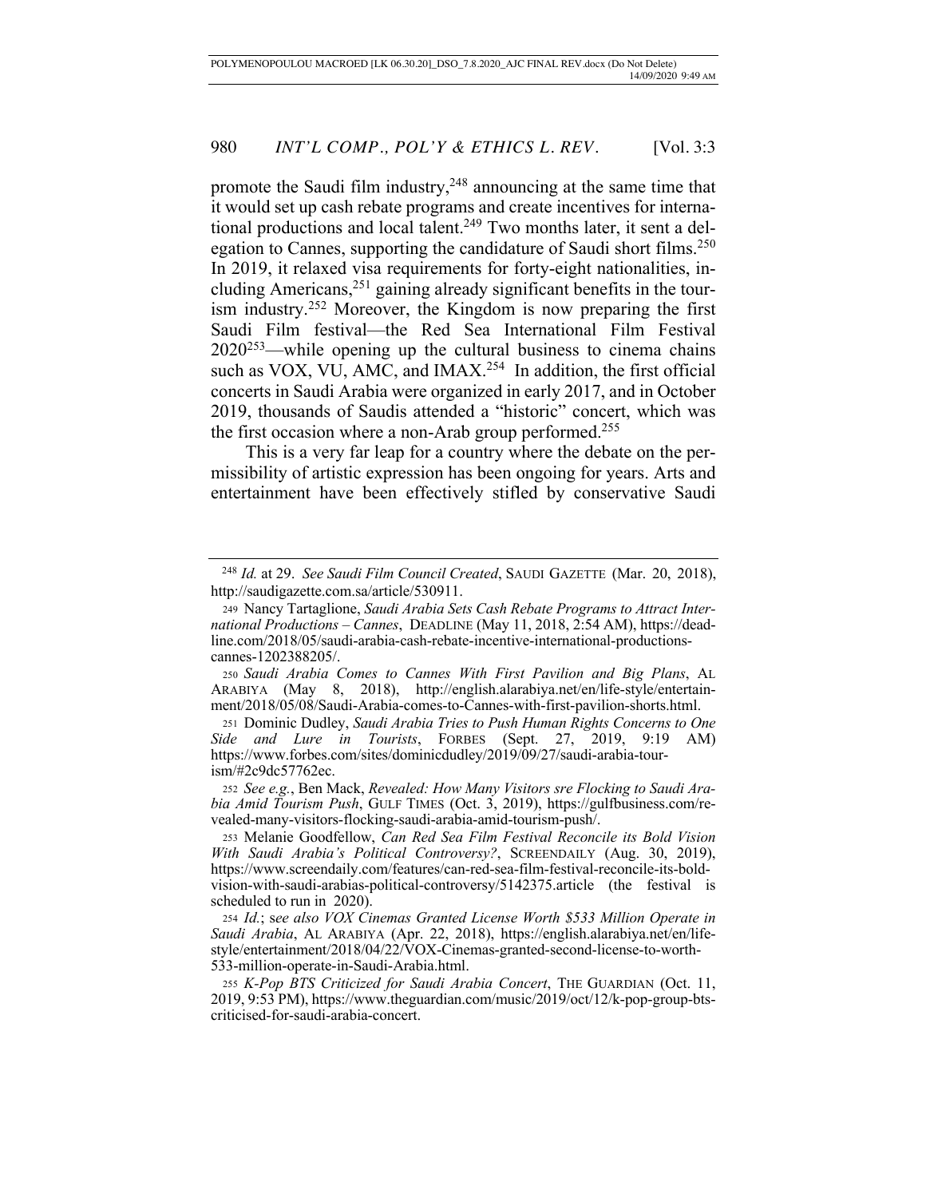promote the Saudi film industry,[248] announcing at the same time that it would set up cash rebate programs and create incentives for international productions and local talent.[249] Two months later, it sent a delegation to Cannes, supporting the candidature of Saudi short films.[250] In 2019, it relaxed visa requirements for forty-eight nationalities, including Americans,[251] gaining already significant benefits in the tourism industry.[252] Moreover, the Kingdom is now preparing the first Saudi Film festival—the Red Sea International Film Festival 2020[253]—while opening up the cultural business to cinema chains such as VOX, VU, AMC, and IMAX.[254] In addition, the first official concerts in Saudi Arabia were organized in early 2017, and in October 2019, thousands of Saudis attended a "historic" concert, which was the first occasion where a non-Arab group performed.[255]

This is a very far leap for a country where the debate on the permissibility of artistic expression has been ongoing for years. Arts and entertainment have been effectively stifled by conservative Saudi

---

[248] *Id.* at 29. *See Saudi Film Council Created*, SAUDI GAZETTE (Mar. 20, 2018), http://saudigazette.com.sa/article/530911.

[249] Nancy Tartaglione, *Saudi Arabia Sets Cash Rebate Programs to Attract International Productions – Cannes*, DEADLINE (May 11, 2018, 2:54 AM), https://deadline.com/2018/05/saudi-arabia-cash-rebate-incentive-international-productions-cannes-1202388205/.

[250] *Saudi Arabia Comes to Cannes With First Pavilion and Big Plans*, AL ARABIYA (May 8, 2018), http://english.alarabiya.net/en/life-style/entertainment/2018/05/08/Saudi-Arabia-comes-to-Cannes-with-first-pavilion-shorts.html.

[251] Dominic Dudley, *Saudi Arabia Tries to Push Human Rights Concerns to One Side and Lure in Tourists*, FORBES (Sept. 27, 2019, 9:19 AM) https://www.forbes.com/sites/dominicdudley/2019/09/27/saudi-arabia-tourism/#2c9dc57762ec.

[252] *See e.g.*, Ben Mack, *Revealed: How Many Visitors sre Flocking to Saudi Arabia Amid Tourism Push*, GULF TIMES (Oct. 3, 2019), https://gulfbusiness.com/revealed-many-visitors-flocking-saudi-arabia-amid-tourism-push/.

[253] Melanie Goodfellow, *Can Red Sea Film Festival Reconcile its Bold Vision With Saudi Arabia's Political Controversy?*, SCREENDAILY (Aug. 30, 2019), https://www.screendaily.com/features/can-red-sea-film-festival-reconcile-its-bold-vision-with-saudi-arabias-political-controversy/5142375.article (the festival is scheduled to run in 2020).

[254] *Id.*; s*ee also VOX Cinemas Granted License Worth $533 Million Operate in Saudi Arabia*, AL ARABIYA (Apr. 22, 2018), https://english.alarabiya.net/en/life-style/entertainment/2018/04/22/VOX-Cinemas-granted-second-license-to-worth-533-million-operate-in-Saudi-Arabia.html.

[255] *K-Pop BTS Criticized for Saudi Arabia Concert*, THE GUARDIAN (Oct. 11, 2019, 9:53 PM), https://www.theguardian.com/music/2019/oct/12/k-pop-group-bts-criticised-for-saudi-arabia-concert.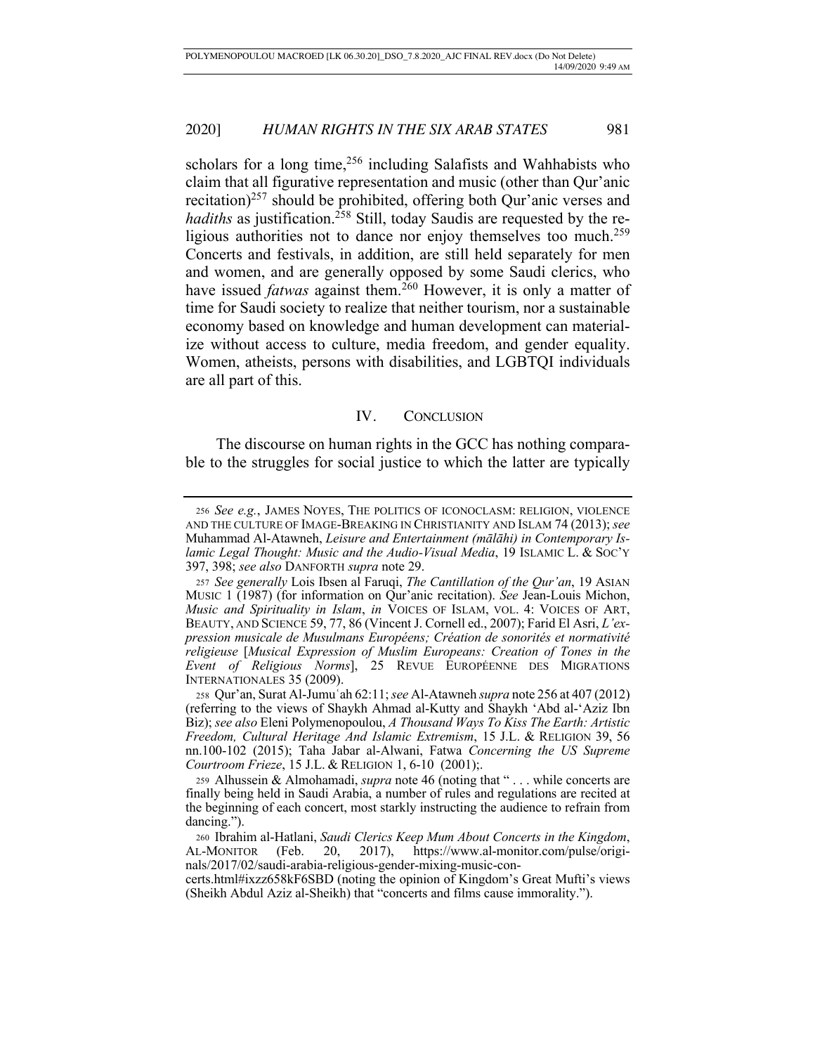scholars for a long time,[256] including Salafists and Wahhabists who claim that all figurative representation and music (other than Qur'anic recitation)[257] should be prohibited, offering both Qur'anic verses and *hadiths* as justification.[258] Still, today Saudis are requested by the religious authorities not to dance nor enjoy themselves too much.[259] Concerts and festivals, in addition, are still held separately for men and women, and are generally opposed by some Saudi clerics, who have issued *fatwas* against them.[260] However, it is only a matter of time for Saudi society to realize that neither tourism, nor a sustainable economy based on knowledge and human development can materialize without access to culture, media freedom, and gender equality. Women, atheists, persons with disabilities, and LGBTQI individuals are all part of this.

## IV. CONCLUSION

The discourse on human rights in the GCC has nothing comparable to the struggles for social justice to which the latter are typically

---

256 *See e.g.*, JAMES NOYES, THE POLITICS OF ICONOCLASM: RELIGION, VIOLENCE AND THE CULTURE OF IMAGE-BREAKING IN CHRISTIANITY AND ISLAM 74 (2013); *see* Muhammad Al-Atawneh, *Leisure and Entertainment (malāhi) in Contemporary Islamic Legal Thought: Music and the Audio-Visual Media*, 19 ISLAMIC L. & SOC'Y 397, 398; *see also* DANFORTH *supra* note 29.

257 *See generally* Lois Ibsen al Faruqi, *The Cantillation of the Qur'an*, 19 ASIAN MUSIC 1 (1987) (for information on Qur'anic recitation). *See* Jean-Louis Michon, *Music and Spirituality in Islam*, *in* VOICES OF ISLAM, VOL. 4: VOICES OF ART, BEAUTY, AND SCIENCE 59, 77, 86 (Vincent J. Cornell ed., 2007); Farid El Asri, *L'expression musicale de Musulmans Européens; Création de sonorités et normativité religieuse* [*Musical Expression of Muslim Europeans: Creation of Tones in the Event of Religious Norms*], 25 REVUE EUROPÉENNE DES MIGRATIONS INTERNATIONALES 35 (2009).

258 Qur'an, Surat Al-Jumuʿah 62:11; *see* Al-Atawneh *supra* note 256 at 407 (2012) (referring to the views of Shaykh Ahmad al-Kutty and Shaykh 'Abd al-'Aziz Ibn Biz); *see also* Eleni Polymenopoulou, *A Thousand Ways To Kiss The Earth: Artistic Freedom, Cultural Heritage And Islamic Extremism*, 15 J.L. & RELIGION 39, 56 nn.100-102 (2015); Taha Jabar al-Alwani, Fatwa *Concerning the US Supreme Courtroom Frieze*, 15 J.L. & RELIGION 1, 6-10 (2001);.

259 Alhussein & Almohamadi, *supra* note 46 (noting that " . . . while concerts are finally being held in Saudi Arabia, a number of rules and regulations are recited at the beginning of each concert, most starkly instructing the audience to refrain from dancing.").

260 Ibrahim al-Hatlani, *Saudi Clerics Keep Mum About Concerts in the Kingdom*, AL-MONITOR (Feb. 20, 2017), https://www.al-monitor.com/pulse/originals/2017/02/saudi-arabia-religious-gender-mixing-music-concerts.html#ixzz658kF6SBD (noting the opinion of Kingdom's Great Mufti's views (Sheikh Abdul Aziz al-Sheikh) that "concerts and films cause immorality.").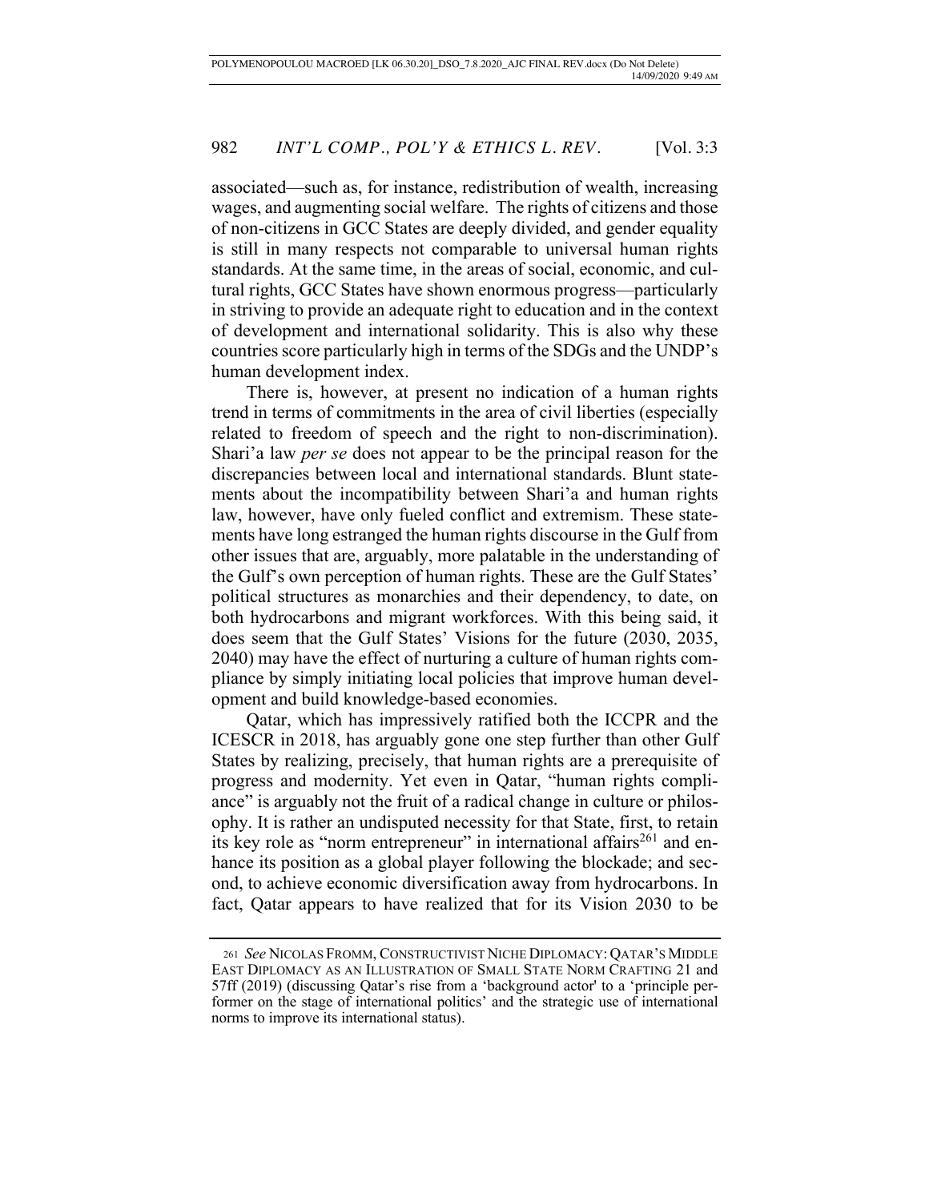associated—such as, for instance, redistribution of wealth, increasing wages, and augmenting social welfare. The rights of citizens and those of non-citizens in GCC States are deeply divided, and gender equality is still in many respects not comparable to universal human rights standards. At the same time, in the areas of social, economic, and cultural rights, GCC States have shown enormous progress—particularly in striving to provide an adequate right to education and in the context of development and international solidarity. This is also why these countries score particularly high in terms of the SDGs and the UNDP's human development index.

There is, however, at present no indication of a human rights trend in terms of commitments in the area of civil liberties (especially related to freedom of speech and the right to non-discrimination). Shari'a law *per se* does not appear to be the principal reason for the discrepancies between local and international standards. Blunt statements about the incompatibility between Shari'a and human rights law, however, have only fueled conflict and extremism. These statements have long estranged the human rights discourse in the Gulf from other issues that are, arguably, more palatable in the understanding of the Gulf's own perception of human rights. These are the Gulf States' political structures as monarchies and their dependency, to date, on both hydrocarbons and migrant workforces. With this being said, it does seem that the Gulf States' Visions for the future (2030, 2035, 2040) may have the effect of nurturing a culture of human rights compliance by simply initiating local policies that improve human development and build knowledge-based economies.

Qatar, which has impressively ratified both the ICCPR and the ICESCR in 2018, has arguably gone one step further than other Gulf States by realizing, precisely, that human rights are a prerequisite of progress and modernity. Yet even in Qatar, "human rights compliance" is arguably not the fruit of a radical change in culture or philosophy. It is rather an undisputed necessity for that State, first, to retain its key role as "norm entrepreneur" in international affairs[261] and enhance its position as a global player following the blockade; and second, to achieve economic diversification away from hydrocarbons. In fact, Qatar appears to have realized that for its Vision 2030 to be

---

261 *See* NICOLAS FROMM, CONSTRUCTIVIST NICHE DIPLOMACY: QATAR'S MIDDLE EAST DIPLOMACY AS AN ILLUSTRATION OF SMALL STATE NORM CRAFTING 21 and 57ff (2019) (discussing Qatar's rise from a 'background actor' to a 'principle performer on the stage of international politics' and the strategic use of international norms to improve its international status).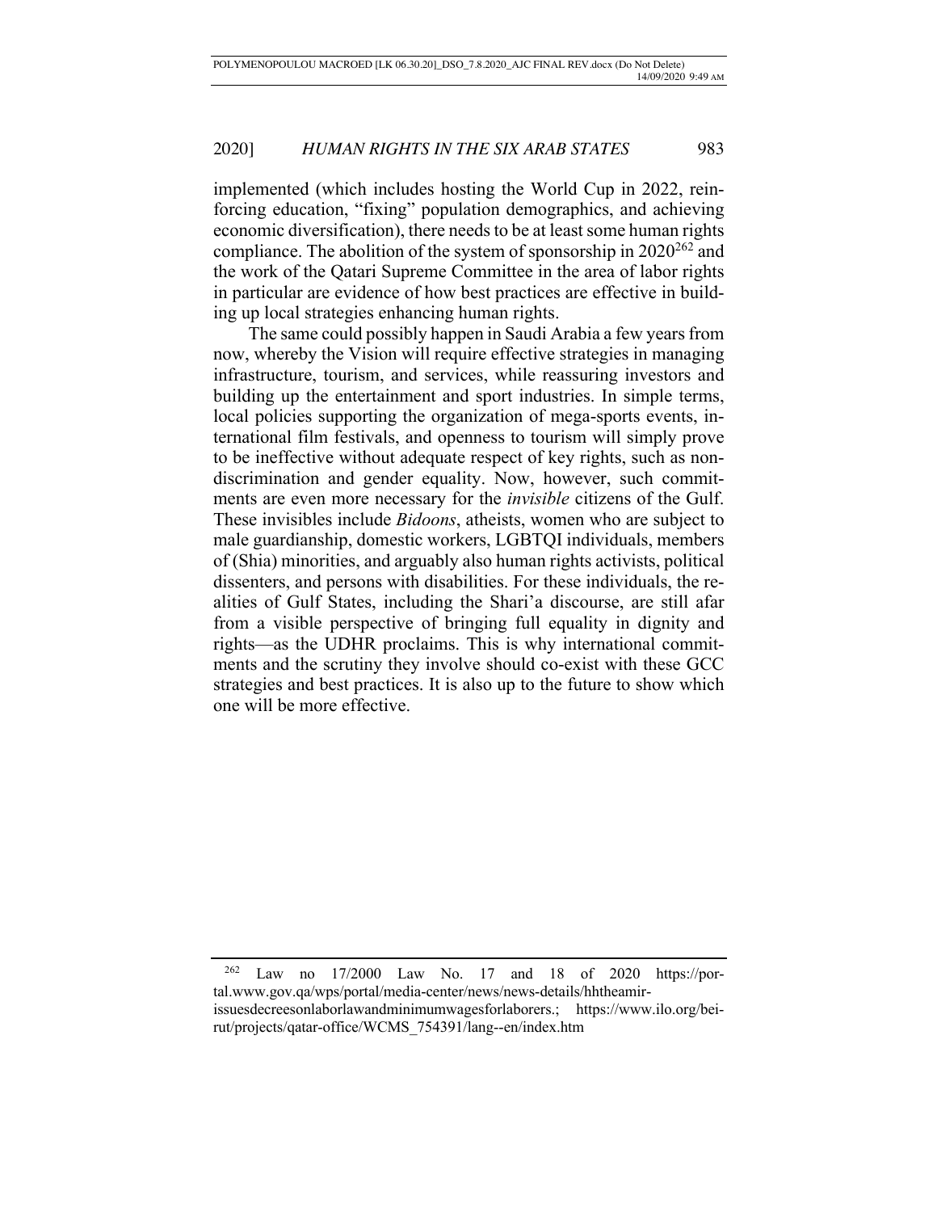implemented (which includes hosting the World Cup in 2022, reinforcing education, "fixing" population demographics, and achieving economic diversification), there needs to be at least some human rights compliance. The abolition of the system of sponsorship in 2020[262] and the work of the Qatari Supreme Committee in the area of labor rights in particular are evidence of how best practices are effective in building up local strategies enhancing human rights.

The same could possibly happen in Saudi Arabia a few years from now, whereby the Vision will require effective strategies in managing infrastructure, tourism, and services, while reassuring investors and building up the entertainment and sport industries. In simple terms, local policies supporting the organization of mega-sports events, international film festivals, and openness to tourism will simply prove to be ineffective without adequate respect of key rights, such as non-discrimination and gender equality. Now, however, such commitments are even more necessary for the *invisible* citizens of the Gulf. These invisibles include *Bidoons*, atheists, women who are subject to male guardianship, domestic workers, LGBTQI individuals, members of (Shia) minorities, and arguably also human rights activists, political dissenters, and persons with disabilities. For these individuals, the realities of Gulf States, including the Shari'a discourse, are still afar from a visible perspective of bringing full equality in dignity and rights—as the UDHR proclaims. This is why international commitments and the scrutiny they involve should co-exist with these GCC strategies and best practices. It is also up to the future to show which one will be more effective.

[262] Law no 17/2000 Law No. 17 and 18 of 2020 https://portal.www.gov.qa/wps/portal/media-center/news/news-details/hhtheamir-issuesdecreesonlaborlawandminimumwagesforlaborers.; https://www.ilo.org/beirut/projects/qatar-office/WCMS_754391/lang--en/index.htm